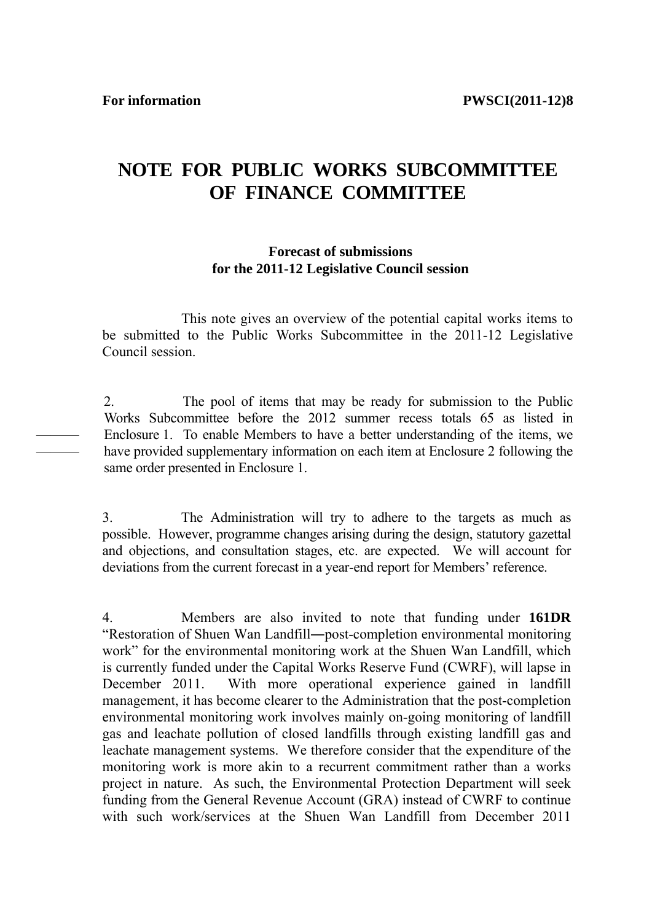**For information** **PWSCI(2011-12)8**

# NOTE FOR PUBLIC WORKS SUBCOMMITTEE OF FINANCE COMMITTEE

**Forecast of submissions for the 2011-12 Legislative Council session**

This note gives an overview of the potential capital works items to be submitted to the Public Works Subcommittee in the 2011-12 Legislative Council session.

2. The pool of items that may be ready for submission to the Public Works Subcommittee before the 2012 summer recess totals 65 as listed in Enclosure 1. To enable Members to have a better understanding of the items, we have provided supplementary information on each item at Enclosure 2 following the same order presented in Enclosure 1.

3. The Administration will try to adhere to the targets as much as possible. However, programme changes arising during the design, statutory gazettal and objections, and consultation stages, etc. are expected. We will account for deviations from the current forecast in a year-end report for Members' reference.

4. Members are also invited to note that funding under **161DR** "Restoration of Shuen Wan Landfill―post-completion environmental monitoring work" for the environmental monitoring work at the Shuen Wan Landfill, which is currently funded under the Capital Works Reserve Fund (CWRF), will lapse in December 2011. With more operational experience gained in landfill management, it has become clearer to the Administration that the post-completion environmental monitoring work involves mainly on-going monitoring of landfill gas and leachate pollution of closed landfills through existing landfill gas and leachate management systems. We therefore consider that the expenditure of the monitoring work is more akin to a recurrent commitment rather than a works project in nature. As such, the Environmental Protection Department will seek funding from the General Revenue Account (GRA) instead of CWRF to continue with such work/services at the Shuen Wan Landfill from December 2011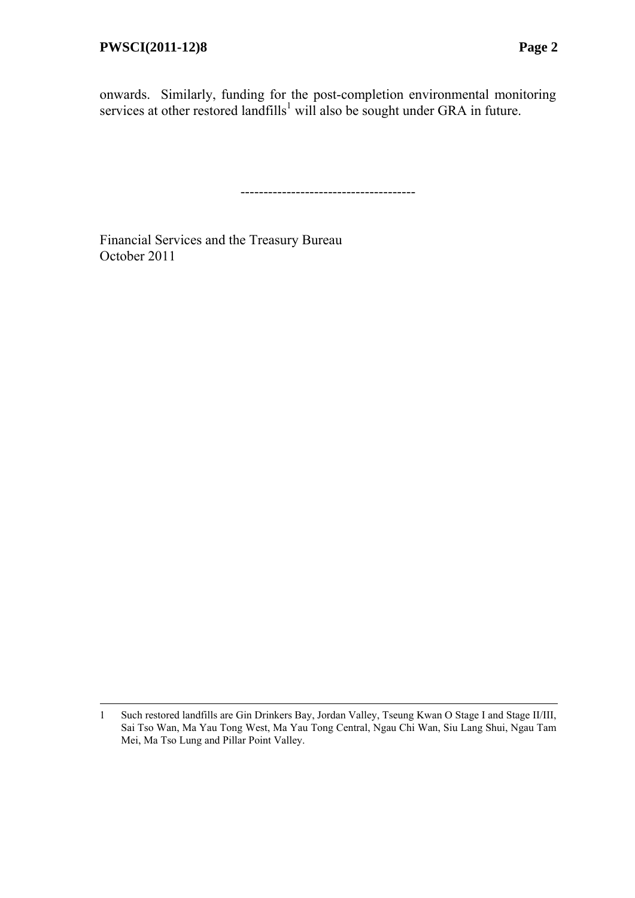onwards. Similarly, funding for the post-completion environmental monitoring services at other restored landfills[1] will also be sought under GRA in future.

--------------------------------------

Financial Services and the Treasury Bureau
October 2011

---

1 Such restored landfills are Gin Drinkers Bay, Jordan Valley, Tseung Kwan O Stage I and Stage II/III, Sai Tso Wan, Ma Yau Tong West, Ma Yau Tong Central, Ngau Chi Wan, Siu Lang Shui, Ngau Tam Mei, Ma Tso Lung and Pillar Point Valley.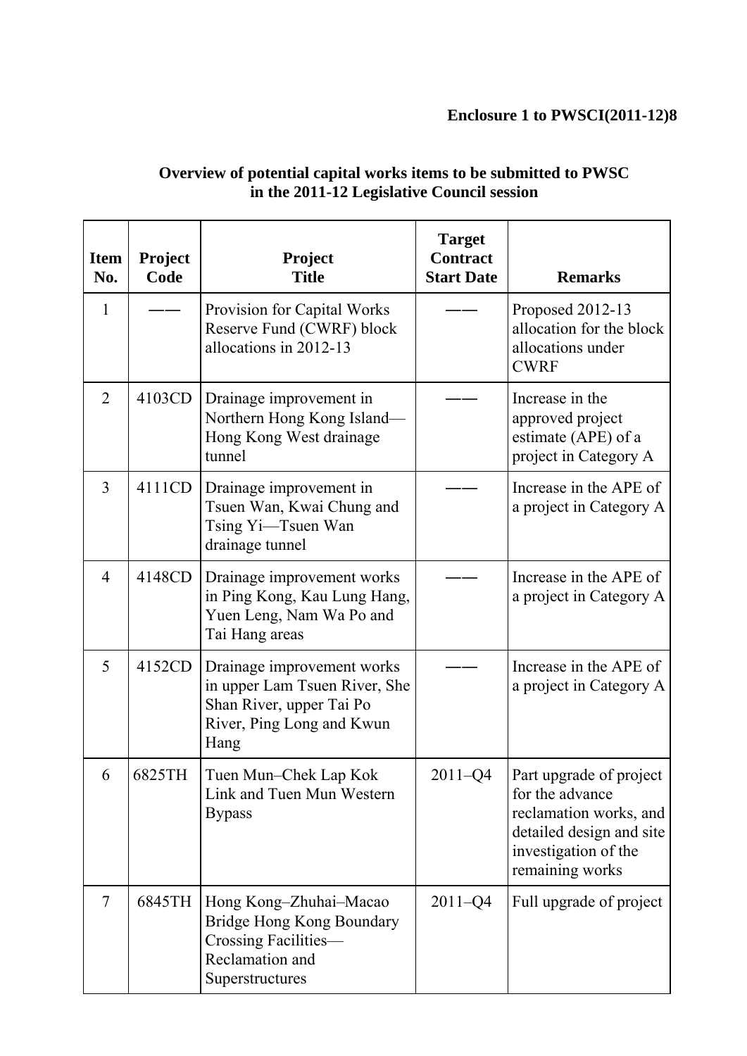**Enclosure 1 to PWSCI(2011-12)8**

**Overview of potential capital works items to be submitted to PWSC in the 2011-12 Legislative Council session**

| Item No. | Project Code | Project Title | Target Contract Start Date | Remarks |
|---|---|---|---|---|
| 1 | —— | Provision for Capital Works Reserve Fund (CWRF) block allocations in 2012-13 | —— | Proposed 2012-13 allocation for the block allocations under CWRF |
| 2 | 4103CD | Drainage improvement in Northern Hong Kong Island—Hong Kong West drainage tunnel | —— | Increase in the approved project estimate (APE) of a project in Category A |
| 3 | 4111CD | Drainage improvement in Tsuen Wan, Kwai Chung and Tsing Yi—Tsuen Wan drainage tunnel | —— | Increase in the APE of a project in Category A |
| 4 | 4148CD | Drainage improvement works in Ping Kong, Kau Lung Hang, Yuen Leng, Nam Wa Po and Tai Hang areas | —— | Increase in the APE of a project in Category A |
| 5 | 4152CD | Drainage improvement works in upper Lam Tsuen River, She Shan River, upper Tai Po River, Ping Long and Kwun Hang | —— | Increase in the APE of a project in Category A |
| 6 | 6825TH | Tuen Mun–Chek Lap Kok Link and Tuen Mun Western Bypass | 2011–Q4 | Part upgrade of project for the advance reclamation works, and detailed design and site investigation of the remaining works |
| 7 | 6845TH | Hong Kong–Zhuhai–Macao Bridge Hong Kong Boundary Crossing Facilities—Reclamation and Superstructures | 2011–Q4 | Full upgrade of project |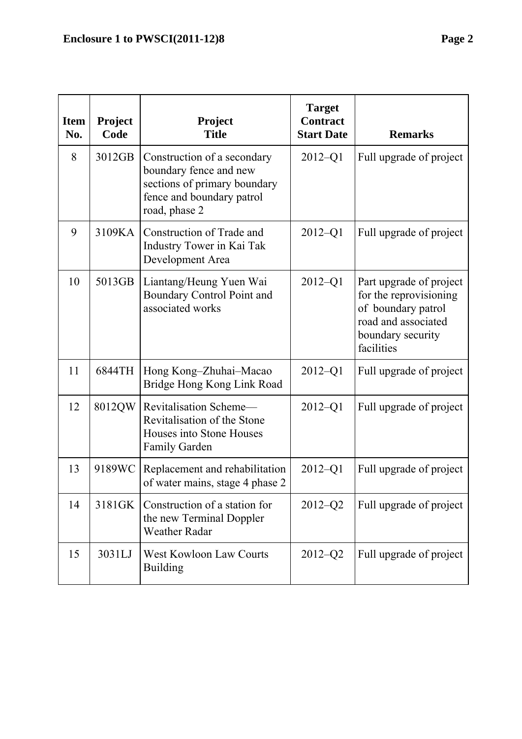| Item No. | Project Code | Project Title | Target Contract Start Date | Remarks |
|---|---|---|---|---|
| 8 | 3012GB | Construction of a secondary boundary fence and new sections of primary boundary fence and boundary patrol road, phase 2 | 2012–Q1 | Full upgrade of project |
| 9 | 3109KA | Construction of Trade and Industry Tower in Kai Tak Development Area | 2012–Q1 | Full upgrade of project |
| 10 | 5013GB | Liantang/Heung Yuen Wai Boundary Control Point and associated works | 2012–Q1 | Part upgrade of project for the reprovisioning of boundary patrol road and associated boundary security facilities |
| 11 | 6844TH | Hong Kong–Zhuhai–Macao Bridge Hong Kong Link Road | 2012–Q1 | Full upgrade of project |
| 12 | 8012QW | Revitalisation Scheme—Revitalisation of the Stone Houses into Stone Houses Family Garden | 2012–Q1 | Full upgrade of project |
| 13 | 9189WC | Replacement and rehabilitation of water mains, stage 4 phase 2 | 2012–Q1 | Full upgrade of project |
| 14 | 3181GK | Construction of a station for the new Terminal Doppler Weather Radar | 2012–Q2 | Full upgrade of project |
| 15 | 3031LJ | West Kowloon Law Courts Building | 2012–Q2 | Full upgrade of project |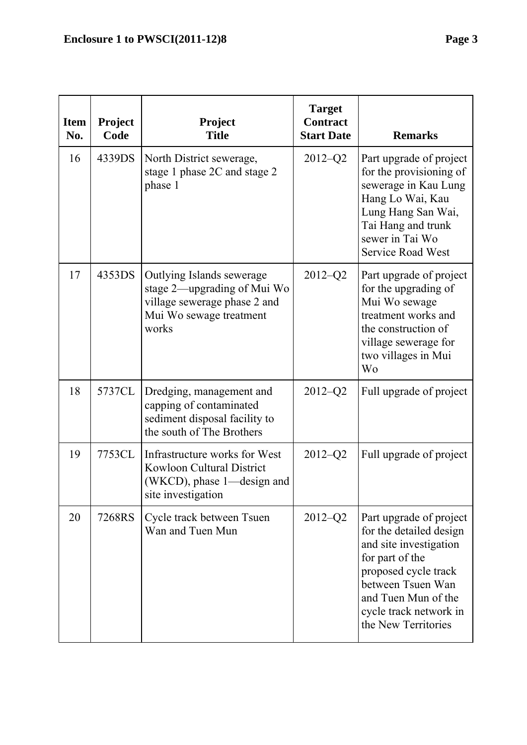| Item No. | Project Code | Project Title | Target Contract Start Date | Remarks |
|---|---|---|---|---|
| 16 | 4339DS | North District sewerage, stage 1 phase 2C and stage 2 phase 1 | 2012–Q2 | Part upgrade of project for the provisioning of sewerage in Kau Lung Hang Lo Wai, Kau Lung Hang San Wai, Tai Hang and trunk sewer in Tai Wo Service Road West |
| 17 | 4353DS | Outlying Islands sewerage stage 2—upgrading of Mui Wo village sewerage phase 2 and Mui Wo sewage treatment works | 2012–Q2 | Part upgrade of project for the upgrading of Mui Wo sewage treatment works and the construction of village sewerage for two villages in Mui Wo |
| 18 | 5737CL | Dredging, management and capping of contaminated sediment disposal facility to the south of The Brothers | 2012–Q2 | Full upgrade of project |
| 19 | 7753CL | Infrastructure works for West Kowloon Cultural District (WKCD), phase 1—design and site investigation | 2012–Q2 | Full upgrade of project |
| 20 | 7268RS | Cycle track between Tsuen Wan and Tuen Mun | 2012–Q2 | Part upgrade of project for the detailed design and site investigation for part of the proposed cycle track between Tsuen Wan and Tuen Mun of the cycle track network in the New Territories |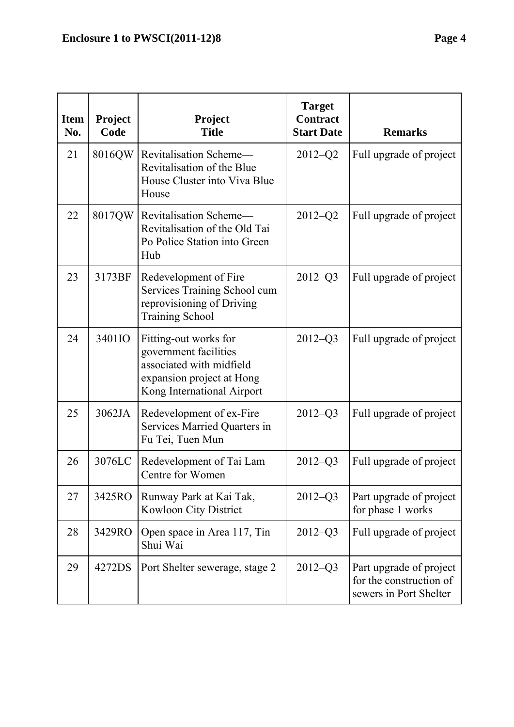| Item No. | Project Code | Project Title | Target Contract Start Date | Remarks |
|---|---|---|---|---|
| 21 | 8016QW | Revitalisation Scheme—Revitalisation of the Blue House Cluster into Viva Blue House | 2012–Q2 | Full upgrade of project |
| 22 | 8017QW | Revitalisation Scheme—Revitalisation of the Old Tai Po Police Station into Green Hub | 2012–Q2 | Full upgrade of project |
| 23 | 3173BF | Redevelopment of Fire Services Training School cum reprovisioning of Driving Training School | 2012–Q3 | Full upgrade of project |
| 24 | 3401IO | Fitting-out works for government facilities associated with midfield expansion project at Hong Kong International Airport | 2012–Q3 | Full upgrade of project |
| 25 | 3062JA | Redevelopment of ex-Fire Services Married Quarters in Fu Tei, Tuen Mun | 2012–Q3 | Full upgrade of project |
| 26 | 3076LC | Redevelopment of Tai Lam Centre for Women | 2012–Q3 | Full upgrade of project |
| 27 | 3425RO | Runway Park at Kai Tak, Kowloon City District | 2012–Q3 | Part upgrade of project for phase 1 works |
| 28 | 3429RO | Open space in Area 117, Tin Shui Wai | 2012–Q3 | Full upgrade of project |
| 29 | 4272DS | Port Shelter sewerage, stage 2 | 2012–Q3 | Part upgrade of project for the construction of sewers in Port Shelter |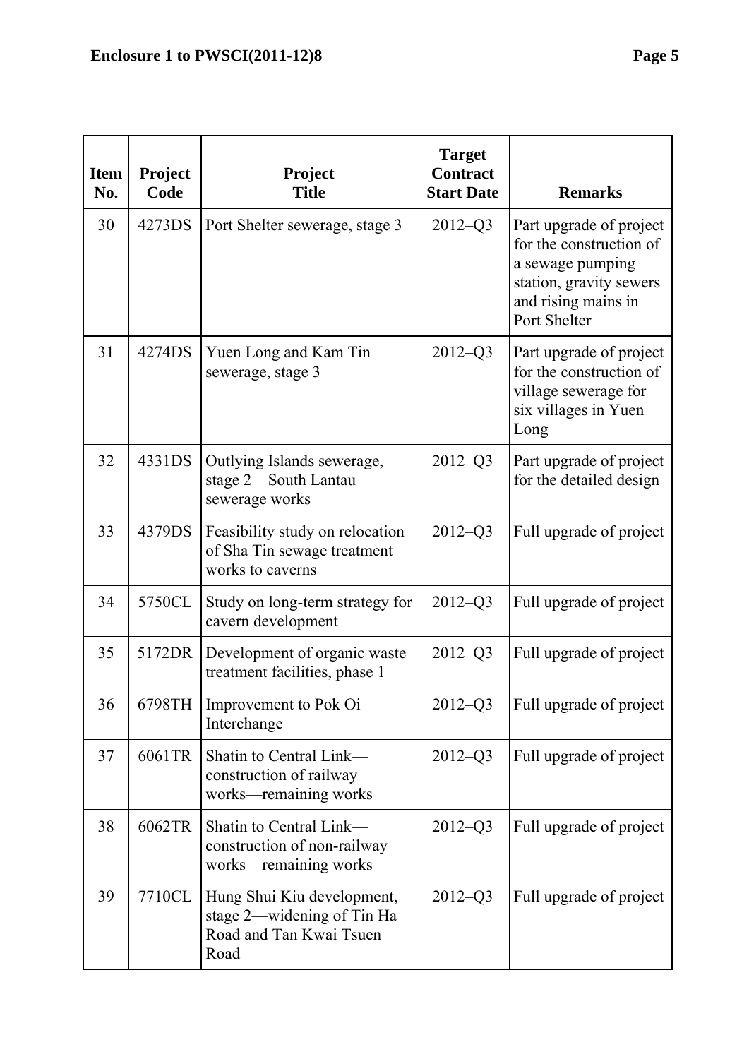| Item No. | Project Code | Project Title | Target Contract Start Date | Remarks |
|---|---|---|---|---|
| 30 | 4273DS | Port Shelter sewerage, stage 3 | 2012–Q3 | Part upgrade of project for the construction of a sewage pumping station, gravity sewers and rising mains in Port Shelter |
| 31 | 4274DS | Yuen Long and Kam Tin sewerage, stage 3 | 2012–Q3 | Part upgrade of project for the construction of village sewerage for six villages in Yuen Long |
| 32 | 4331DS | Outlying Islands sewerage, stage 2—South Lantau sewerage works | 2012–Q3 | Part upgrade of project for the detailed design |
| 33 | 4379DS | Feasibility study on relocation of Sha Tin sewage treatment works to caverns | 2012–Q3 | Full upgrade of project |
| 34 | 5750CL | Study on long-term strategy for cavern development | 2012–Q3 | Full upgrade of project |
| 35 | 5172DR | Development of organic waste treatment facilities, phase 1 | 2012–Q3 | Full upgrade of project |
| 36 | 6798TH | Improvement to Pok Oi Interchange | 2012–Q3 | Full upgrade of project |
| 37 | 6061TR | Shatin to Central Link—construction of railway works—remaining works | 2012–Q3 | Full upgrade of project |
| 38 | 6062TR | Shatin to Central Link—construction of non-railway works—remaining works | 2012–Q3 | Full upgrade of project |
| 39 | 7710CL | Hung Shui Kiu development, stage 2—widening of Tin Ha Road and Tan Kwai Tsuen Road | 2012–Q3 | Full upgrade of project |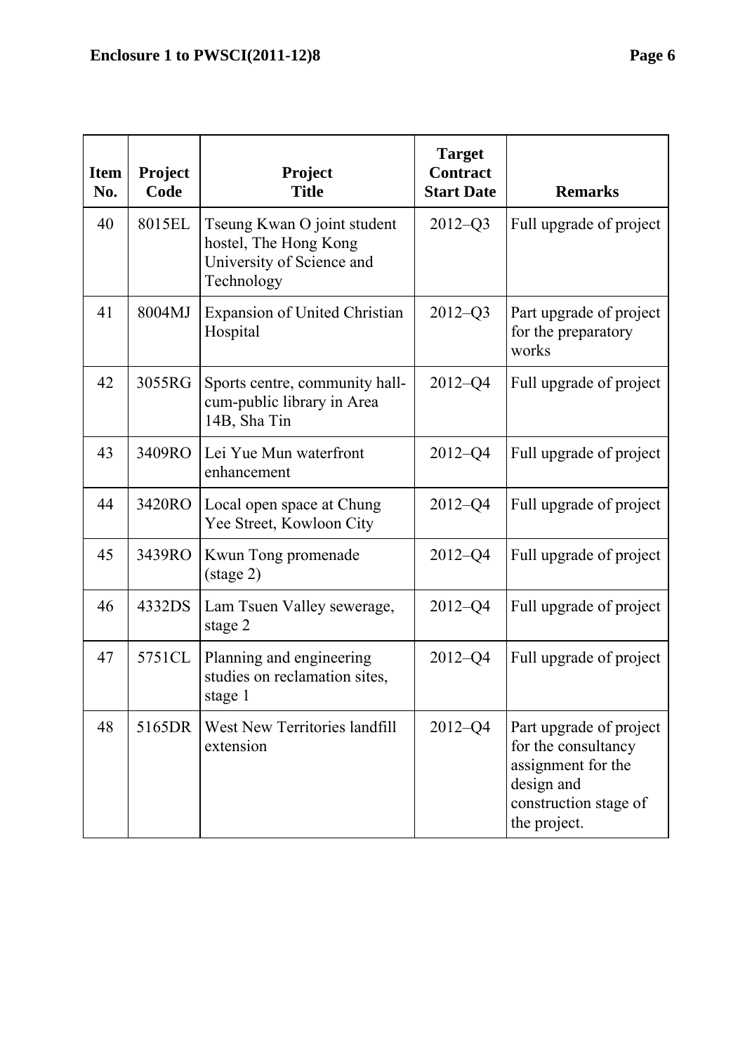| Item No. | Project Code | Project Title | Target Contract Start Date | Remarks |
|---|---|---|---|---|
| 40 | 8015EL | Tseung Kwan O joint student hostel, The Hong Kong University of Science and Technology | 2012–Q3 | Full upgrade of project |
| 41 | 8004MJ | Expansion of United Christian Hospital | 2012–Q3 | Part upgrade of project for the preparatory works |
| 42 | 3055RG | Sports centre, community hall-cum-public library in Area 14B, Sha Tin | 2012–Q4 | Full upgrade of project |
| 43 | 3409RO | Lei Yue Mun waterfront enhancement | 2012–Q4 | Full upgrade of project |
| 44 | 3420RO | Local open space at Chung Yee Street, Kowloon City | 2012–Q4 | Full upgrade of project |
| 45 | 3439RO | Kwun Tong promenade (stage 2) | 2012–Q4 | Full upgrade of project |
| 46 | 4332DS | Lam Tsuen Valley sewerage, stage 2 | 2012–Q4 | Full upgrade of project |
| 47 | 5751CL | Planning and engineering studies on reclamation sites, stage 1 | 2012–Q4 | Full upgrade of project |
| 48 | 5165DR | West New Territories landfill extension | 2012–Q4 | Part upgrade of project for the consultancy assignment for the design and construction stage of the project. |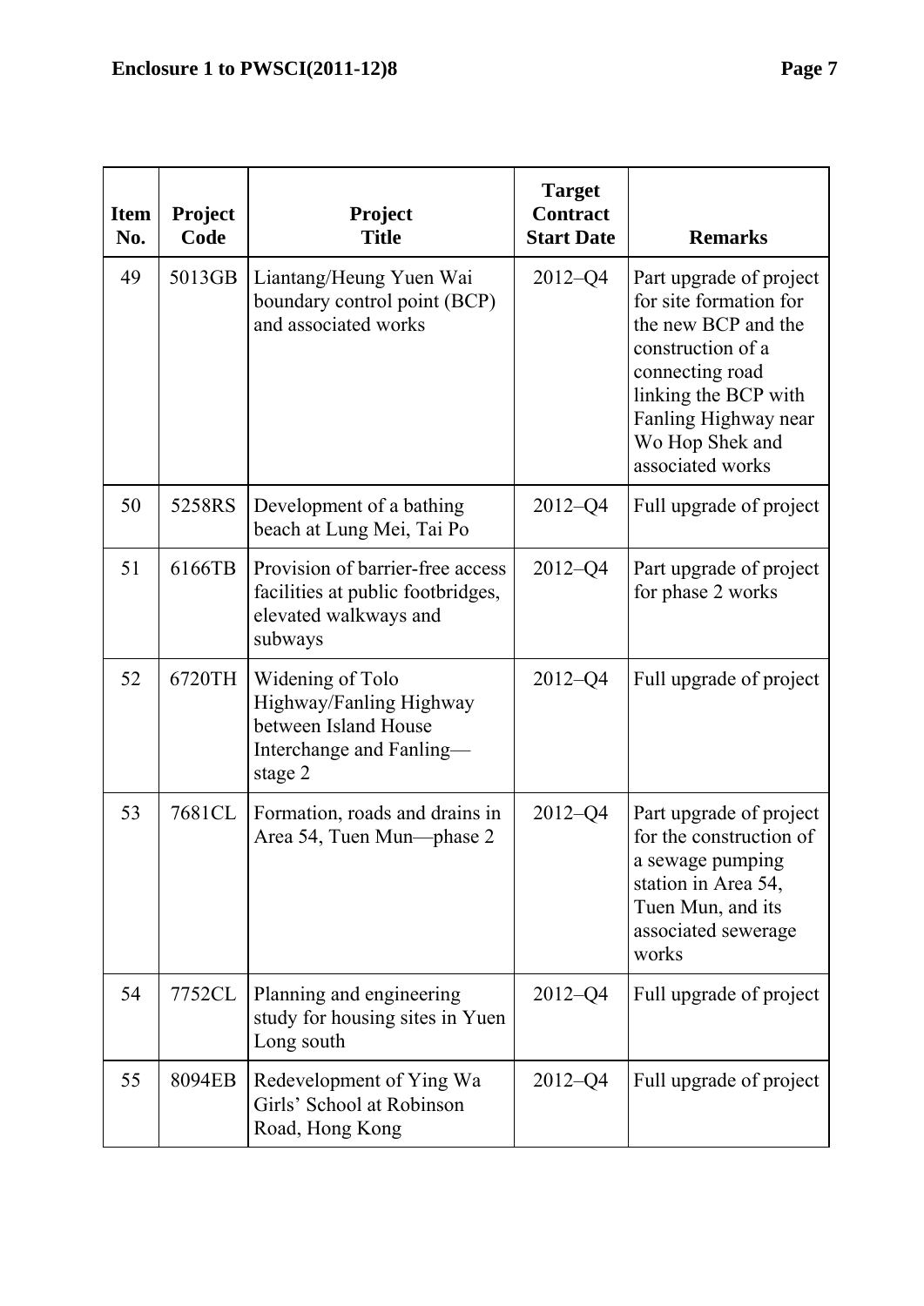| Item No. | Project Code | Project Title | Target Contract Start Date | Remarks |
|---|---|---|---|---|
| 49 | 5013GB | Liantang/Heung Yuen Wai boundary control point (BCP) and associated works | 2012–Q4 | Part upgrade of project for site formation for the new BCP and the construction of a connecting road linking the BCP with Fanling Highway near Wo Hop Shek and associated works |
| 50 | 5258RS | Development of a bathing beach at Lung Mei, Tai Po | 2012–Q4 | Full upgrade of project |
| 51 | 6166TB | Provision of barrier-free access facilities at public footbridges, elevated walkways and subways | 2012–Q4 | Part upgrade of project for phase 2 works |
| 52 | 6720TH | Widening of Tolo Highway/Fanling Highway between Island House Interchange and Fanling—stage 2 | 2012–Q4 | Full upgrade of project |
| 53 | 7681CL | Formation, roads and drains in Area 54, Tuen Mun—phase 2 | 2012–Q4 | Part upgrade of project for the construction of a sewage pumping station in Area 54, Tuen Mun, and its associated sewerage works |
| 54 | 7752CL | Planning and engineering study for housing sites in Yuen Long south | 2012–Q4 | Full upgrade of project |
| 55 | 8094EB | Redevelopment of Ying Wa Girls' School at Robinson Road, Hong Kong | 2012–Q4 | Full upgrade of project |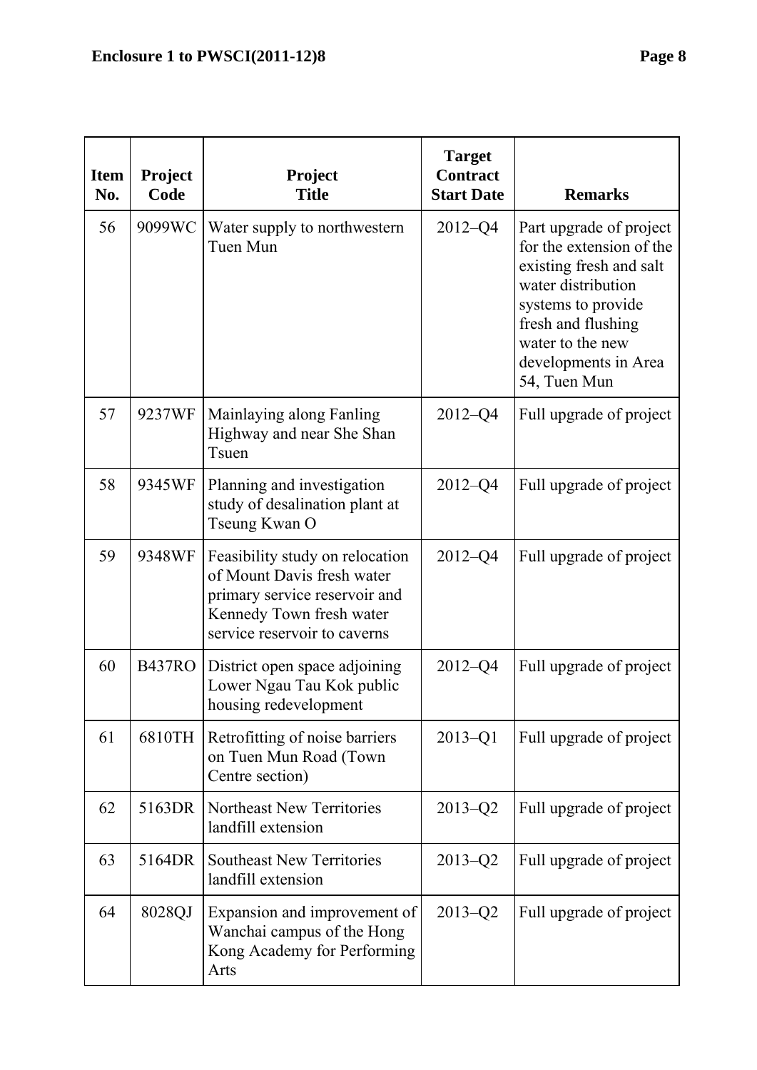| Item No. | Project Code | Project Title | Target Contract Start Date | Remarks |
|---|---|---|---|---|
| 56 | 9099WC | Water supply to northwestern Tuen Mun | 2012–Q4 | Part upgrade of project for the extension of the existing fresh and salt water distribution systems to provide fresh and flushing water to the new developments in Area 54, Tuen Mun |
| 57 | 9237WF | Mainlaying along Fanling Highway and near She Shan Tsuen | 2012–Q4 | Full upgrade of project |
| 58 | 9345WF | Planning and investigation study of desalination plant at Tseung Kwan O | 2012–Q4 | Full upgrade of project |
| 59 | 9348WF | Feasibility study on relocation of Mount Davis fresh water primary service reservoir and Kennedy Town fresh water service reservoir to caverns | 2012–Q4 | Full upgrade of project |
| 60 | B437RO | District open space adjoining Lower Ngau Tau Kok public housing redevelopment | 2012–Q4 | Full upgrade of project |
| 61 | 6810TH | Retrofitting of noise barriers on Tuen Mun Road (Town Centre section) | 2013–Q1 | Full upgrade of project |
| 62 | 5163DR | Northeast New Territories landfill extension | 2013–Q2 | Full upgrade of project |
| 63 | 5164DR | Southeast New Territories landfill extension | 2013–Q2 | Full upgrade of project |
| 64 | 8028QJ | Expansion and improvement of Wanchai campus of the Hong Kong Academy for Performing Arts | 2013–Q2 | Full upgrade of project |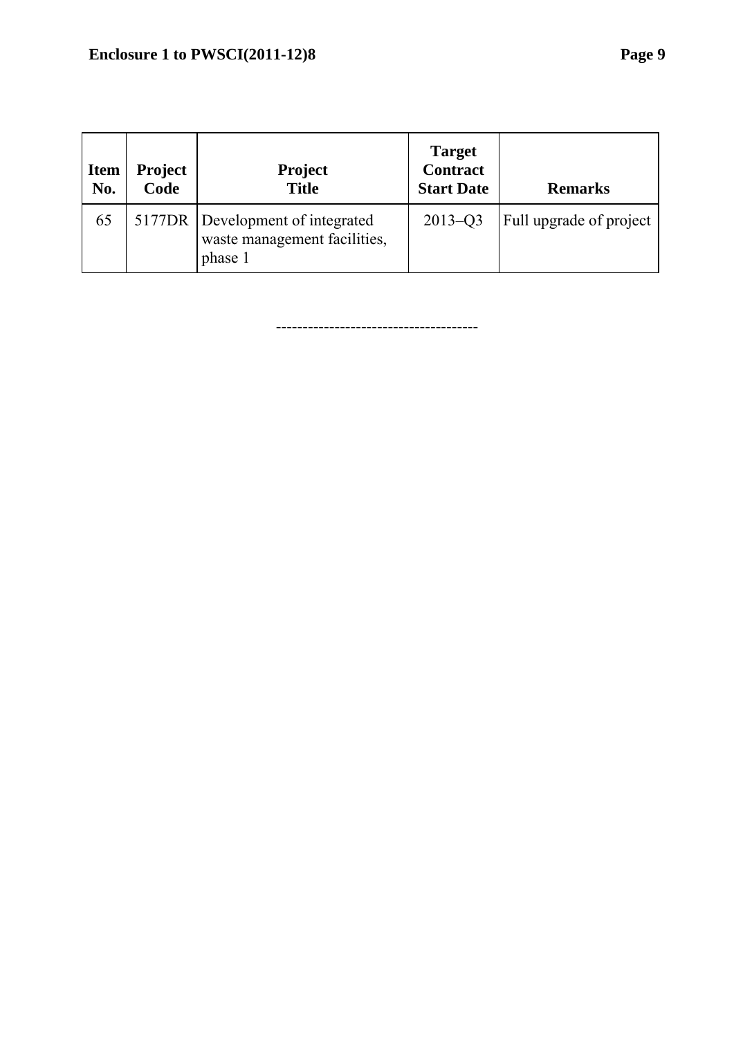| Item No. | Project Code | Project Title | Target Contract Start Date | Remarks |
|---|---|---|---|---|
| 65 | 5177DR | Development of integrated waste management facilities, phase 1 | 2013–Q3 | Full upgrade of project |

-------------------------------------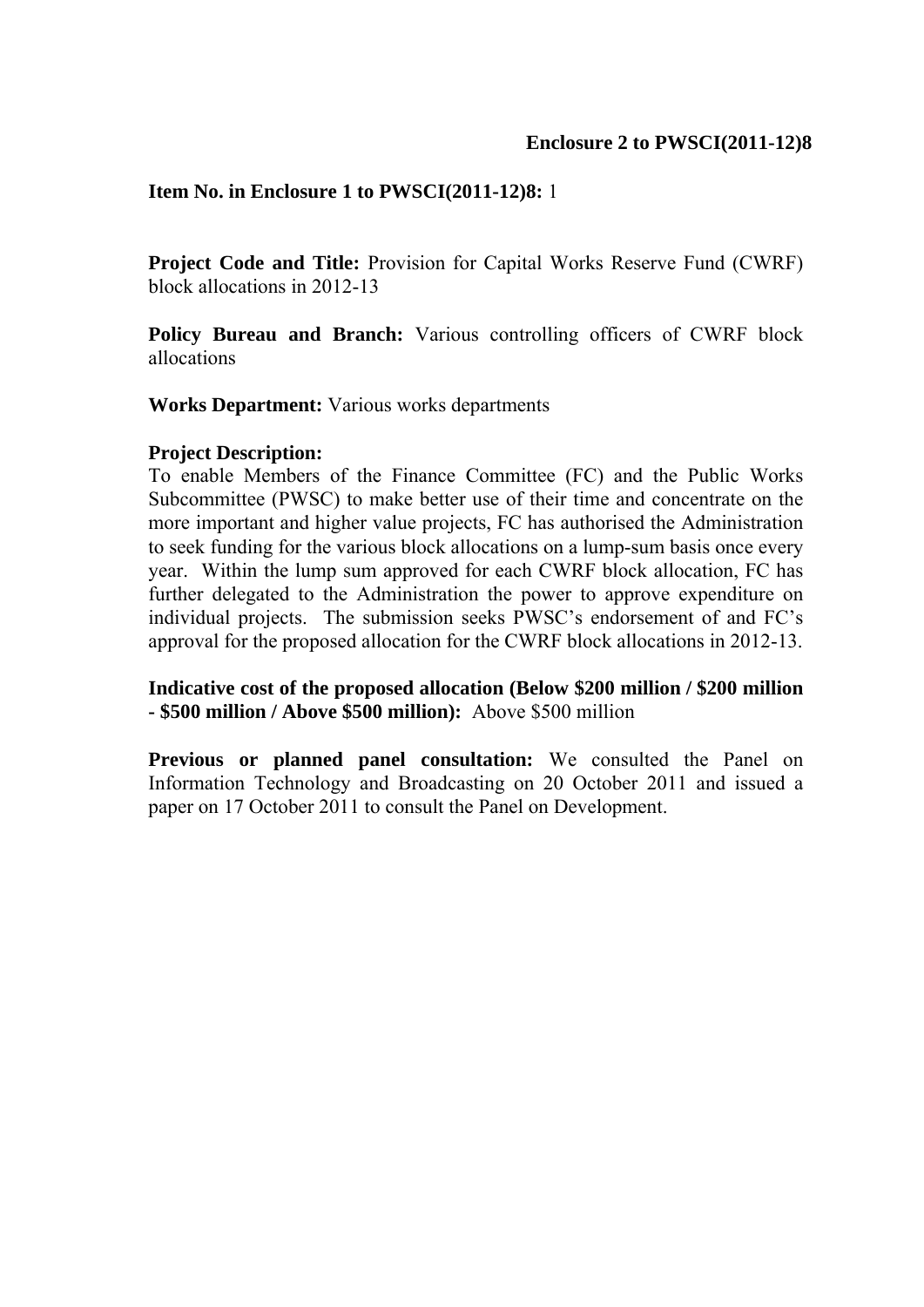**Enclosure 2 to PWSCI(2011-12)8**

**Item No. in Enclosure 1 to PWSCI(2011-12)8:** 1

**Project Code and Title:** Provision for Capital Works Reserve Fund (CWRF) block allocations in 2012-13

**Policy Bureau and Branch:** Various controlling officers of CWRF block allocations

**Works Department:** Various works departments

**Project Description:**
To enable Members of the Finance Committee (FC) and the Public Works Subcommittee (PWSC) to make better use of their time and concentrate on the more important and higher value projects, FC has authorised the Administration to seek funding for the various block allocations on a lump-sum basis once every year. Within the lump sum approved for each CWRF block allocation, FC has further delegated to the Administration the power to approve expenditure on individual projects. The submission seeks PWSC's endorsement of and FC's approval for the proposed allocation for the CWRF block allocations in 2012-13.

**Indicative cost of the proposed allocation (Below $200 million / $200 million - $500 million / Above $500 million):** Above $500 million

**Previous or planned panel consultation:** We consulted the Panel on Information Technology and Broadcasting on 20 October 2011 and issued a paper on 17 October 2011 to consult the Panel on Development.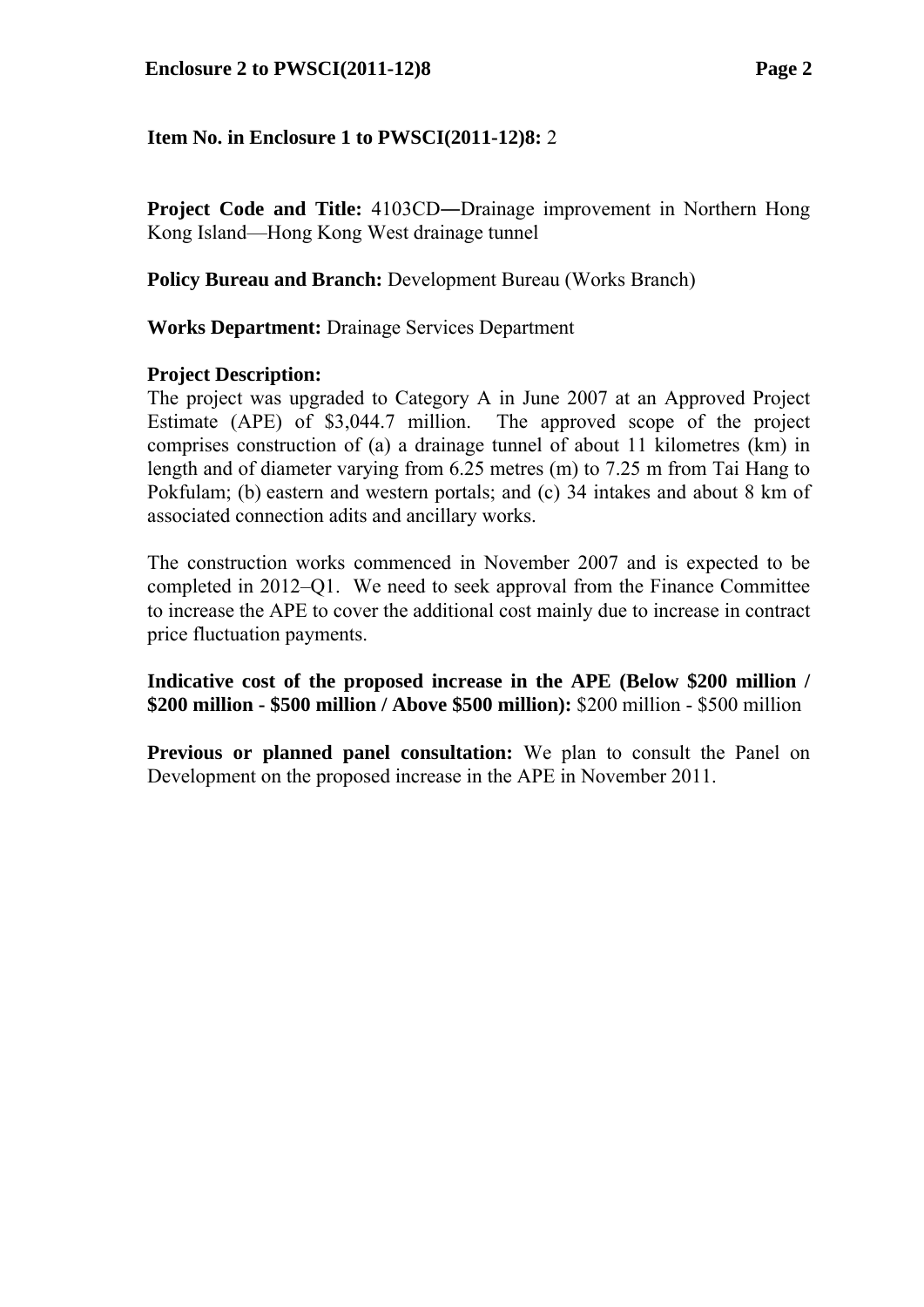**Item No. in Enclosure 1 to PWSCI(2011-12)8:** 2

**Project Code and Title:** 4103CD―Drainage improvement in Northern Hong Kong Island—Hong Kong West drainage tunnel

**Policy Bureau and Branch:** Development Bureau (Works Branch)

**Works Department:** Drainage Services Department

**Project Description:**
The project was upgraded to Category A in June 2007 at an Approved Project Estimate (APE) of $3,044.7 million. The approved scope of the project comprises construction of (a) a drainage tunnel of about 11 kilometres (km) in length and of diameter varying from 6.25 metres (m) to 7.25 m from Tai Hang to Pokfulam; (b) eastern and western portals; and (c) 34 intakes and about 8 km of associated connection adits and ancillary works.

The construction works commenced in November 2007 and is expected to be completed in 2012–Q1. We need to seek approval from the Finance Committee to increase the APE to cover the additional cost mainly due to increase in contract price fluctuation payments.

**Indicative cost of the proposed increase in the APE (Below $200 million / $200 million - $500 million / Above $500 million):** $200 million - $500 million

**Previous or planned panel consultation:** We plan to consult the Panel on Development on the proposed increase in the APE in November 2011.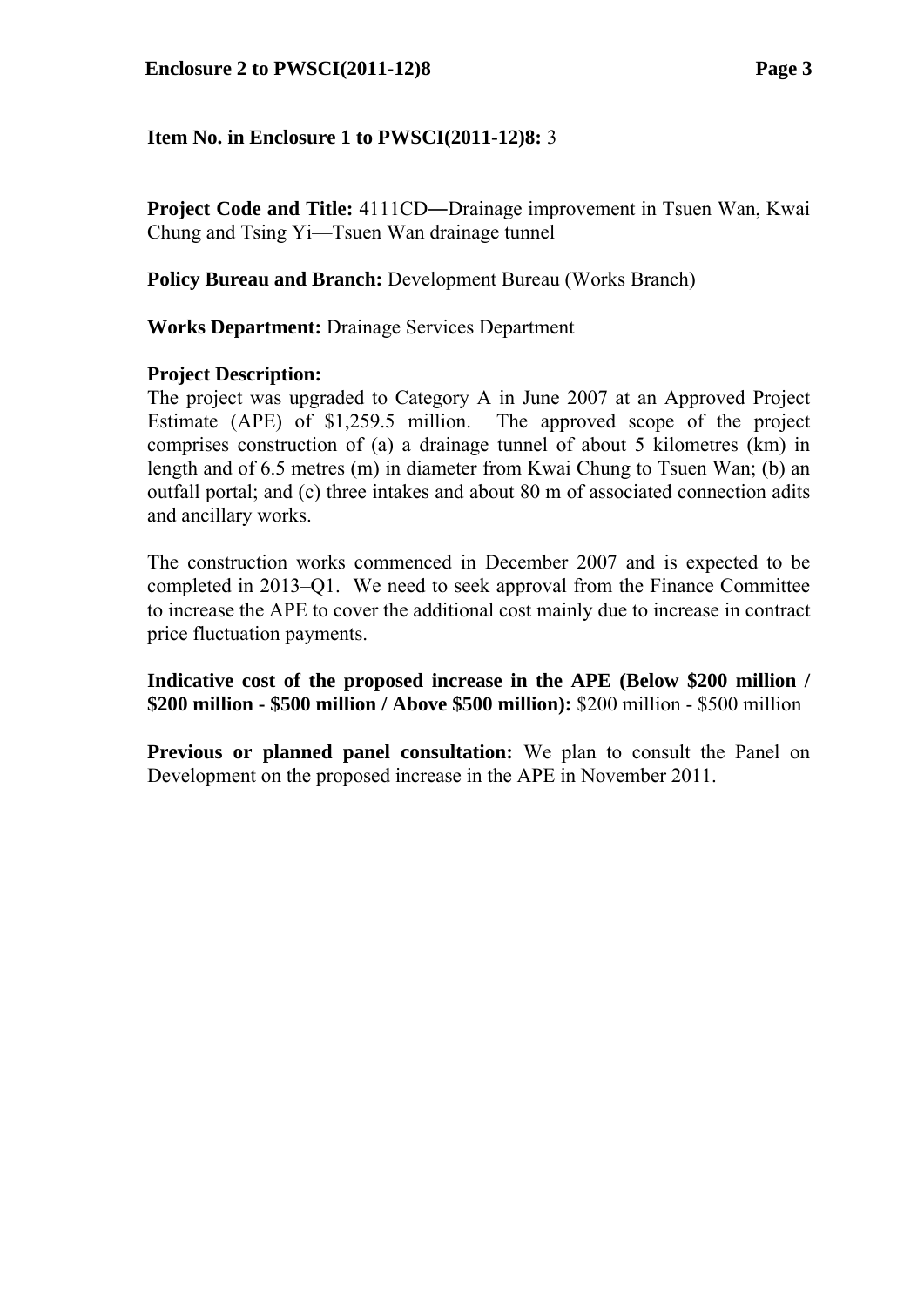**Item No. in Enclosure 1 to PWSCI(2011-12)8:** 3

**Project Code and Title:** 4111CD―Drainage improvement in Tsuen Wan, Kwai Chung and Tsing Yi—Tsuen Wan drainage tunnel

**Policy Bureau and Branch:** Development Bureau (Works Branch)

**Works Department:** Drainage Services Department

**Project Description:**

The project was upgraded to Category A in June 2007 at an Approved Project Estimate (APE) of $1,259.5 million. The approved scope of the project comprises construction of (a) a drainage tunnel of about 5 kilometres (km) in length and of 6.5 metres (m) in diameter from Kwai Chung to Tsuen Wan; (b) an outfall portal; and (c) three intakes and about 80 m of associated connection adits and ancillary works.

The construction works commenced in December 2007 and is expected to be completed in 2013–Q1. We need to seek approval from the Finance Committee to increase the APE to cover the additional cost mainly due to increase in contract price fluctuation payments.

**Indicative cost of the proposed increase in the APE (Below $200 million / $200 million - $500 million / Above $500 million):** $200 million - $500 million

**Previous or planned panel consultation:** We plan to consult the Panel on Development on the proposed increase in the APE in November 2011.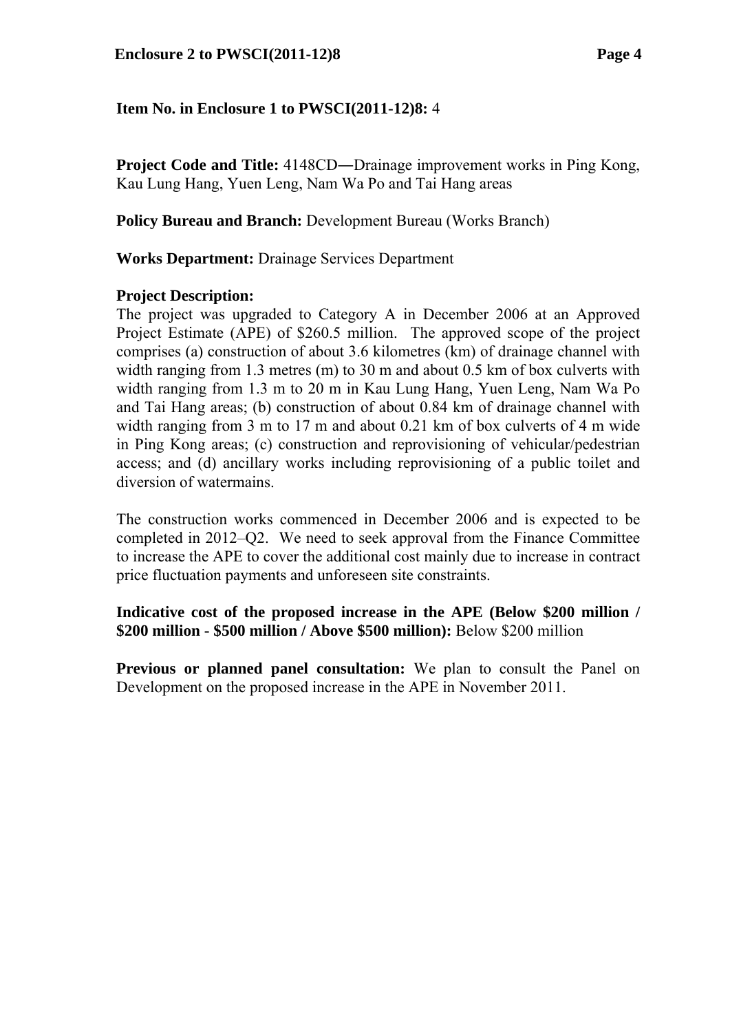**Item No. in Enclosure 1 to PWSCI(2011-12)8:** 4

**Project Code and Title:** 4148CD―Drainage improvement works in Ping Kong, Kau Lung Hang, Yuen Leng, Nam Wa Po and Tai Hang areas

**Policy Bureau and Branch:** Development Bureau (Works Branch)

**Works Department:** Drainage Services Department

**Project Description:**

The project was upgraded to Category A in December 2006 at an Approved Project Estimate (APE) of $260.5 million. The approved scope of the project comprises (a) construction of about 3.6 kilometres (km) of drainage channel with width ranging from 1.3 metres (m) to 30 m and about 0.5 km of box culverts with width ranging from 1.3 m to 20 m in Kau Lung Hang, Yuen Leng, Nam Wa Po and Tai Hang areas; (b) construction of about 0.84 km of drainage channel with width ranging from 3 m to 17 m and about 0.21 km of box culverts of 4 m wide in Ping Kong areas; (c) construction and reprovisioning of vehicular/pedestrian access; and (d) ancillary works including reprovisioning of a public toilet and diversion of watermains.

The construction works commenced in December 2006 and is expected to be completed in 2012–Q2. We need to seek approval from the Finance Committee to increase the APE to cover the additional cost mainly due to increase in contract price fluctuation payments and unforeseen site constraints.

**Indicative cost of the proposed increase in the APE (Below $200 million / $200 million - $500 million / Above $500 million):** Below $200 million

**Previous or planned panel consultation:** We plan to consult the Panel on Development on the proposed increase in the APE in November 2011.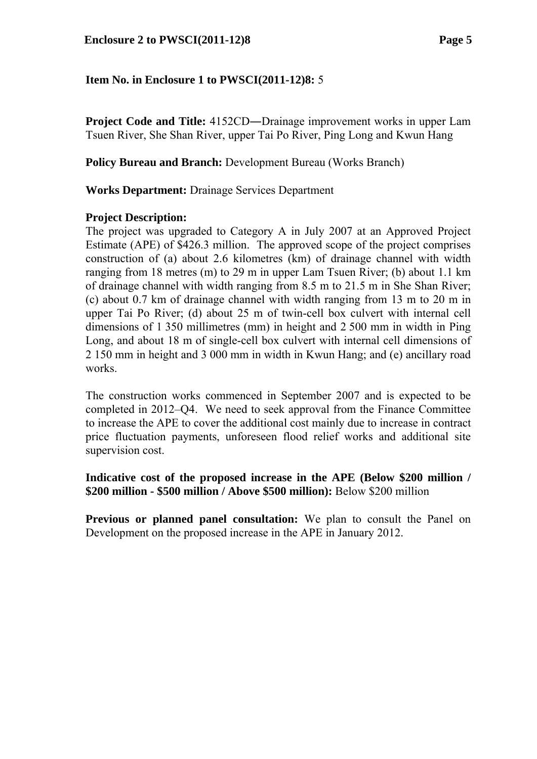**Item No. in Enclosure 1 to PWSCI(2011-12)8:** 5

**Project Code and Title:** 4152CD―Drainage improvement works in upper Lam Tsuen River, She Shan River, upper Tai Po River, Ping Long and Kwun Hang

**Policy Bureau and Branch:** Development Bureau (Works Branch)

**Works Department:** Drainage Services Department

**Project Description:**

The project was upgraded to Category A in July 2007 at an Approved Project Estimate (APE) of $426.3 million. The approved scope of the project comprises construction of (a) about 2.6 kilometres (km) of drainage channel with width ranging from 18 metres (m) to 29 m in upper Lam Tsuen River; (b) about 1.1 km of drainage channel with width ranging from 8.5 m to 21.5 m in She Shan River; (c) about 0.7 km of drainage channel with width ranging from 13 m to 20 m in upper Tai Po River; (d) about 25 m of twin-cell box culvert with internal cell dimensions of 1 350 millimetres (mm) in height and 2 500 mm in width in Ping Long, and about 18 m of single-cell box culvert with internal cell dimensions of 2 150 mm in height and 3 000 mm in width in Kwun Hang; and (e) ancillary road works.

The construction works commenced in September 2007 and is expected to be completed in 2012–Q4. We need to seek approval from the Finance Committee to increase the APE to cover the additional cost mainly due to increase in contract price fluctuation payments, unforeseen flood relief works and additional site supervision cost.

**Indicative cost of the proposed increase in the APE (Below $200 million / $200 million - $500 million / Above $500 million):** Below $200 million

**Previous or planned panel consultation:** We plan to consult the Panel on Development on the proposed increase in the APE in January 2012.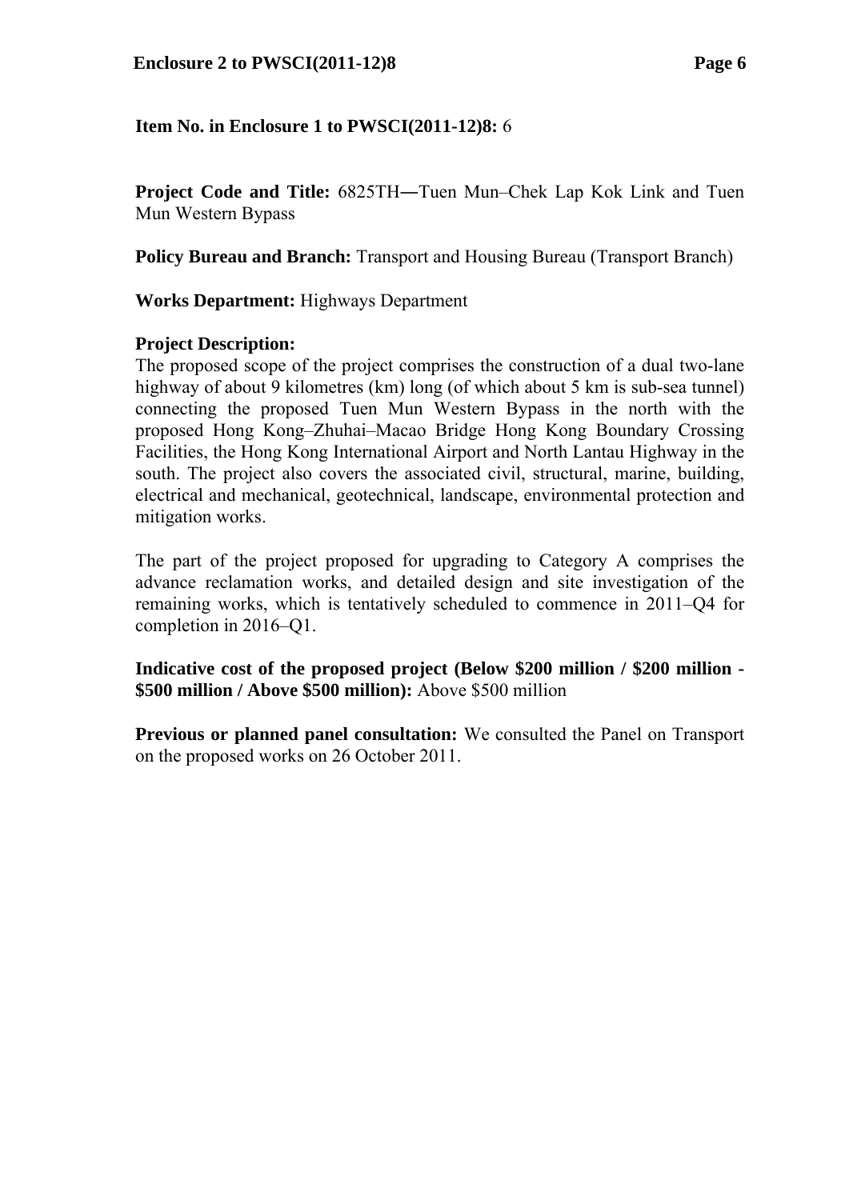**Item No. in Enclosure 1 to PWSCI(2011-12)8:** 6

**Project Code and Title:** 6825TH―Tuen Mun–Chek Lap Kok Link and Tuen Mun Western Bypass

**Policy Bureau and Branch:** Transport and Housing Bureau (Transport Branch)

**Works Department:** Highways Department

**Project Description:**
The proposed scope of the project comprises the construction of a dual two-lane highway of about 9 kilometres (km) long (of which about 5 km is sub-sea tunnel) connecting the proposed Tuen Mun Western Bypass in the north with the proposed Hong Kong–Zhuhai–Macao Bridge Hong Kong Boundary Crossing Facilities, the Hong Kong International Airport and North Lantau Highway in the south. The project also covers the associated civil, structural, marine, building, electrical and mechanical, geotechnical, landscape, environmental protection and mitigation works.

The part of the project proposed for upgrading to Category A comprises the advance reclamation works, and detailed design and site investigation of the remaining works, which is tentatively scheduled to commence in 2011–Q4 for completion in 2016–Q1.

**Indicative cost of the proposed project (Below $200 million / $200 million - $500 million / Above $500 million):** Above $500 million

**Previous or planned panel consultation:** We consulted the Panel on Transport on the proposed works on 26 October 2011.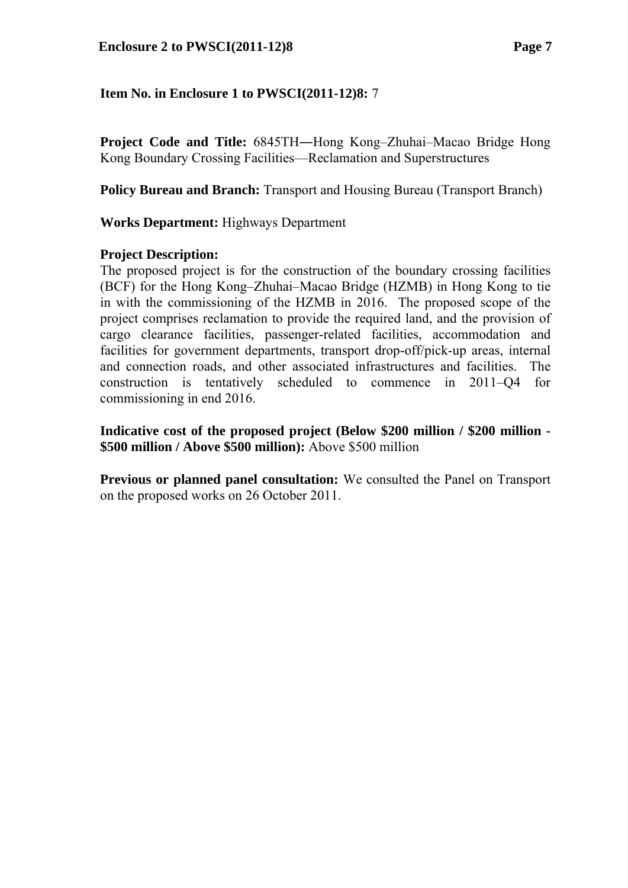**Item No. in Enclosure 1 to PWSCI(2011-12)8:** 7

**Project Code and Title:** 6845TH―Hong Kong–Zhuhai–Macao Bridge Hong Kong Boundary Crossing Facilities—Reclamation and Superstructures

**Policy Bureau and Branch:** Transport and Housing Bureau (Transport Branch)

**Works Department:** Highways Department

**Project Description:**
The proposed project is for the construction of the boundary crossing facilities (BCF) for the Hong Kong–Zhuhai–Macao Bridge (HZMB) in Hong Kong to tie in with the commissioning of the HZMB in 2016. The proposed scope of the project comprises reclamation to provide the required land, and the provision of cargo clearance facilities, passenger-related facilities, accommodation and facilities for government departments, transport drop-off/pick-up areas, internal and connection roads, and other associated infrastructures and facilities. The construction is tentatively scheduled to commence in 2011–Q4 for commissioning in end 2016.

**Indicative cost of the proposed project (Below $200 million / $200 million - $500 million / Above $500 million):** Above $500 million

**Previous or planned panel consultation:** We consulted the Panel on Transport on the proposed works on 26 October 2011.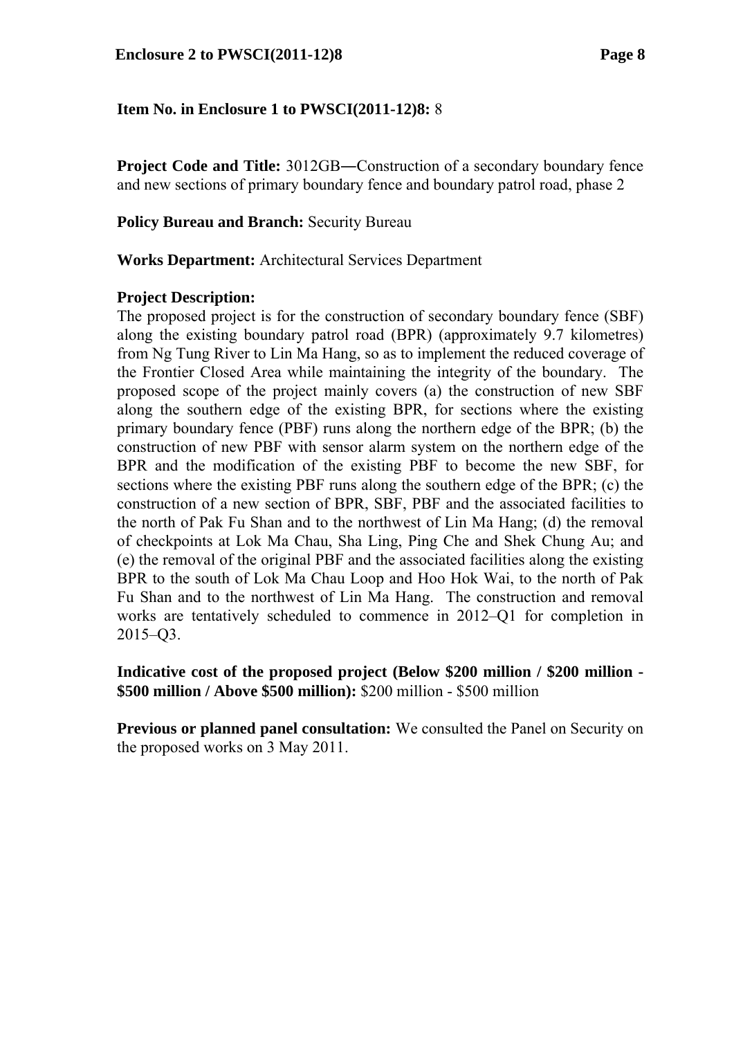**Item No. in Enclosure 1 to PWSCI(2011-12)8:** 8

**Project Code and Title:** 3012GB―Construction of a secondary boundary fence and new sections of primary boundary fence and boundary patrol road, phase 2

**Policy Bureau and Branch:** Security Bureau

**Works Department:** Architectural Services Department

**Project Description:**

The proposed project is for the construction of secondary boundary fence (SBF) along the existing boundary patrol road (BPR) (approximately 9.7 kilometres) from Ng Tung River to Lin Ma Hang, so as to implement the reduced coverage of the Frontier Closed Area while maintaining the integrity of the boundary. The proposed scope of the project mainly covers (a) the construction of new SBF along the southern edge of the existing BPR, for sections where the existing primary boundary fence (PBF) runs along the northern edge of the BPR; (b) the construction of new PBF with sensor alarm system on the northern edge of the BPR and the modification of the existing PBF to become the new SBF, for sections where the existing PBF runs along the southern edge of the BPR; (c) the construction of a new section of BPR, SBF, PBF and the associated facilities to the north of Pak Fu Shan and to the northwest of Lin Ma Hang; (d) the removal of checkpoints at Lok Ma Chau, Sha Ling, Ping Che and Shek Chung Au; and (e) the removal of the original PBF and the associated facilities along the existing BPR to the south of Lok Ma Chau Loop and Hoo Hok Wai, to the north of Pak Fu Shan and to the northwest of Lin Ma Hang. The construction and removal works are tentatively scheduled to commence in 2012–Q1 for completion in 2015–Q3.

**Indicative cost of the proposed project (Below $200 million / $200 million - $500 million / Above $500 million):** $200 million - $500 million

**Previous or planned panel consultation:** We consulted the Panel on Security on the proposed works on 3 May 2011.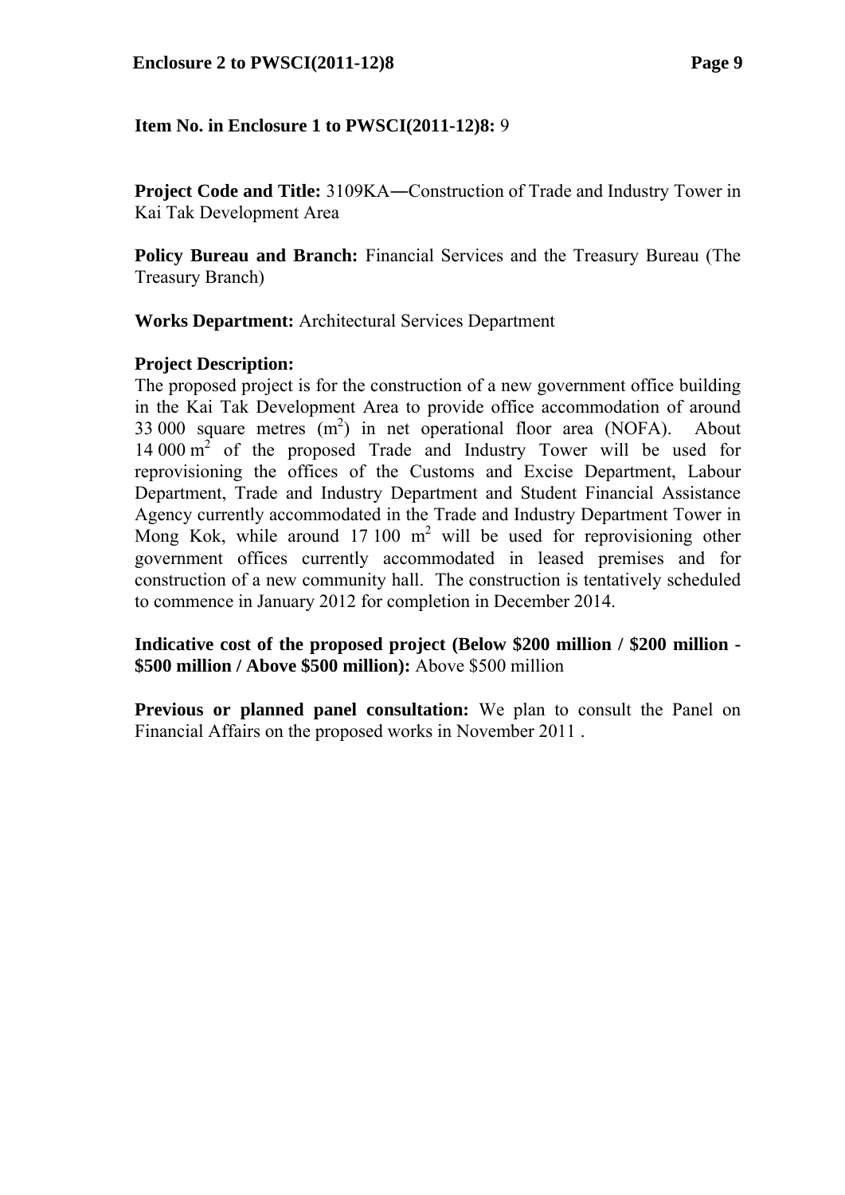**Item No. in Enclosure 1 to PWSCI(2011-12)8:** 9

**Project Code and Title:** 3109KA―Construction of Trade and Industry Tower in Kai Tak Development Area

**Policy Bureau and Branch:** Financial Services and the Treasury Bureau (The Treasury Branch)

**Works Department:** Architectural Services Department

**Project Description:**
The proposed project is for the construction of a new government office building in the Kai Tak Development Area to provide office accommodation of around 33 000 square metres ($m^2$) in net operational floor area (NOFA). About 14 000 $m^2$ of the proposed Trade and Industry Tower will be used for reprovisioning the offices of the Customs and Excise Department, Labour Department, Trade and Industry Department and Student Financial Assistance Agency currently accommodated in the Trade and Industry Department Tower in Mong Kok, while around 17 100 $m^2$ will be used for reprovisioning other government offices currently accommodated in leased premises and for construction of a new community hall. The construction is tentatively scheduled to commence in January 2012 for completion in December 2014.

**Indicative cost of the proposed project (Below $200 million / $200 million - $500 million / Above $500 million):** Above $500 million

**Previous or planned panel consultation:** We plan to consult the Panel on Financial Affairs on the proposed works in November 2011 .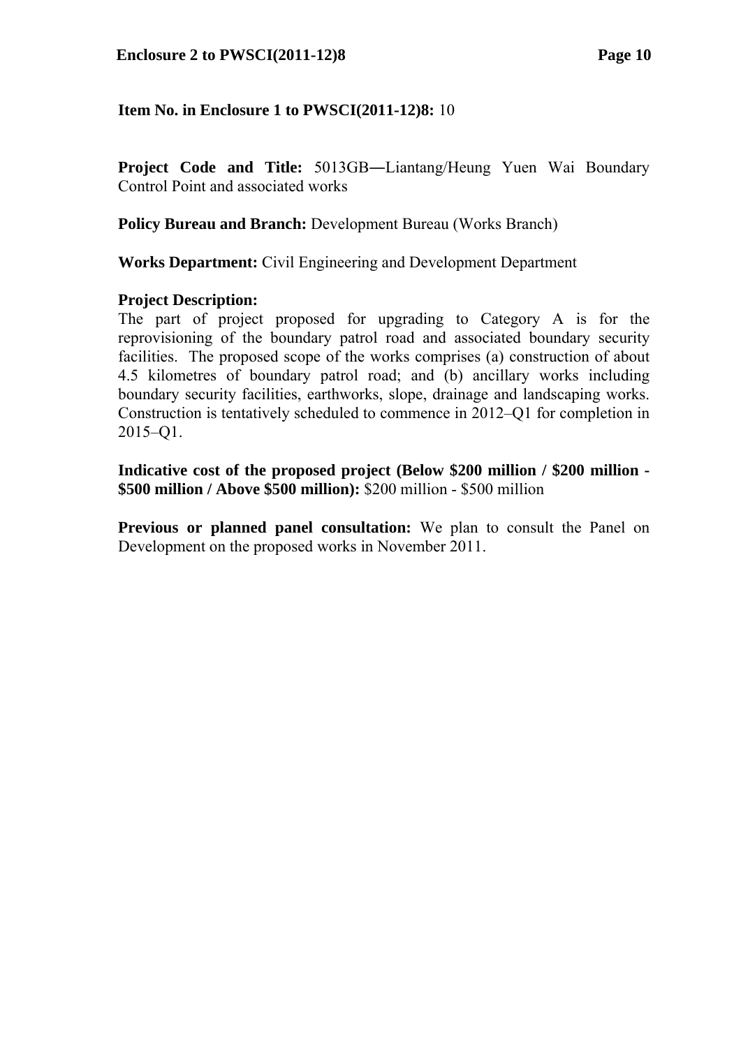**Item No. in Enclosure 1 to PWSCI(2011-12)8:** 10

**Project Code and Title:** 5013GB―Liantang/Heung Yuen Wai Boundary Control Point and associated works

**Policy Bureau and Branch:** Development Bureau (Works Branch)

**Works Department:** Civil Engineering and Development Department

**Project Description:**
The part of project proposed for upgrading to Category A is for the reprovisioning of the boundary patrol road and associated boundary security facilities. The proposed scope of the works comprises (a) construction of about 4.5 kilometres of boundary patrol road; and (b) ancillary works including boundary security facilities, earthworks, slope, drainage and landscaping works. Construction is tentatively scheduled to commence in 2012–Q1 for completion in 2015–Q1.

**Indicative cost of the proposed project (Below $200 million / $200 million - $500 million / Above $500 million):** $200 million - $500 million

**Previous or planned panel consultation:** We plan to consult the Panel on Development on the proposed works in November 2011.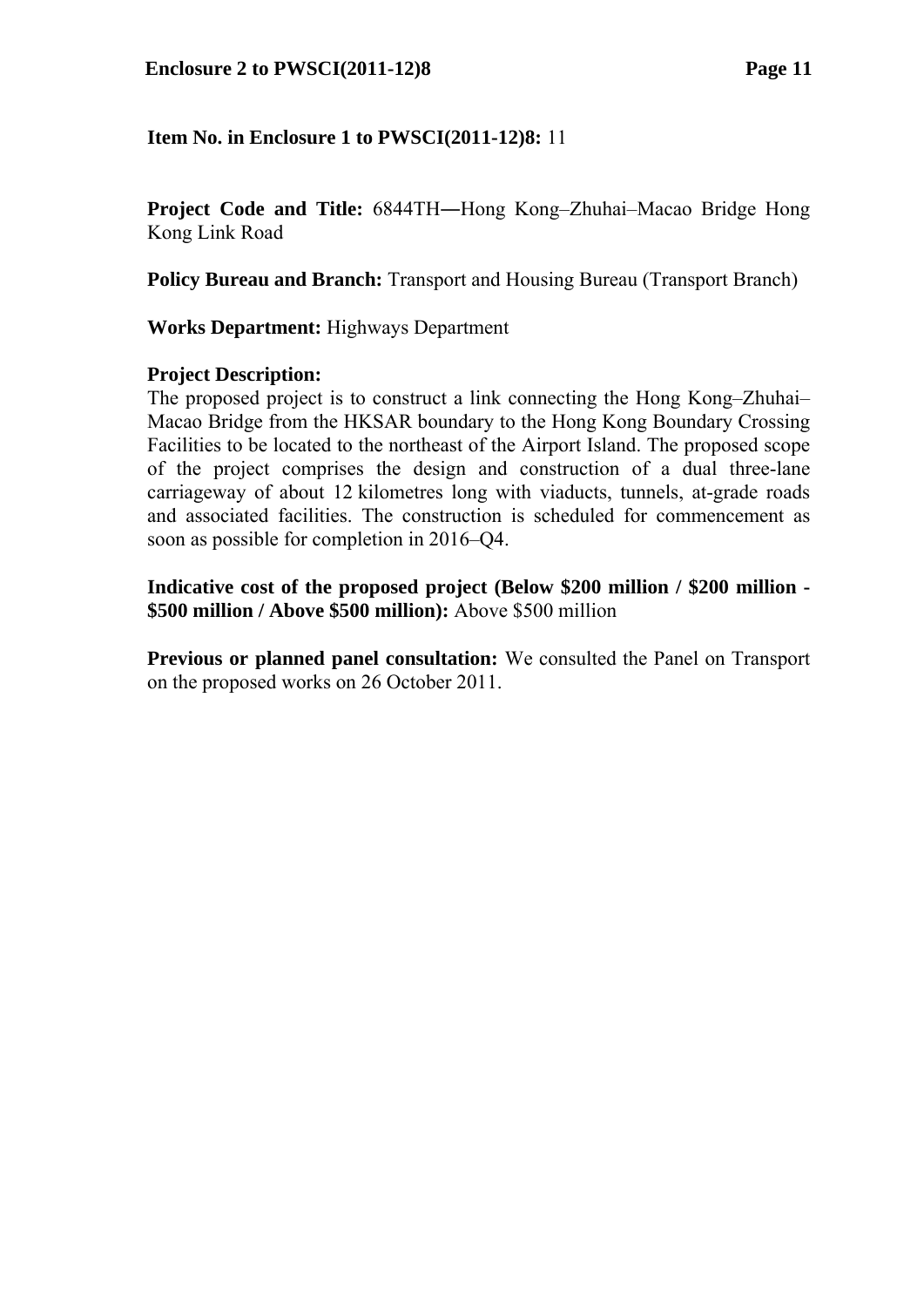**Item No. in Enclosure 1 to PWSCI(2011-12)8:** 11

**Project Code and Title:** 6844TH―Hong Kong–Zhuhai–Macao Bridge Hong Kong Link Road

**Policy Bureau and Branch:** Transport and Housing Bureau (Transport Branch)

**Works Department:** Highways Department

**Project Description:**
The proposed project is to construct a link connecting the Hong Kong–Zhuhai–Macao Bridge from the HKSAR boundary to the Hong Kong Boundary Crossing Facilities to be located to the northeast of the Airport Island. The proposed scope of the project comprises the design and construction of a dual three-lane carriageway of about 12 kilometres long with viaducts, tunnels, at-grade roads and associated facilities. The construction is scheduled for commencement as soon as possible for completion in 2016–Q4.

**Indicative cost of the proposed project (Below $200 million / $200 million - $500 million / Above $500 million):** Above $500 million

**Previous or planned panel consultation:** We consulted the Panel on Transport on the proposed works on 26 October 2011.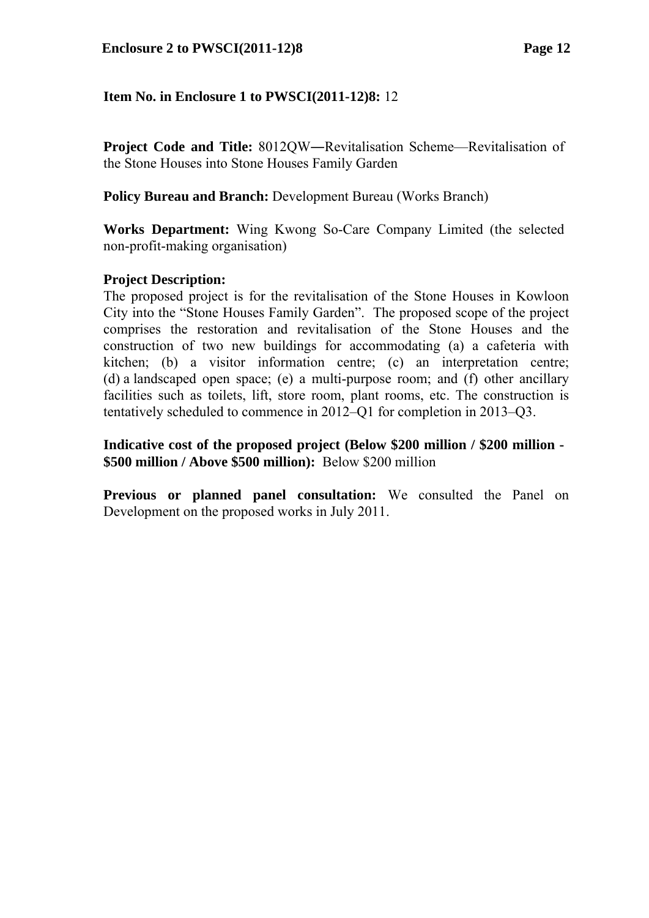**Item No. in Enclosure 1 to PWSCI(2011-12)8:** 12

**Project Code and Title:** 8012QW―Revitalisation Scheme—Revitalisation of the Stone Houses into Stone Houses Family Garden

**Policy Bureau and Branch:** Development Bureau (Works Branch)

**Works Department:** Wing Kwong So-Care Company Limited (the selected non-profit-making organisation)

**Project Description:**
The proposed project is for the revitalisation of the Stone Houses in Kowloon City into the "Stone Houses Family Garden". The proposed scope of the project comprises the restoration and revitalisation of the Stone Houses and the construction of two new buildings for accommodating (a) a cafeteria with kitchen; (b) a visitor information centre; (c) an interpretation centre; (d) a landscaped open space; (e) a multi-purpose room; and (f) other ancillary facilities such as toilets, lift, store room, plant rooms, etc. The construction is tentatively scheduled to commence in 2012–Q1 for completion in 2013–Q3.

**Indicative cost of the proposed project (Below $200 million / $200 million - $500 million / Above $500 million):** Below $200 million

**Previous or planned panel consultation:** We consulted the Panel on Development on the proposed works in July 2011.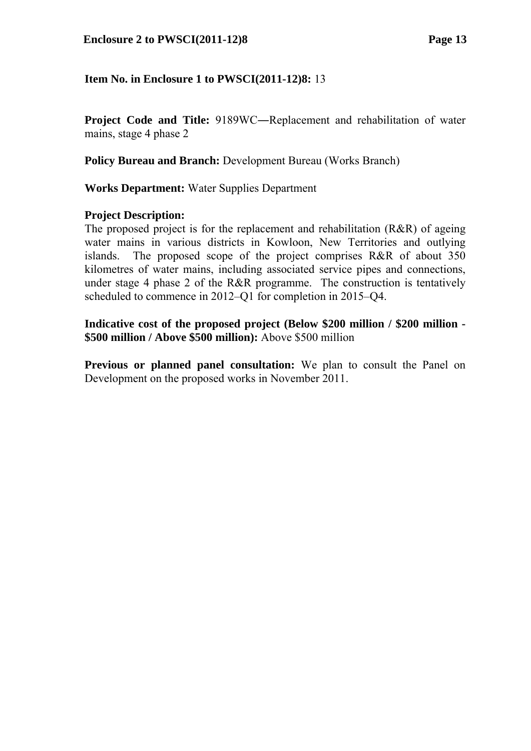**Item No. in Enclosure 1 to PWSCI(2011-12)8:** 13

**Project Code and Title:** 9189WC―Replacement and rehabilitation of water mains, stage 4 phase 2

**Policy Bureau and Branch:** Development Bureau (Works Branch)

**Works Department:** Water Supplies Department

**Project Description:**
The proposed project is for the replacement and rehabilitation (R&R) of ageing water mains in various districts in Kowloon, New Territories and outlying islands. The proposed scope of the project comprises R&R of about 350 kilometres of water mains, including associated service pipes and connections, under stage 4 phase 2 of the R&R programme. The construction is tentatively scheduled to commence in 2012–Q1 for completion in 2015–Q4.

**Indicative cost of the proposed project (Below $200 million / $200 million - $500 million / Above $500 million):** Above $500 million

**Previous or planned panel consultation:** We plan to consult the Panel on Development on the proposed works in November 2011.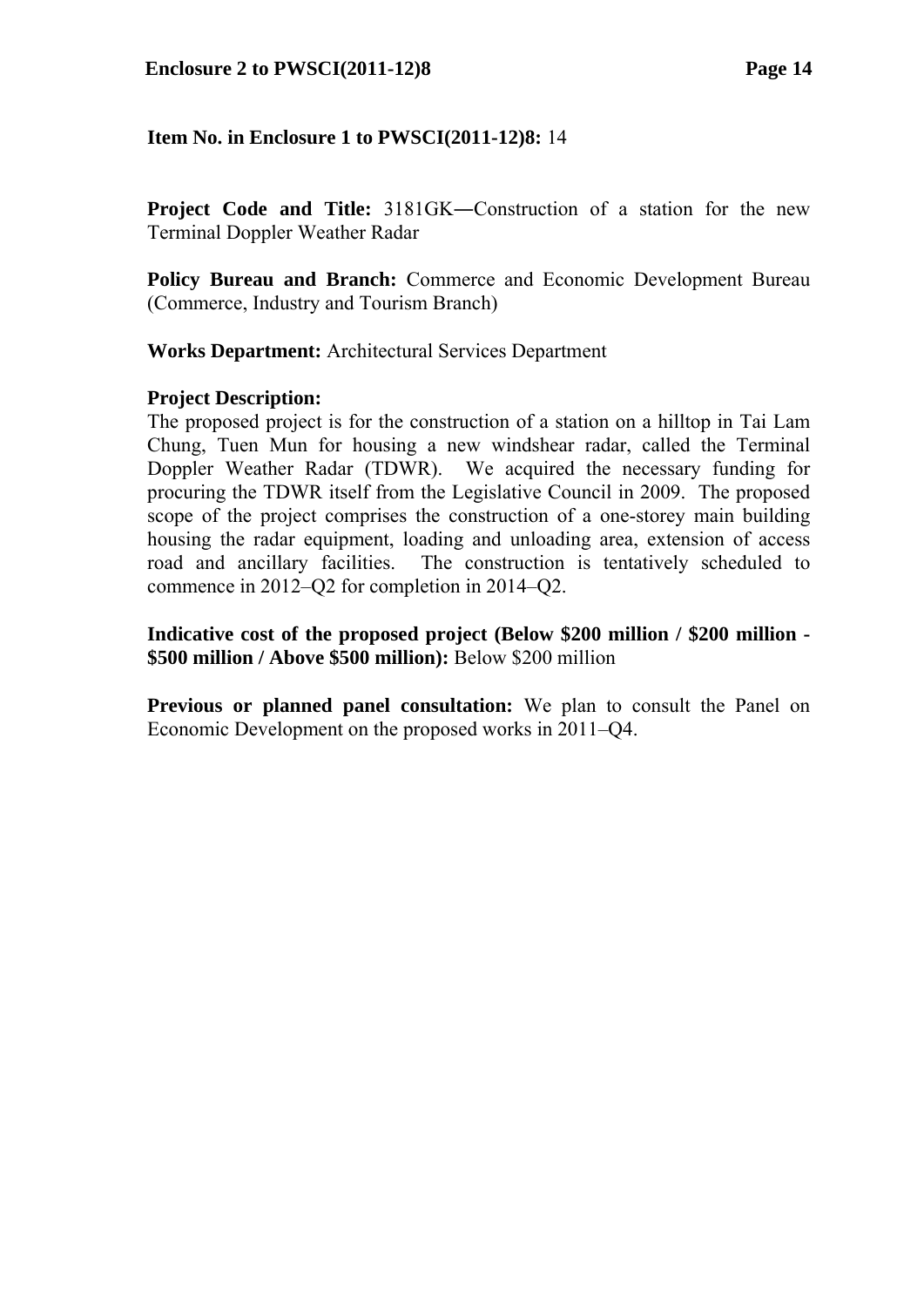**Item No. in Enclosure 1 to PWSCI(2011-12)8:** 14

**Project Code and Title:** 3181GK―Construction of a station for the new Terminal Doppler Weather Radar

**Policy Bureau and Branch:** Commerce and Economic Development Bureau (Commerce, Industry and Tourism Branch)

**Works Department:** Architectural Services Department

**Project Description:**
The proposed project is for the construction of a station on a hilltop in Tai Lam Chung, Tuen Mun for housing a new windshear radar, called the Terminal Doppler Weather Radar (TDWR). We acquired the necessary funding for procuring the TDWR itself from the Legislative Council in 2009. The proposed scope of the project comprises the construction of a one-storey main building housing the radar equipment, loading and unloading area, extension of access road and ancillary facilities. The construction is tentatively scheduled to commence in 2012–Q2 for completion in 2014–Q2.

**Indicative cost of the proposed project (Below $200 million / $200 million - $500 million / Above $500 million):** Below $200 million

**Previous or planned panel consultation:** We plan to consult the Panel on Economic Development on the proposed works in 2011–Q4.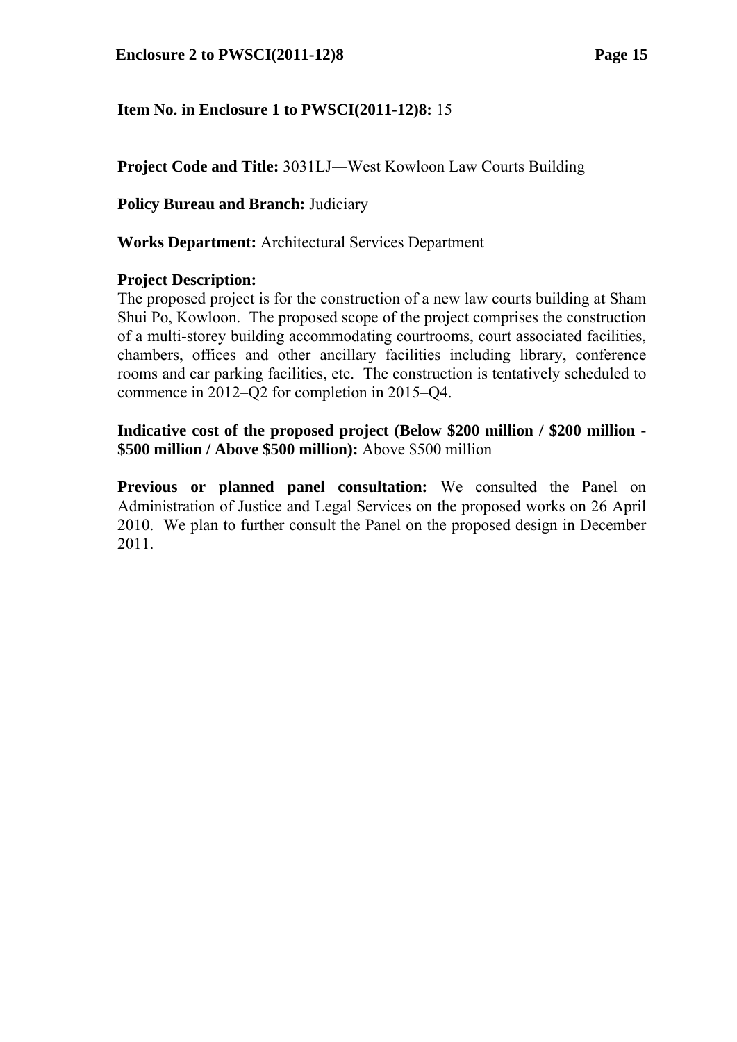**Item No. in Enclosure 1 to PWSCI(2011-12)8:** 15

**Project Code and Title:** 3031LJ―West Kowloon Law Courts Building

**Policy Bureau and Branch:** Judiciary

**Works Department:** Architectural Services Department

**Project Description:**
The proposed project is for the construction of a new law courts building at Sham Shui Po, Kowloon. The proposed scope of the project comprises the construction of a multi-storey building accommodating courtrooms, court associated facilities, chambers, offices and other ancillary facilities including library, conference rooms and car parking facilities, etc. The construction is tentatively scheduled to commence in 2012–Q2 for completion in 2015–Q4.

**Indicative cost of the proposed project (Below $200 million / $200 million - $500 million / Above $500 million):** Above $500 million

**Previous or planned panel consultation:** We consulted the Panel on Administration of Justice and Legal Services on the proposed works on 26 April 2010. We plan to further consult the Panel on the proposed design in December 2011.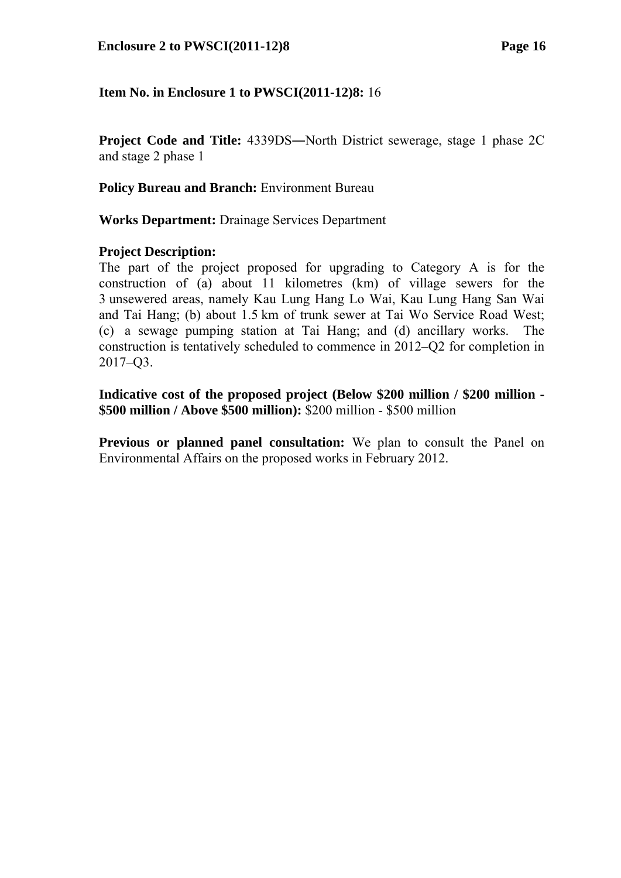**Item No. in Enclosure 1 to PWSCI(2011-12)8:** 16

**Project Code and Title:** 4339DS―North District sewerage, stage 1 phase 2C and stage 2 phase 1

**Policy Bureau and Branch:** Environment Bureau

**Works Department:** Drainage Services Department

**Project Description:**
The part of the project proposed for upgrading to Category A is for the construction of (a) about 11 kilometres (km) of village sewers for the 3 unsewered areas, namely Kau Lung Hang Lo Wai, Kau Lung Hang San Wai and Tai Hang; (b) about 1.5 km of trunk sewer at Tai Wo Service Road West; (c) a sewage pumping station at Tai Hang; and (d) ancillary works. The construction is tentatively scheduled to commence in 2012–Q2 for completion in 2017–Q3.

**Indicative cost of the proposed project (Below \$200 million / \$200 million - \$500 million / Above \$500 million):** \$200 million - \$500 million

**Previous or planned panel consultation:** We plan to consult the Panel on Environmental Affairs on the proposed works in February 2012.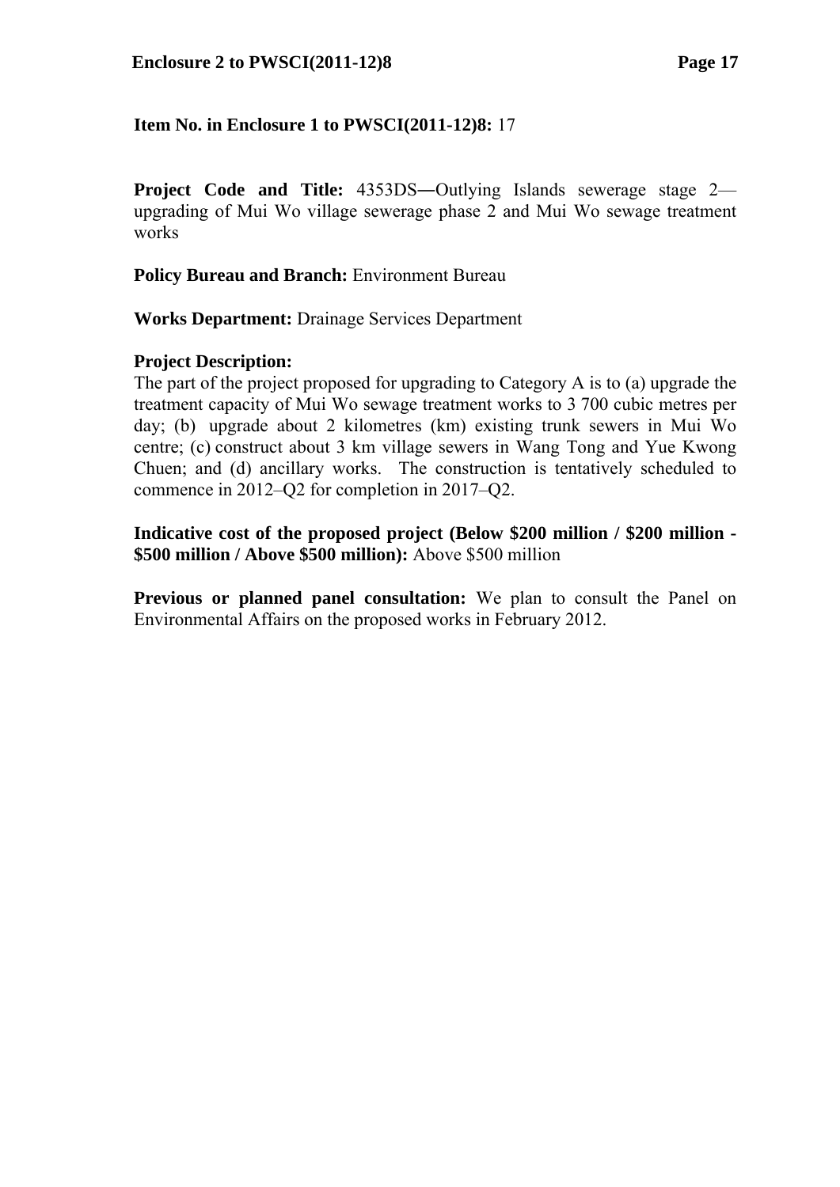**Item No. in Enclosure 1 to PWSCI(2011-12)8:** 17

**Project Code and Title:** 4353DS—Outlying Islands sewerage stage 2—upgrading of Mui Wo village sewerage phase 2 and Mui Wo sewage treatment works

**Policy Bureau and Branch:** Environment Bureau

**Works Department:** Drainage Services Department

**Project Description:**
The part of the project proposed for upgrading to Category A is to (a) upgrade the treatment capacity of Mui Wo sewage treatment works to 3 700 cubic metres per day; (b) upgrade about 2 kilometres (km) existing trunk sewers in Mui Wo centre; (c) construct about 3 km village sewers in Wang Tong and Yue Kwong Chuen; and (d) ancillary works. The construction is tentatively scheduled to commence in 2012–Q2 for completion in 2017–Q2.

**Indicative cost of the proposed project (Below $200 million / $200 million - $500 million / Above $500 million):** Above $500 million

**Previous or planned panel consultation:** We plan to consult the Panel on Environmental Affairs on the proposed works in February 2012.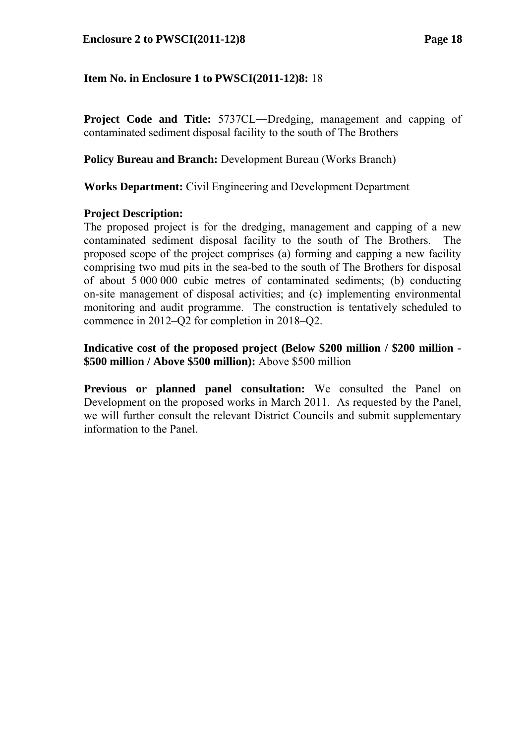**Item No. in Enclosure 1 to PWSCI(2011-12)8:** 18

**Project Code and Title:** 5737CL―Dredging, management and capping of contaminated sediment disposal facility to the south of The Brothers

**Policy Bureau and Branch:** Development Bureau (Works Branch)

**Works Department:** Civil Engineering and Development Department

**Project Description:**
The proposed project is for the dredging, management and capping of a new contaminated sediment disposal facility to the south of The Brothers. The proposed scope of the project comprises (a) forming and capping a new facility comprising two mud pits in the sea-bed to the south of The Brothers for disposal of about 5 000 000 cubic metres of contaminated sediments; (b) conducting on-site management of disposal activities; and (c) implementing environmental monitoring and audit programme. The construction is tentatively scheduled to commence in 2012–Q2 for completion in 2018–Q2.

**Indicative cost of the proposed project (Below $200 million / $200 million - $500 million / Above $500 million):** Above $500 million

**Previous or planned panel consultation:** We consulted the Panel on Development on the proposed works in March 2011. As requested by the Panel, we will further consult the relevant District Councils and submit supplementary information to the Panel.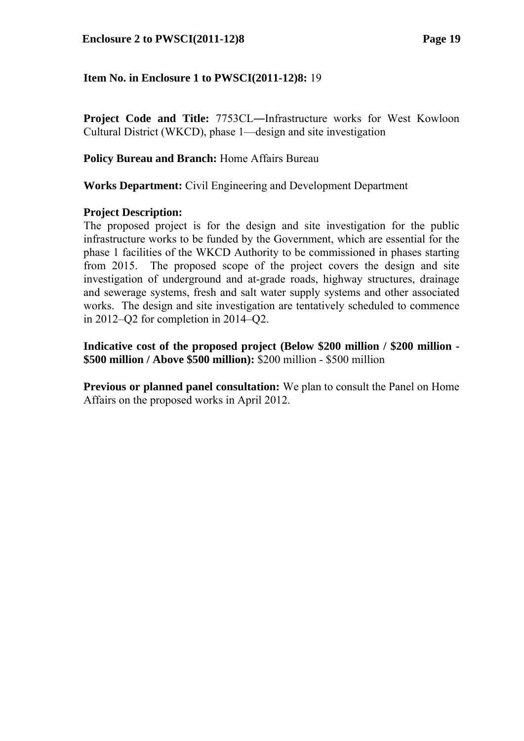**Item No. in Enclosure 1 to PWSCI(2011-12)8:** 19

**Project Code and Title:** 7753CL―Infrastructure works for West Kowloon Cultural District (WKCD), phase 1—design and site investigation

**Policy Bureau and Branch:** Home Affairs Bureau

**Works Department:** Civil Engineering and Development Department

**Project Description:**
The proposed project is for the design and site investigation for the public infrastructure works to be funded by the Government, which are essential for the phase 1 facilities of the WKCD Authority to be commissioned in phases starting from 2015. The proposed scope of the project covers the design and site investigation of underground and at-grade roads, highway structures, drainage and sewerage systems, fresh and salt water supply systems and other associated works. The design and site investigation are tentatively scheduled to commence in 2012–Q2 for completion in 2014–Q2.

**Indicative cost of the proposed project (Below $200 million / $200 million - $500 million / Above $500 million):** $200 million - $500 million

**Previous or planned panel consultation:** We plan to consult the Panel on Home Affairs on the proposed works in April 2012.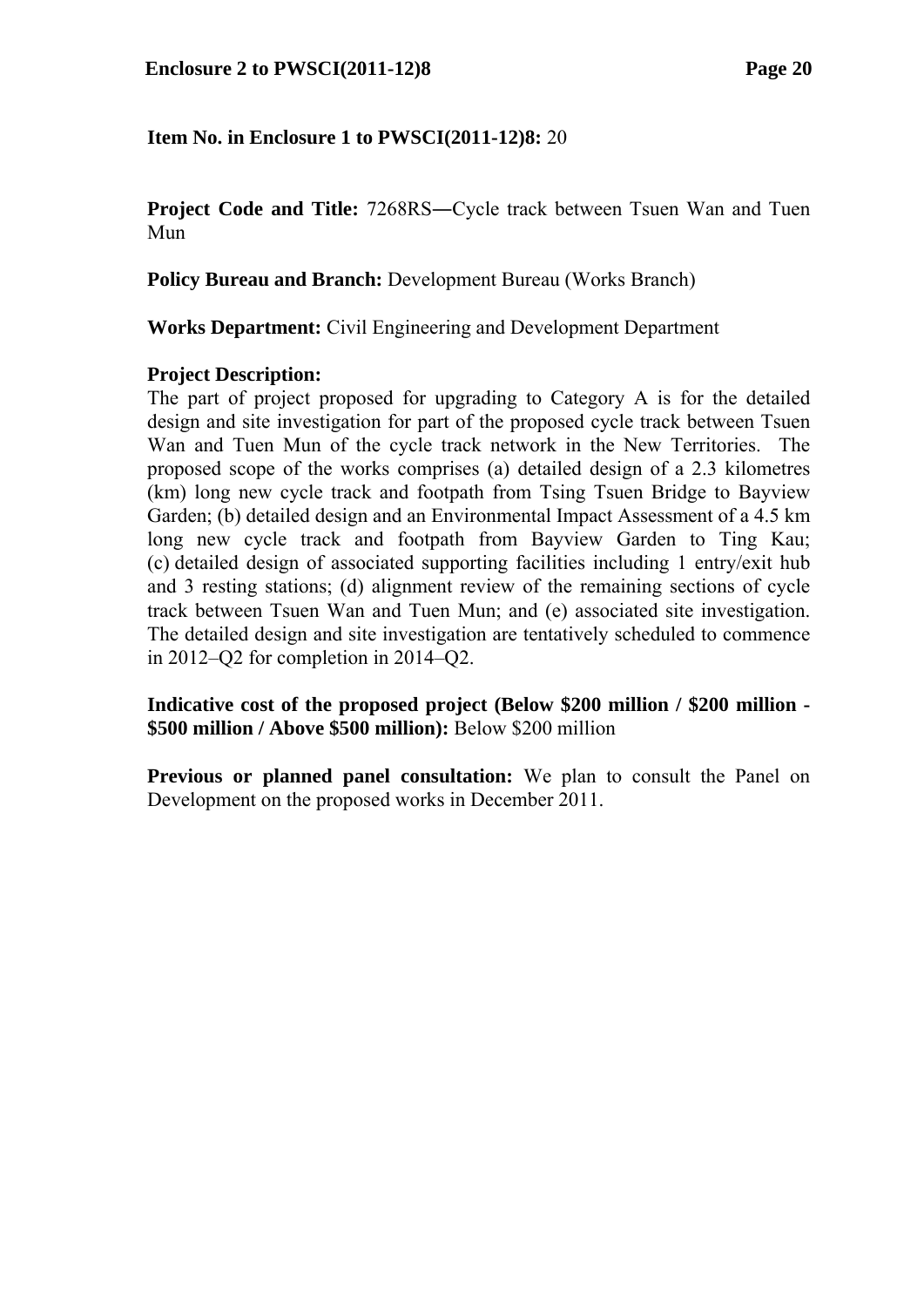**Item No. in Enclosure 1 to PWSCI(2011-12)8:** 20

**Project Code and Title:** 7268RS―Cycle track between Tsuen Wan and Tuen Mun

**Policy Bureau and Branch:** Development Bureau (Works Branch)

**Works Department:** Civil Engineering and Development Department

**Project Description:**
The part of project proposed for upgrading to Category A is for the detailed design and site investigation for part of the proposed cycle track between Tsuen Wan and Tuen Mun of the cycle track network in the New Territories. The proposed scope of the works comprises (a) detailed design of a 2.3 kilometres (km) long new cycle track and footpath from Tsing Tsuen Bridge to Bayview Garden; (b) detailed design and an Environmental Impact Assessment of a 4.5 km long new cycle track and footpath from Bayview Garden to Ting Kau; (c) detailed design of associated supporting facilities including 1 entry/exit hub and 3 resting stations; (d) alignment review of the remaining sections of cycle track between Tsuen Wan and Tuen Mun; and (e) associated site investigation. The detailed design and site investigation are tentatively scheduled to commence in 2012–Q2 for completion in 2014–Q2.

**Indicative cost of the proposed project (Below \$200 million / \$200 million - \$500 million / Above \$500 million):** Below \$200 million

**Previous or planned panel consultation:** We plan to consult the Panel on Development on the proposed works in December 2011.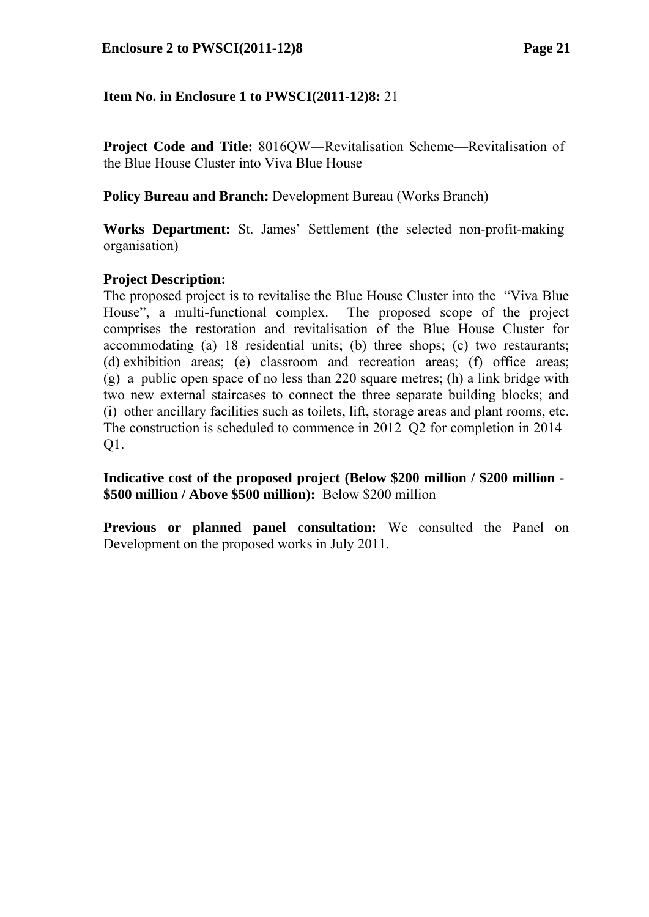**Item No. in Enclosure 1 to PWSCI(2011-12)8:** 21

**Project Code and Title:** 8016QW―Revitalisation Scheme—Revitalisation of the Blue House Cluster into Viva Blue House

**Policy Bureau and Branch:** Development Bureau (Works Branch)

**Works Department:** St. James' Settlement (the selected non-profit-making organisation)

**Project Description:**
The proposed project is to revitalise the Blue House Cluster into the "Viva Blue House", a multi-functional complex. The proposed scope of the project comprises the restoration and revitalisation of the Blue House Cluster for accommodating (a) 18 residential units; (b) three shops; (c) two restaurants; (d) exhibition areas; (e) classroom and recreation areas; (f) office areas; (g) a public open space of no less than 220 square metres; (h) a link bridge with two new external staircases to connect the three separate building blocks; and (i) other ancillary facilities such as toilets, lift, storage areas and plant rooms, etc. The construction is scheduled to commence in 2012–Q2 for completion in 2014–Q1.

**Indicative cost of the proposed project (Below $200 million / $200 million - $500 million / Above $500 million):** Below $200 million

**Previous or planned panel consultation:** We consulted the Panel on Development on the proposed works in July 2011.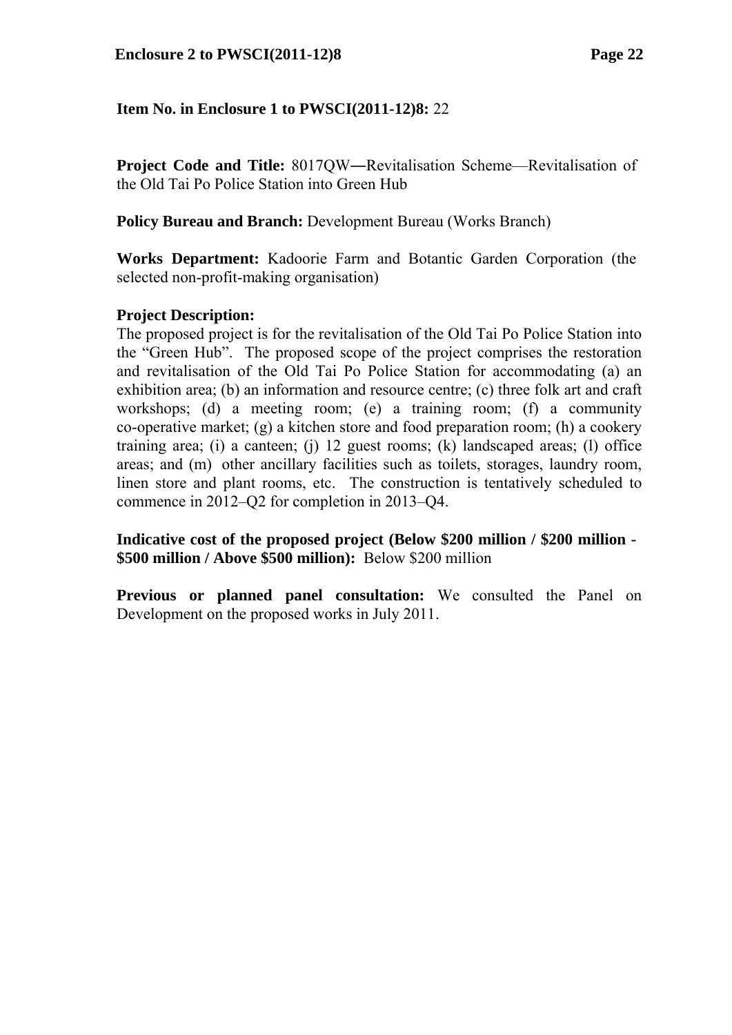**Item No. in Enclosure 1 to PWSCI(2011-12)8:** 22

**Project Code and Title:** 8017QW―Revitalisation Scheme—Revitalisation of the Old Tai Po Police Station into Green Hub

**Policy Bureau and Branch:** Development Bureau (Works Branch)

**Works Department:** Kadoorie Farm and Botantic Garden Corporation (the selected non-profit-making organisation)

**Project Description:**
The proposed project is for the revitalisation of the Old Tai Po Police Station into the "Green Hub". The proposed scope of the project comprises the restoration and revitalisation of the Old Tai Po Police Station for accommodating (a) an exhibition area; (b) an information and resource centre; (c) three folk art and craft workshops; (d) a meeting room; (e) a training room; (f) a community co-operative market; (g) a kitchen store and food preparation room; (h) a cookery training area; (i) a canteen; (j) 12 guest rooms; (k) landscaped areas; (l) office areas; and (m) other ancillary facilities such as toilets, storages, laundry room, linen store and plant rooms, etc. The construction is tentatively scheduled to commence in 2012–Q2 for completion in 2013–Q4.

**Indicative cost of the proposed project (Below $200 million / $200 million - $500 million / Above $500 million):** Below $200 million

**Previous or planned panel consultation:** We consulted the Panel on Development on the proposed works in July 2011.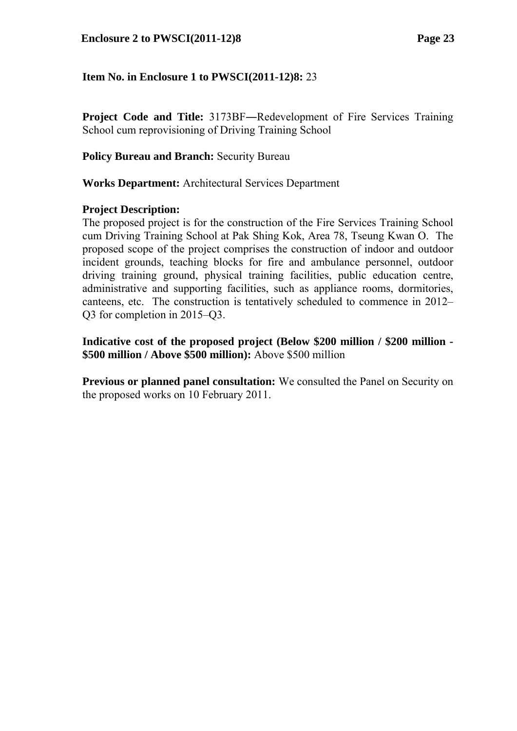**Item No. in Enclosure 1 to PWSCI(2011-12)8:** 23

**Project Code and Title:** 3173BF―Redevelopment of Fire Services Training School cum reprovisioning of Driving Training School

**Policy Bureau and Branch:** Security Bureau

**Works Department:** Architectural Services Department

**Project Description:**
The proposed project is for the construction of the Fire Services Training School cum Driving Training School at Pak Shing Kok, Area 78, Tseung Kwan O. The proposed scope of the project comprises the construction of indoor and outdoor incident grounds, teaching blocks for fire and ambulance personnel, outdoor driving training ground, physical training facilities, public education centre, administrative and supporting facilities, such as appliance rooms, dormitories, canteens, etc. The construction is tentatively scheduled to commence in 2012–Q3 for completion in 2015–Q3.

**Indicative cost of the proposed project (Below $200 million / $200 million - $500 million / Above $500 million):** Above $500 million

**Previous or planned panel consultation:** We consulted the Panel on Security on the proposed works on 10 February 2011.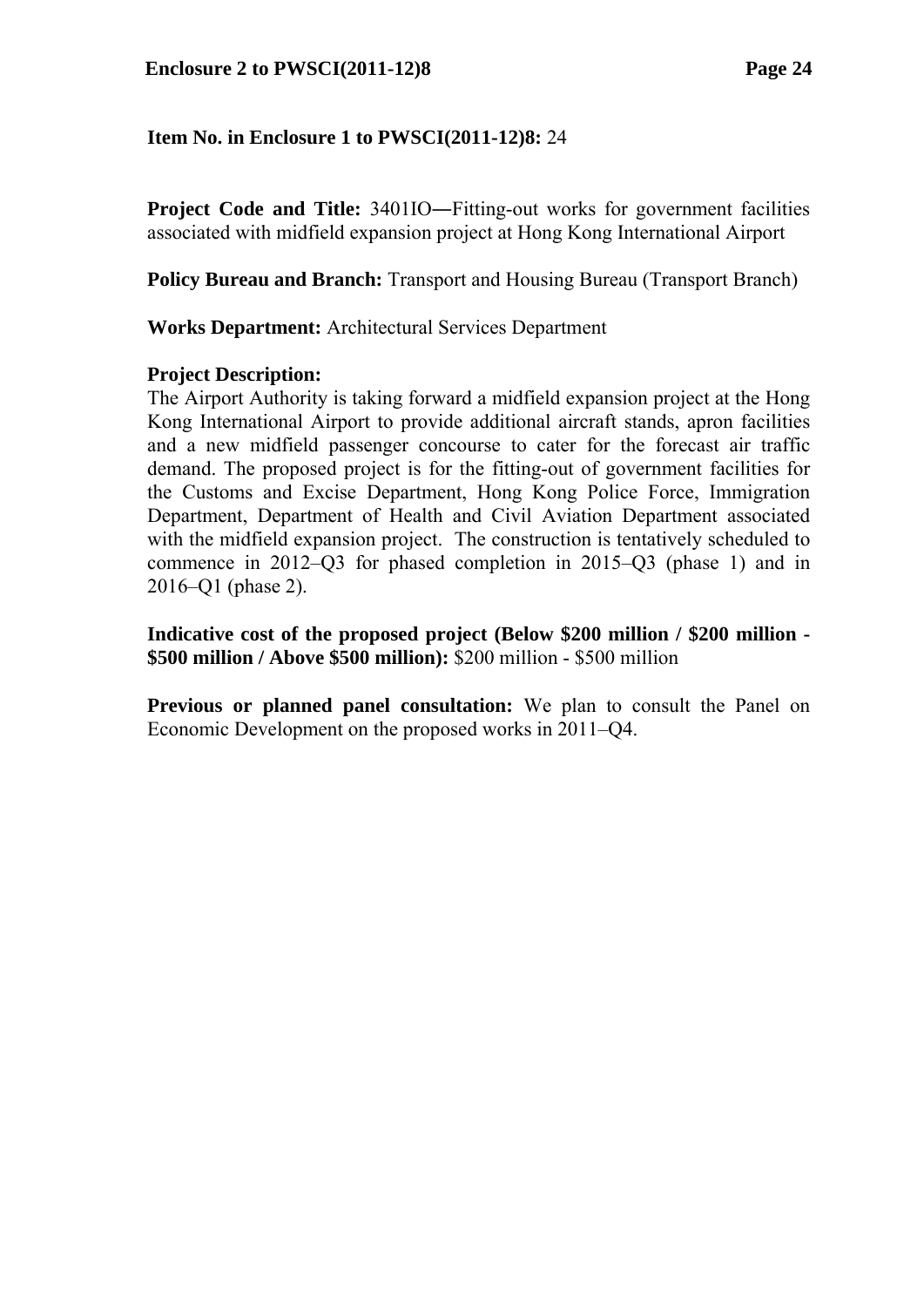**Item No. in Enclosure 1 to PWSCI(2011-12)8:** 24

**Project Code and Title:** 3401IO―Fitting-out works for government facilities associated with midfield expansion project at Hong Kong International Airport

**Policy Bureau and Branch:** Transport and Housing Bureau (Transport Branch)

**Works Department:** Architectural Services Department

**Project Description:**
The Airport Authority is taking forward a midfield expansion project at the Hong Kong International Airport to provide additional aircraft stands, apron facilities and a new midfield passenger concourse to cater for the forecast air traffic demand. The proposed project is for the fitting-out of government facilities for the Customs and Excise Department, Hong Kong Police Force, Immigration Department, Department of Health and Civil Aviation Department associated with the midfield expansion project. The construction is tentatively scheduled to commence in 2012–Q3 for phased completion in 2015–Q3 (phase 1) and in 2016–Q1 (phase 2).

**Indicative cost of the proposed project (Below \$200 million / \$200 million - \$500 million / Above \$500 million):** \$200 million - \$500 million

**Previous or planned panel consultation:** We plan to consult the Panel on Economic Development on the proposed works in 2011–Q4.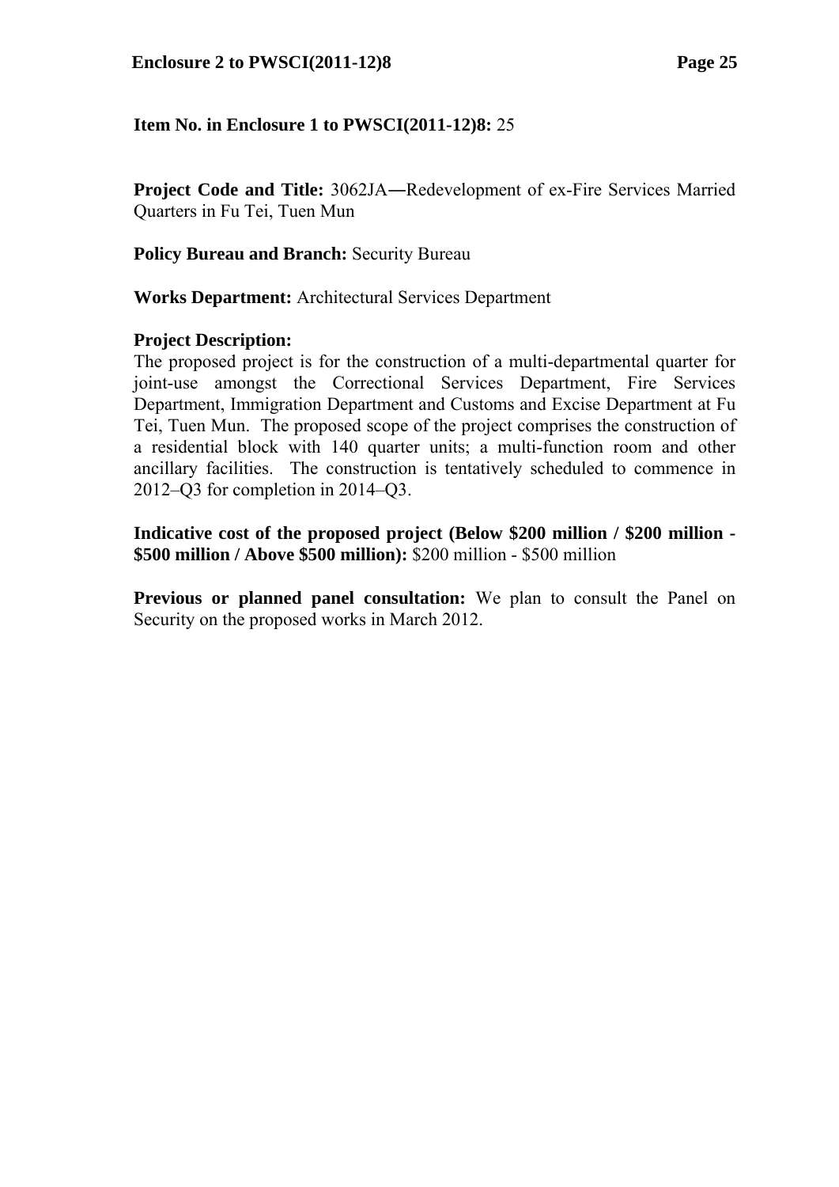**Item No. in Enclosure 1 to PWSCI(2011-12)8:** 25

**Project Code and Title:** 3062JA―Redevelopment of ex-Fire Services Married Quarters in Fu Tei, Tuen Mun

**Policy Bureau and Branch:** Security Bureau

**Works Department:** Architectural Services Department

**Project Description:**
The proposed project is for the construction of a multi-departmental quarter for joint-use amongst the Correctional Services Department, Fire Services Department, Immigration Department and Customs and Excise Department at Fu Tei, Tuen Mun. The proposed scope of the project comprises the construction of a residential block with 140 quarter units; a multi-function room and other ancillary facilities. The construction is tentatively scheduled to commence in 2012–Q3 for completion in 2014–Q3.

**Indicative cost of the proposed project (Below $200 million / $200 million - $500 million / Above $500 million):** $200 million - $500 million

**Previous or planned panel consultation:** We plan to consult the Panel on Security on the proposed works in March 2012.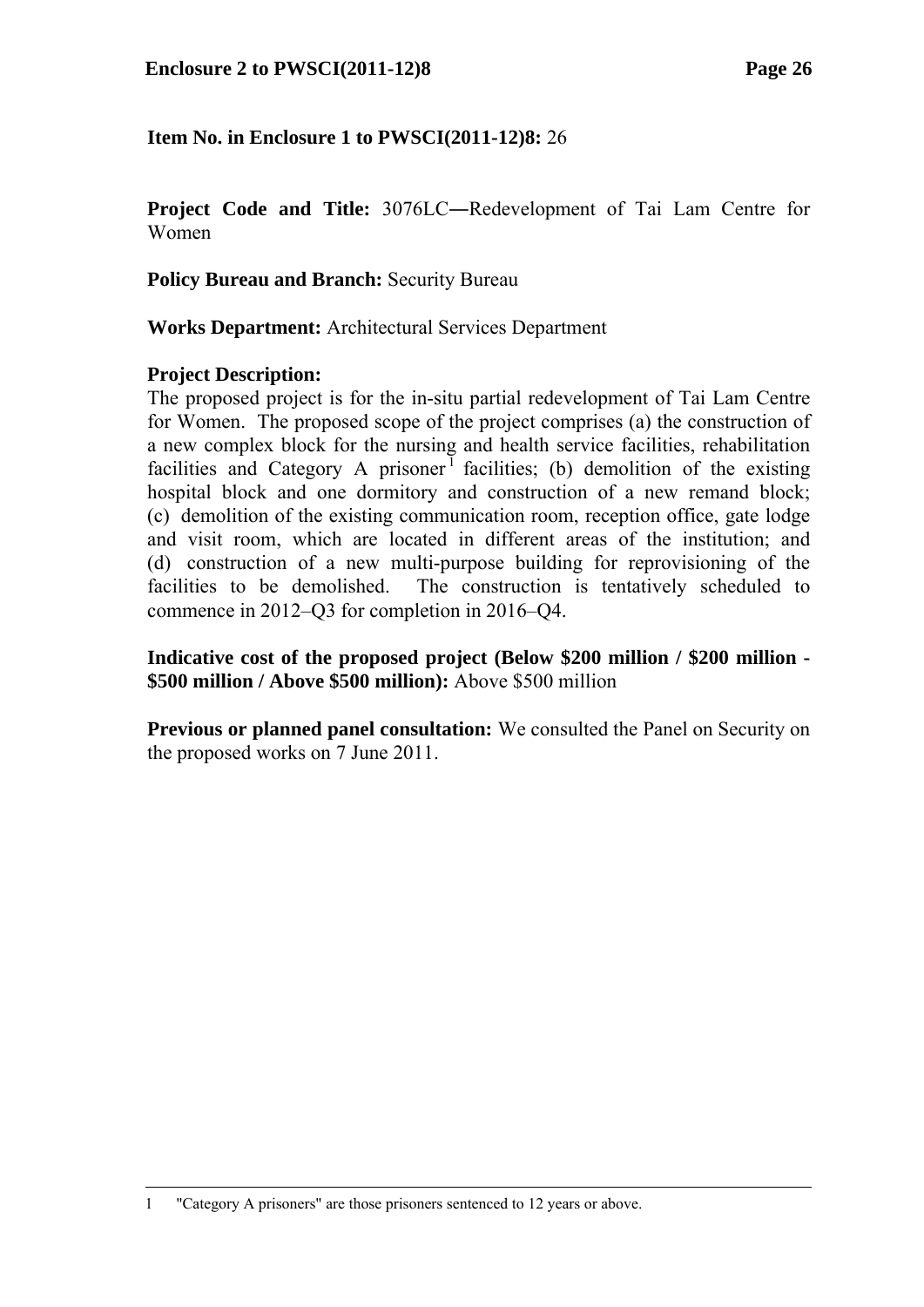**Item No. in Enclosure 1 to PWSCI(2011-12)8:** 26

**Project Code and Title:** 3076LC―Redevelopment of Tai Lam Centre for Women

**Policy Bureau and Branch:** Security Bureau

**Works Department:** Architectural Services Department

**Project Description:**
The proposed project is for the in-situ partial redevelopment of Tai Lam Centre for Women. The proposed scope of the project comprises (a) the construction of a new complex block for the nursing and health service facilities, rehabilitation facilities and Category A prisoner[1] facilities; (b) demolition of the existing hospital block and one dormitory and construction of a new remand block; (c) demolition of the existing communication room, reception office, gate lodge and visit room, which are located in different areas of the institution; and (d) construction of a new multi-purpose building for reprovisioning of the facilities to be demolished. The construction is tentatively scheduled to commence in 2012–Q3 for completion in 2016–Q4.

**Indicative cost of the proposed project (Below \$200 million / \$200 million - \$500 million / Above \$500 million):** Above \$500 million

**Previous or planned panel consultation:** We consulted the Panel on Security on the proposed works on 7 June 2011.

---

1 "Category A prisoners" are those prisoners sentenced to 12 years or above.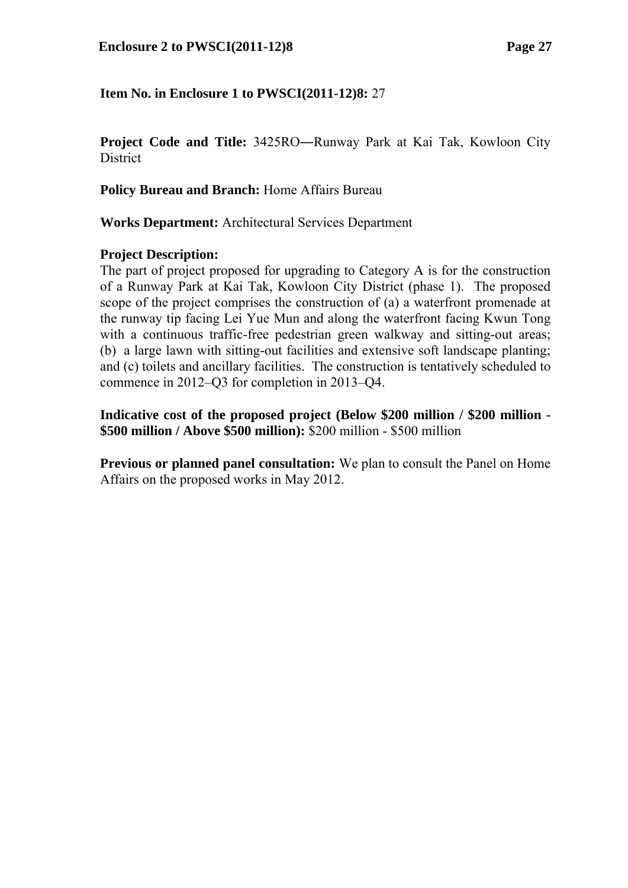**Item No. in Enclosure 1 to PWSCI(2011-12)8:** 27

**Project Code and Title:** 3425RO―Runway Park at Kai Tak, Kowloon City District

**Policy Bureau and Branch:** Home Affairs Bureau

**Works Department:** Architectural Services Department

**Project Description:**
The part of project proposed for upgrading to Category A is for the construction of a Runway Park at Kai Tak, Kowloon City District (phase 1). The proposed scope of the project comprises the construction of (a) a waterfront promenade at the runway tip facing Lei Yue Mun and along the waterfront facing Kwun Tong with a continuous traffic-free pedestrian green walkway and sitting-out areas; (b) a large lawn with sitting-out facilities and extensive soft landscape planting; and (c) toilets and ancillary facilities. The construction is tentatively scheduled to commence in 2012–Q3 for completion in 2013–Q4.

**Indicative cost of the proposed project (Below $200 million / $200 million - $500 million / Above $500 million):** $200 million - $500 million

**Previous or planned panel consultation:** We plan to consult the Panel on Home Affairs on the proposed works in May 2012.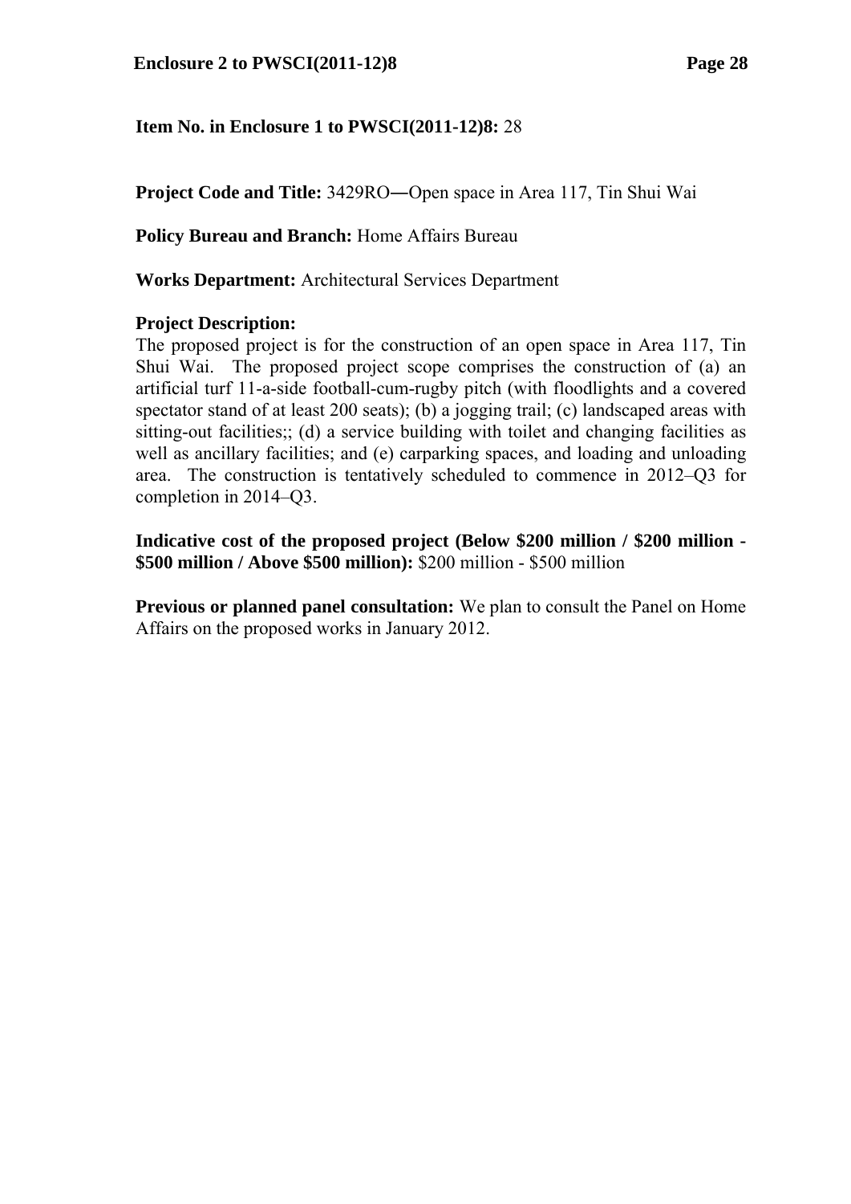**Item No. in Enclosure 1 to PWSCI(2011-12)8:** 28

**Project Code and Title:** 3429RO―Open space in Area 117, Tin Shui Wai

**Policy Bureau and Branch:** Home Affairs Bureau

**Works Department:** Architectural Services Department

**Project Description:**
The proposed project is for the construction of an open space in Area 117, Tin Shui Wai. The proposed project scope comprises the construction of (a) an artificial turf 11-a-side football-cum-rugby pitch (with floodlights and a covered spectator stand of at least 200 seats); (b) a jogging trail; (c) landscaped areas with sitting-out facilities;; (d) a service building with toilet and changing facilities as well as ancillary facilities; and (e) carparking spaces, and loading and unloading area. The construction is tentatively scheduled to commence in 2012–Q3 for completion in 2014–Q3.

**Indicative cost of the proposed project (Below \$200 million / \$200 million - \$500 million / Above \$500 million):** \$200 million - \$500 million

**Previous or planned panel consultation:** We plan to consult the Panel on Home Affairs on the proposed works in January 2012.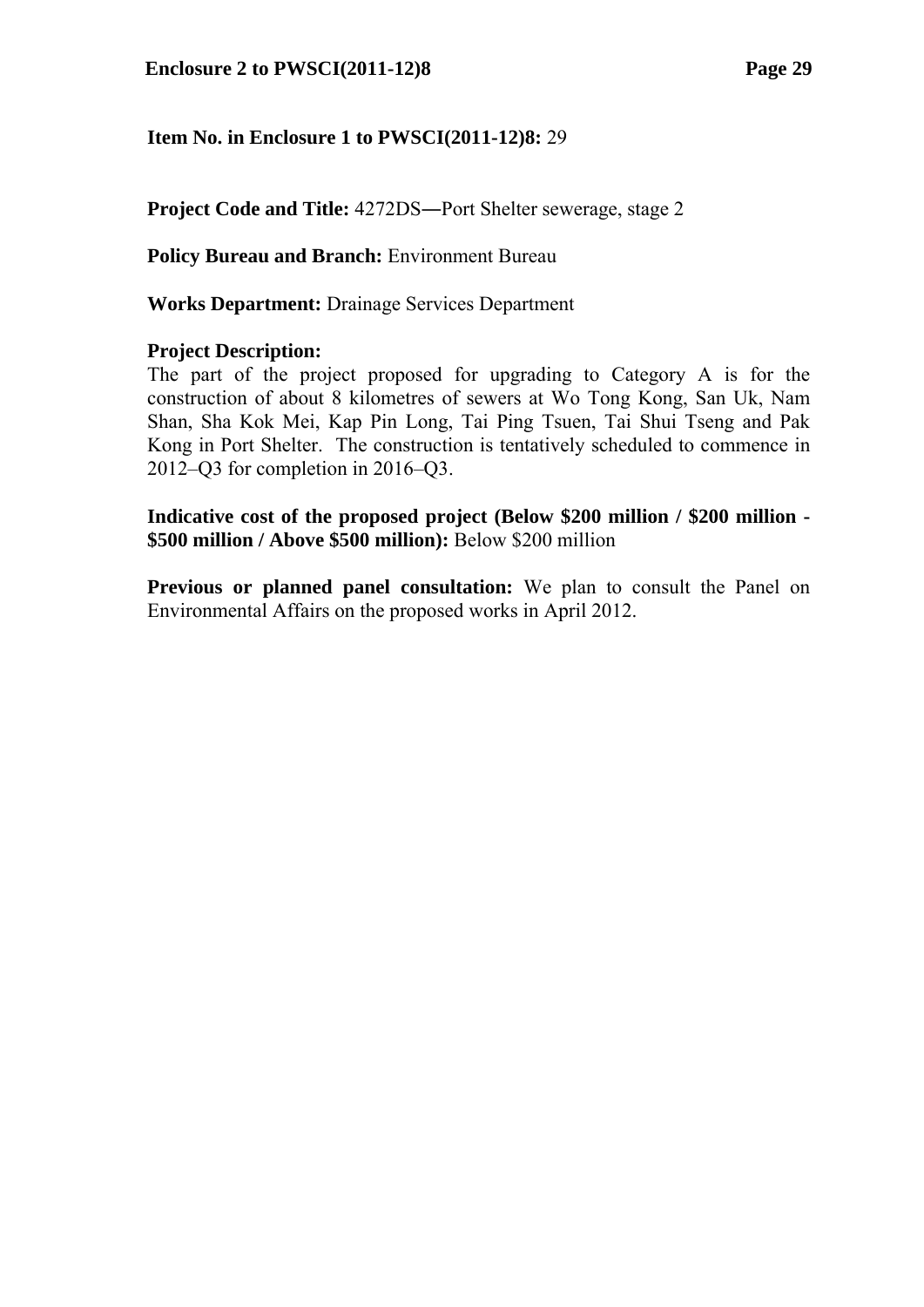**Item No. in Enclosure 1 to PWSCI(2011-12)8:** 29

**Project Code and Title:** 4272DS―Port Shelter sewerage, stage 2

**Policy Bureau and Branch:** Environment Bureau

**Works Department:** Drainage Services Department

**Project Description:**
The part of the project proposed for upgrading to Category A is for the construction of about 8 kilometres of sewers at Wo Tong Kong, San Uk, Nam Shan, Sha Kok Mei, Kap Pin Long, Tai Ping Tsuen, Tai Shui Tseng and Pak Kong in Port Shelter. The construction is tentatively scheduled to commence in 2012–Q3 for completion in 2016–Q3.

**Indicative cost of the proposed project (Below $200 million / $200 million - $500 million / Above $500 million):** Below $200 million

**Previous or planned panel consultation:** We plan to consult the Panel on Environmental Affairs on the proposed works in April 2012.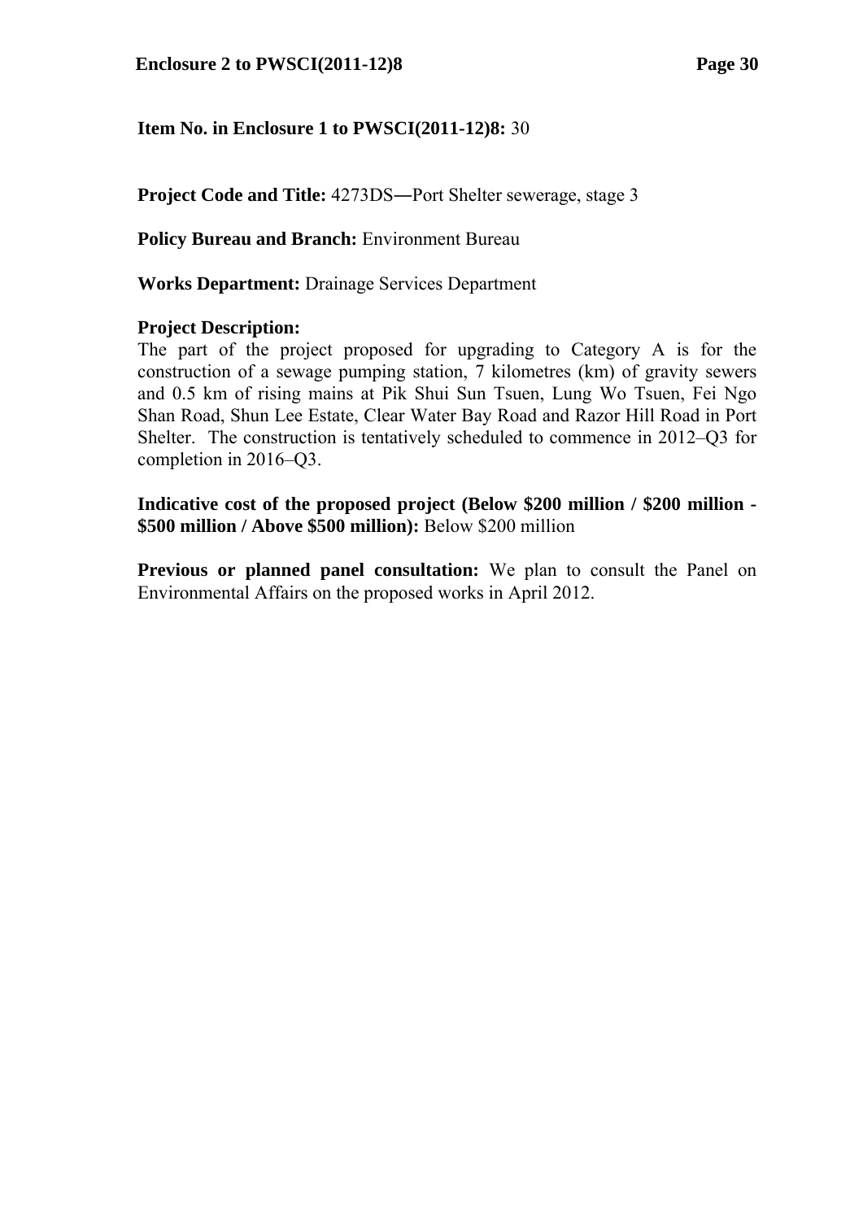**Item No. in Enclosure 1 to PWSCI(2011-12)8:** 30

**Project Code and Title:** 4273DS―Port Shelter sewerage, stage 3

**Policy Bureau and Branch:** Environment Bureau

**Works Department:** Drainage Services Department

**Project Description:**
The part of the project proposed for upgrading to Category A is for the construction of a sewage pumping station, 7 kilometres (km) of gravity sewers and 0.5 km of rising mains at Pik Shui Sun Tsuen, Lung Wo Tsuen, Fei Ngo Shan Road, Shun Lee Estate, Clear Water Bay Road and Razor Hill Road in Port Shelter. The construction is tentatively scheduled to commence in 2012–Q3 for completion in 2016–Q3.

**Indicative cost of the proposed project (Below $200 million / $200 million - $500 million / Above $500 million):** Below $200 million

**Previous or planned panel consultation:** We plan to consult the Panel on Environmental Affairs on the proposed works in April 2012.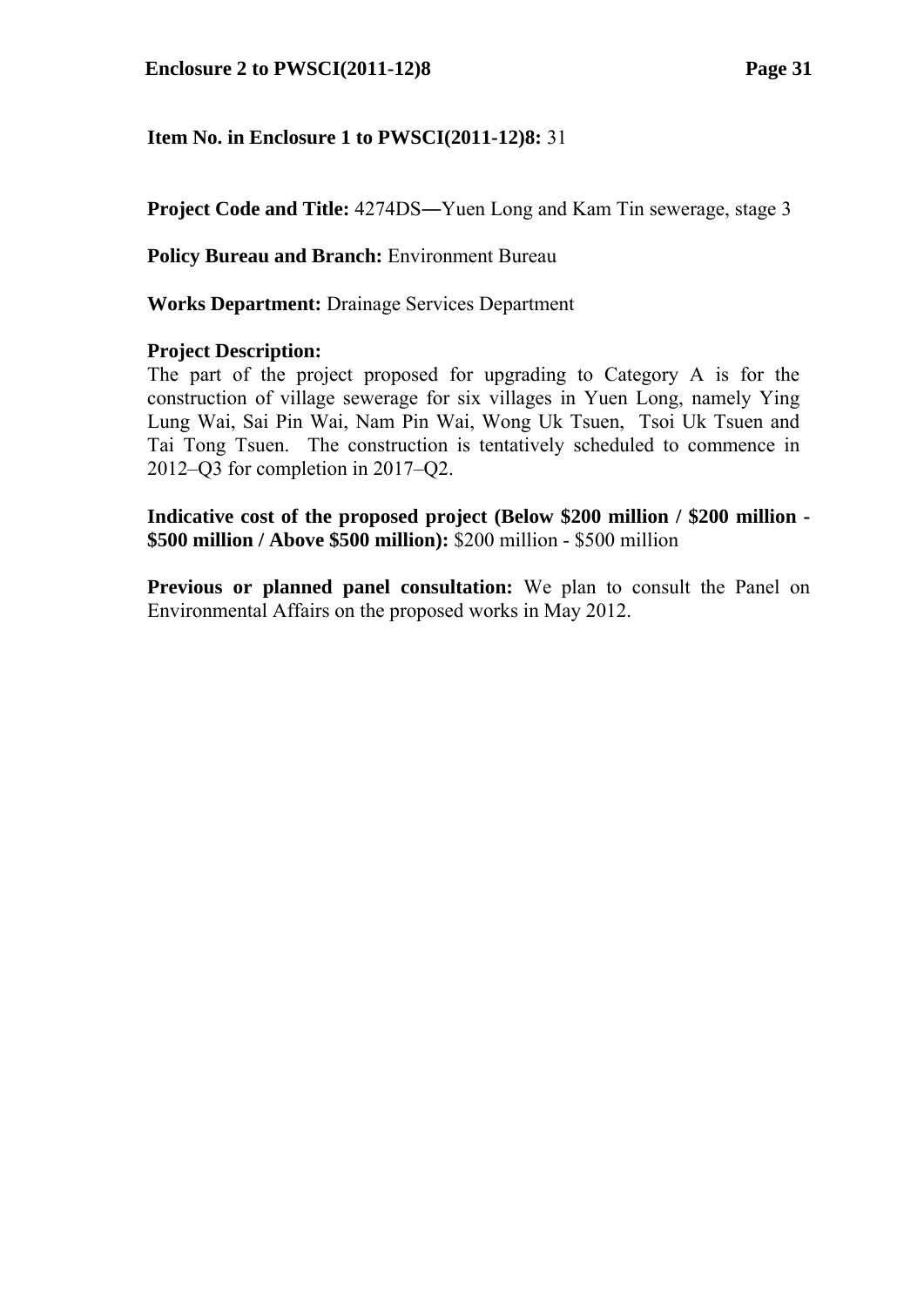**Item No. in Enclosure 1 to PWSCI(2011-12)8:** 31

**Project Code and Title:** 4274DS―Yuen Long and Kam Tin sewerage, stage 3

**Policy Bureau and Branch:** Environment Bureau

**Works Department:** Drainage Services Department

**Project Description:**
The part of the project proposed for upgrading to Category A is for the construction of village sewerage for six villages in Yuen Long, namely Ying Lung Wai, Sai Pin Wai, Nam Pin Wai, Wong Uk Tsuen, Tsoi Uk Tsuen and Tai Tong Tsuen. The construction is tentatively scheduled to commence in 2012–Q3 for completion in 2017–Q2.

**Indicative cost of the proposed project (Below $200 million / $200 million - $500 million / Above $500 million):** $200 million - $500 million

**Previous or planned panel consultation:** We plan to consult the Panel on Environmental Affairs on the proposed works in May 2012.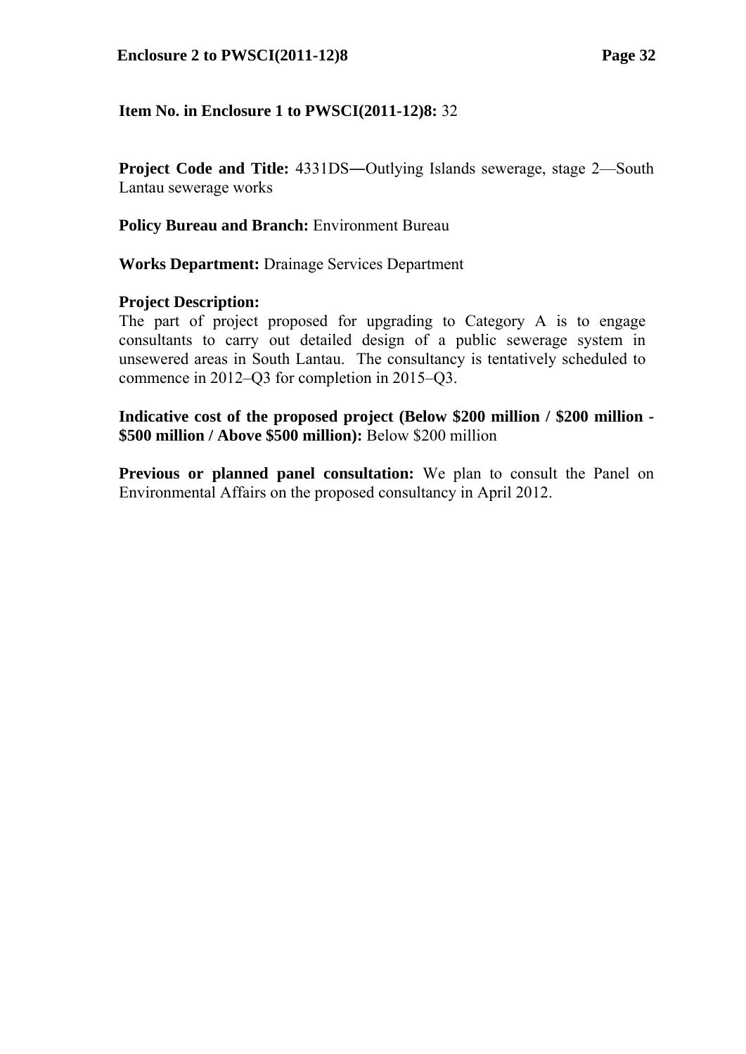**Item No. in Enclosure 1 to PWSCI(2011-12)8:** 32

**Project Code and Title:** 4331DS―Outlying Islands sewerage, stage 2—South Lantau sewerage works

**Policy Bureau and Branch:** Environment Bureau

**Works Department:** Drainage Services Department

**Project Description:**
The part of project proposed for upgrading to Category A is to engage consultants to carry out detailed design of a public sewerage system in unsewered areas in South Lantau. The consultancy is tentatively scheduled to commence in 2012–Q3 for completion in 2015–Q3.

**Indicative cost of the proposed project (Below $200 million / $200 million - $500 million / Above $500 million):** Below $200 million

**Previous or planned panel consultation:** We plan to consult the Panel on Environmental Affairs on the proposed consultancy in April 2012.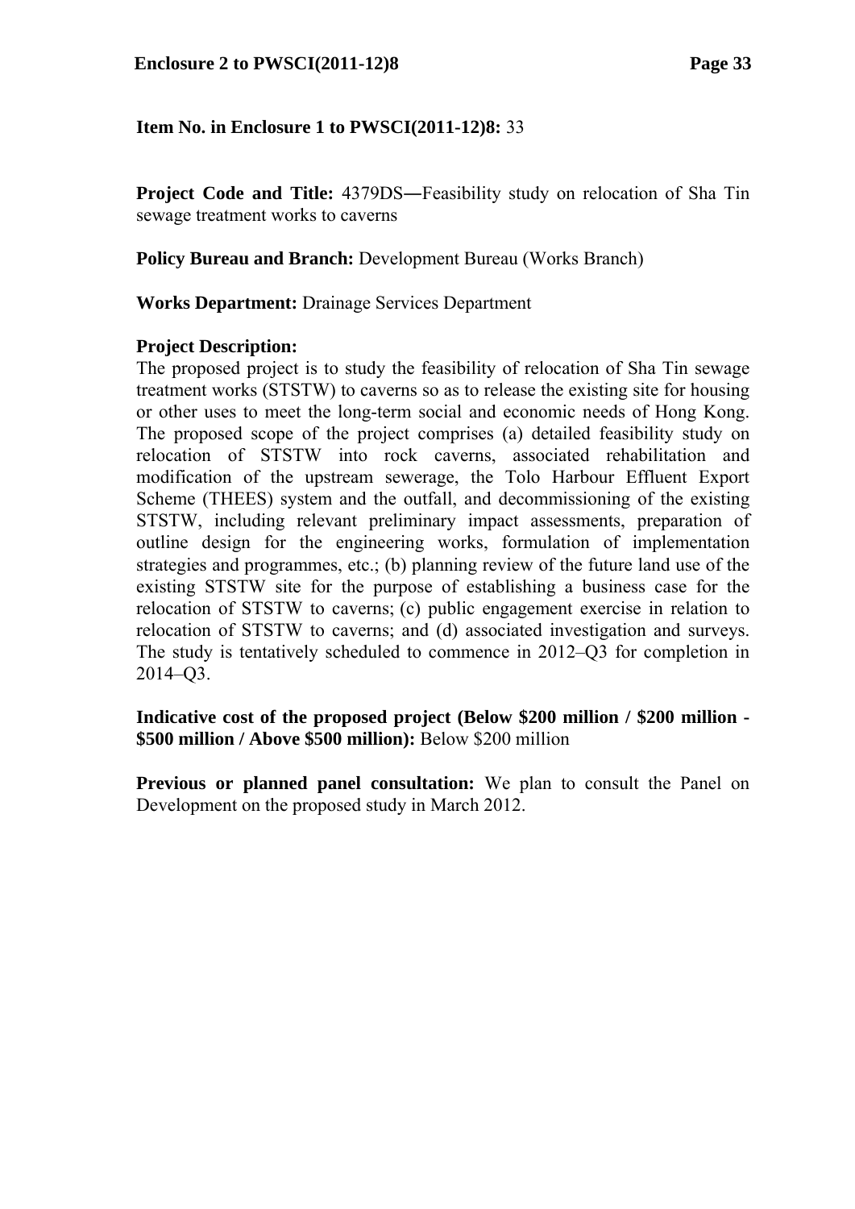**Item No. in Enclosure 1 to PWSCI(2011-12)8:** 33

**Project Code and Title:** 4379DS―Feasibility study on relocation of Sha Tin sewage treatment works to caverns

**Policy Bureau and Branch:** Development Bureau (Works Branch)

**Works Department:** Drainage Services Department

**Project Description:**
The proposed project is to study the feasibility of relocation of Sha Tin sewage treatment works (STSTW) to caverns so as to release the existing site for housing or other uses to meet the long-term social and economic needs of Hong Kong. The proposed scope of the project comprises (a) detailed feasibility study on relocation of STSTW into rock caverns, associated rehabilitation and modification of the upstream sewerage, the Tolo Harbour Effluent Export Scheme (THEES) system and the outfall, and decommissioning of the existing STSTW, including relevant preliminary impact assessments, preparation of outline design for the engineering works, formulation of implementation strategies and programmes, etc.; (b) planning review of the future land use of the existing STSTW site for the purpose of establishing a business case for the relocation of STSTW to caverns; (c) public engagement exercise in relation to relocation of STSTW to caverns; and (d) associated investigation and surveys. The study is tentatively scheduled to commence in 2012–Q3 for completion in 2014–Q3.

**Indicative cost of the proposed project (Below $200 million / $200 million - $500 million / Above $500 million):** Below $200 million

**Previous or planned panel consultation:** We plan to consult the Panel on Development on the proposed study in March 2012.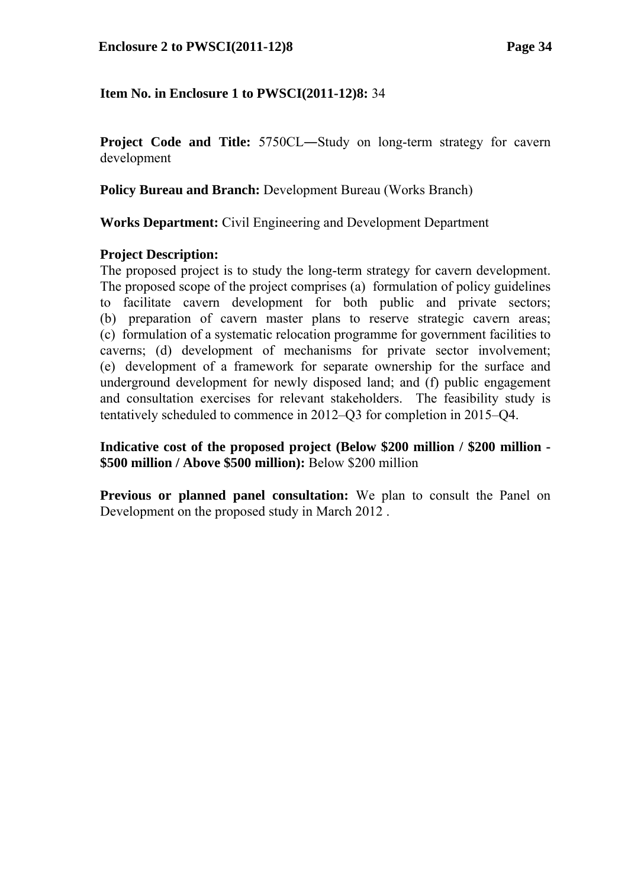**Item No. in Enclosure 1 to PWSCI(2011-12)8:** 34

**Project Code and Title:** 5750CL―Study on long-term strategy for cavern development

**Policy Bureau and Branch:** Development Bureau (Works Branch)

**Works Department:** Civil Engineering and Development Department

**Project Description:**
The proposed project is to study the long-term strategy for cavern development. The proposed scope of the project comprises (a) formulation of policy guidelines to facilitate cavern development for both public and private sectors; (b) preparation of cavern master plans to reserve strategic cavern areas; (c) formulation of a systematic relocation programme for government facilities to caverns; (d) development of mechanisms for private sector involvement; (e) development of a framework for separate ownership for the surface and underground development for newly disposed land; and (f) public engagement and consultation exercises for relevant stakeholders. The feasibility study is tentatively scheduled to commence in 2012–Q3 for completion in 2015–Q4.

**Indicative cost of the proposed project (Below $200 million / $200 million - $500 million / Above $500 million):** Below $200 million

**Previous or planned panel consultation:** We plan to consult the Panel on Development on the proposed study in March 2012 .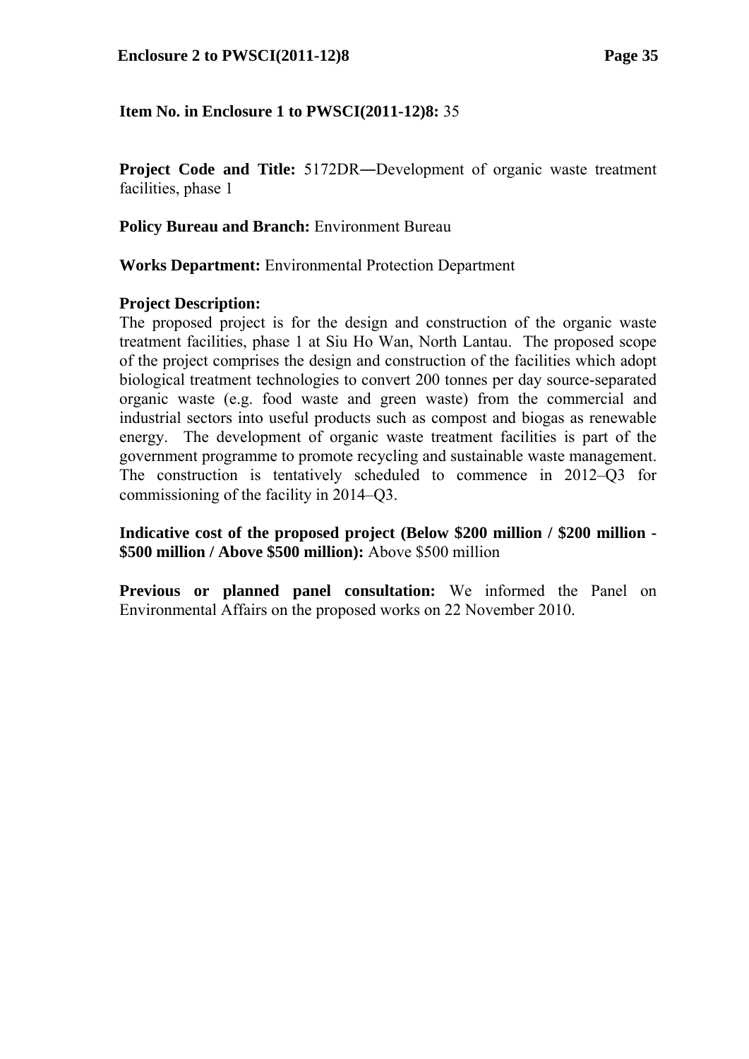**Item No. in Enclosure 1 to PWSCI(2011-12)8:** 35

**Project Code and Title:** 5172DR―Development of organic waste treatment facilities, phase 1

**Policy Bureau and Branch:** Environment Bureau

**Works Department:** Environmental Protection Department

**Project Description:**
The proposed project is for the design and construction of the organic waste treatment facilities, phase 1 at Siu Ho Wan, North Lantau. The proposed scope of the project comprises the design and construction of the facilities which adopt biological treatment technologies to convert 200 tonnes per day source-separated organic waste (e.g. food waste and green waste) from the commercial and industrial sectors into useful products such as compost and biogas as renewable energy. The development of organic waste treatment facilities is part of the government programme to promote recycling and sustainable waste management. The construction is tentatively scheduled to commence in 2012–Q3 for commissioning of the facility in 2014–Q3.

**Indicative cost of the proposed project (Below $200 million / $200 million - $500 million / Above $500 million):** Above $500 million

**Previous or planned panel consultation:** We informed the Panel on Environmental Affairs on the proposed works on 22 November 2010.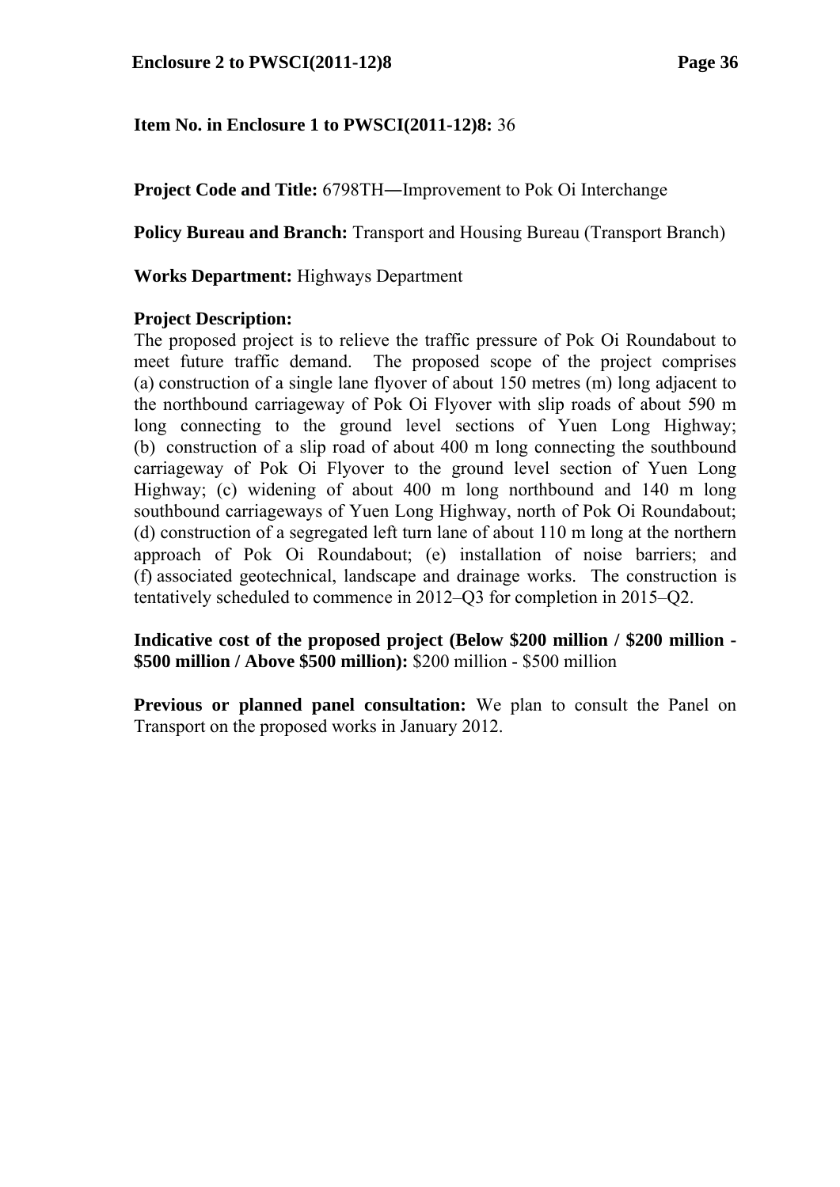**Item No. in Enclosure 1 to PWSCI(2011-12)8:** 36

**Project Code and Title:** 6798TH―Improvement to Pok Oi Interchange

**Policy Bureau and Branch:** Transport and Housing Bureau (Transport Branch)

**Works Department:** Highways Department

**Project Description:**
The proposed project is to relieve the traffic pressure of Pok Oi Roundabout to meet future traffic demand. The proposed scope of the project comprises (a) construction of a single lane flyover of about 150 metres (m) long adjacent to the northbound carriageway of Pok Oi Flyover with slip roads of about 590 m long connecting to the ground level sections of Yuen Long Highway; (b) construction of a slip road of about 400 m long connecting the southbound carriageway of Pok Oi Flyover to the ground level section of Yuen Long Highway; (c) widening of about 400 m long northbound and 140 m long southbound carriageways of Yuen Long Highway, north of Pok Oi Roundabout; (d) construction of a segregated left turn lane of about 110 m long at the northern approach of Pok Oi Roundabout; (e) installation of noise barriers; and (f) associated geotechnical, landscape and drainage works. The construction is tentatively scheduled to commence in 2012–Q3 for completion in 2015–Q2.

**Indicative cost of the proposed project (Below \$200 million / \$200 million - \$500 million / Above \$500 million):** \$200 million - \$500 million

**Previous or planned panel consultation:** We plan to consult the Panel on Transport on the proposed works in January 2012.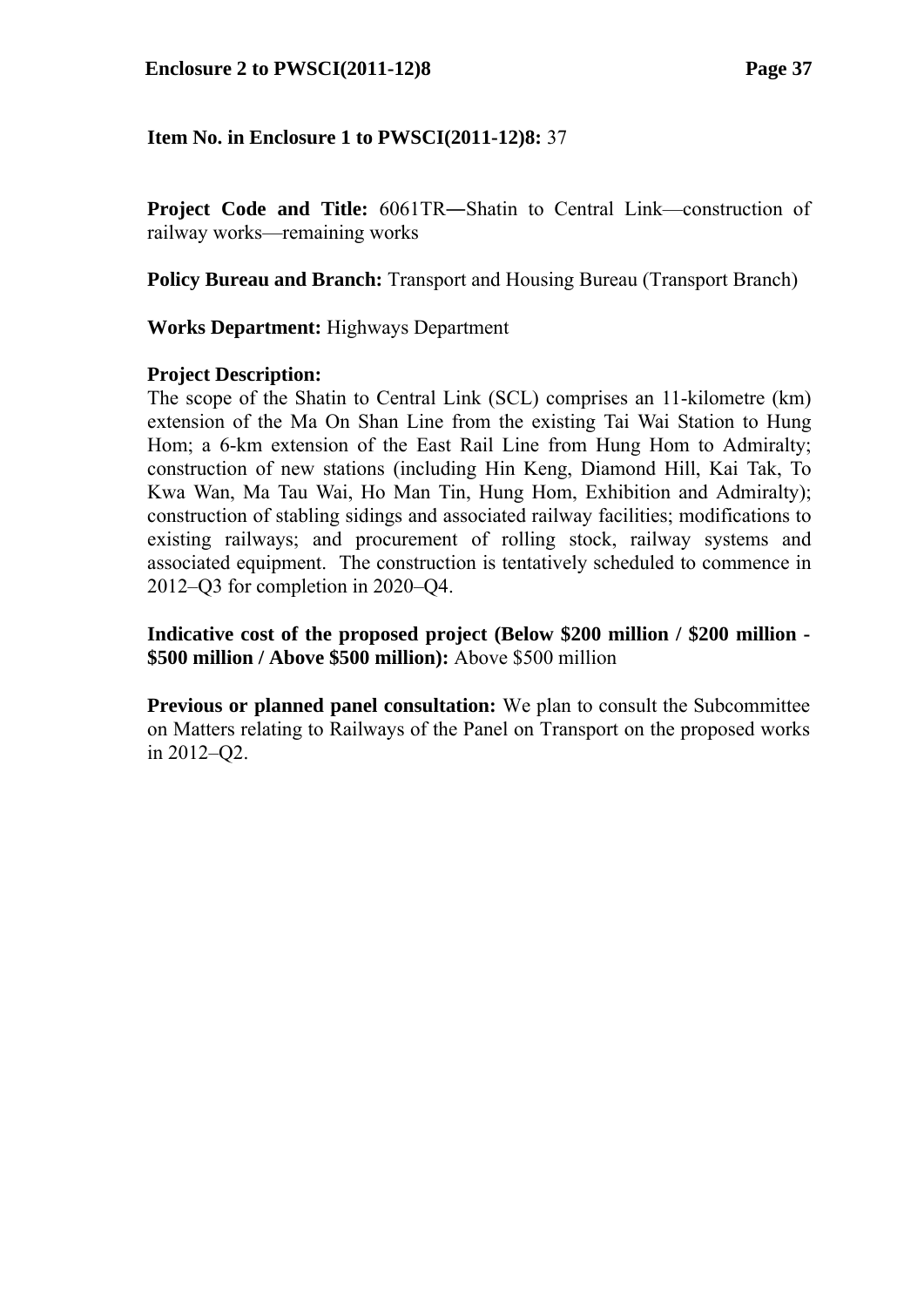**Item No. in Enclosure 1 to PWSCI(2011-12)8:** 37

**Project Code and Title:** 6061TR―Shatin to Central Link—construction of railway works—remaining works

**Policy Bureau and Branch:** Transport and Housing Bureau (Transport Branch)

**Works Department:** Highways Department

**Project Description:**
The scope of the Shatin to Central Link (SCL) comprises an 11-kilometre (km) extension of the Ma On Shan Line from the existing Tai Wai Station to Hung Hom; a 6-km extension of the East Rail Line from Hung Hom to Admiralty; construction of new stations (including Hin Keng, Diamond Hill, Kai Tak, To Kwa Wan, Ma Tau Wai, Ho Man Tin, Hung Hom, Exhibition and Admiralty); construction of stabling sidings and associated railway facilities; modifications to existing railways; and procurement of rolling stock, railway systems and associated equipment. The construction is tentatively scheduled to commence in 2012–Q3 for completion in 2020–Q4.

**Indicative cost of the proposed project (Below \$200 million / \$200 million - \$500 million / Above \$500 million):** Above \$500 million

**Previous or planned panel consultation:** We plan to consult the Subcommittee on Matters relating to Railways of the Panel on Transport on the proposed works in 2012–Q2.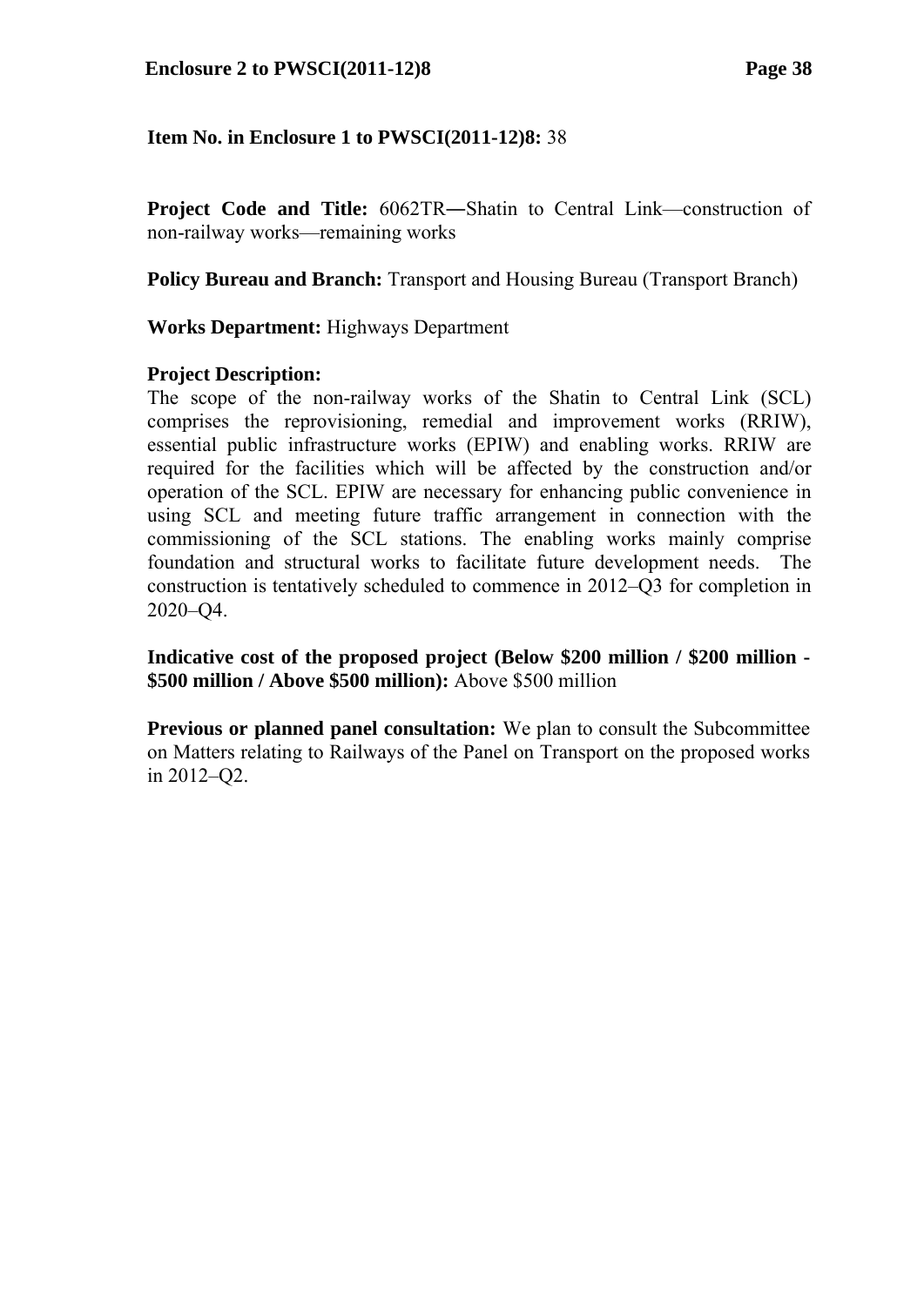**Item No. in Enclosure 1 to PWSCI(2011-12)8:** 38

**Project Code and Title:** 6062TR―Shatin to Central Link—construction of non-railway works—remaining works

**Policy Bureau and Branch:** Transport and Housing Bureau (Transport Branch)

**Works Department:** Highways Department

**Project Description:**
The scope of the non-railway works of the Shatin to Central Link (SCL) comprises the reprovisioning, remedial and improvement works (RRIW), essential public infrastructure works (EPIW) and enabling works. RRIW are required for the facilities which will be affected by the construction and/or operation of the SCL. EPIW are necessary for enhancing public convenience in using SCL and meeting future traffic arrangement in connection with the commissioning of the SCL stations. The enabling works mainly comprise foundation and structural works to facilitate future development needs. The construction is tentatively scheduled to commence in 2012–Q3 for completion in 2020–Q4.

**Indicative cost of the proposed project (Below $200 million / $200 million - $500 million / Above $500 million):** Above $500 million

**Previous or planned panel consultation:** We plan to consult the Subcommittee on Matters relating to Railways of the Panel on Transport on the proposed works in 2012–Q2.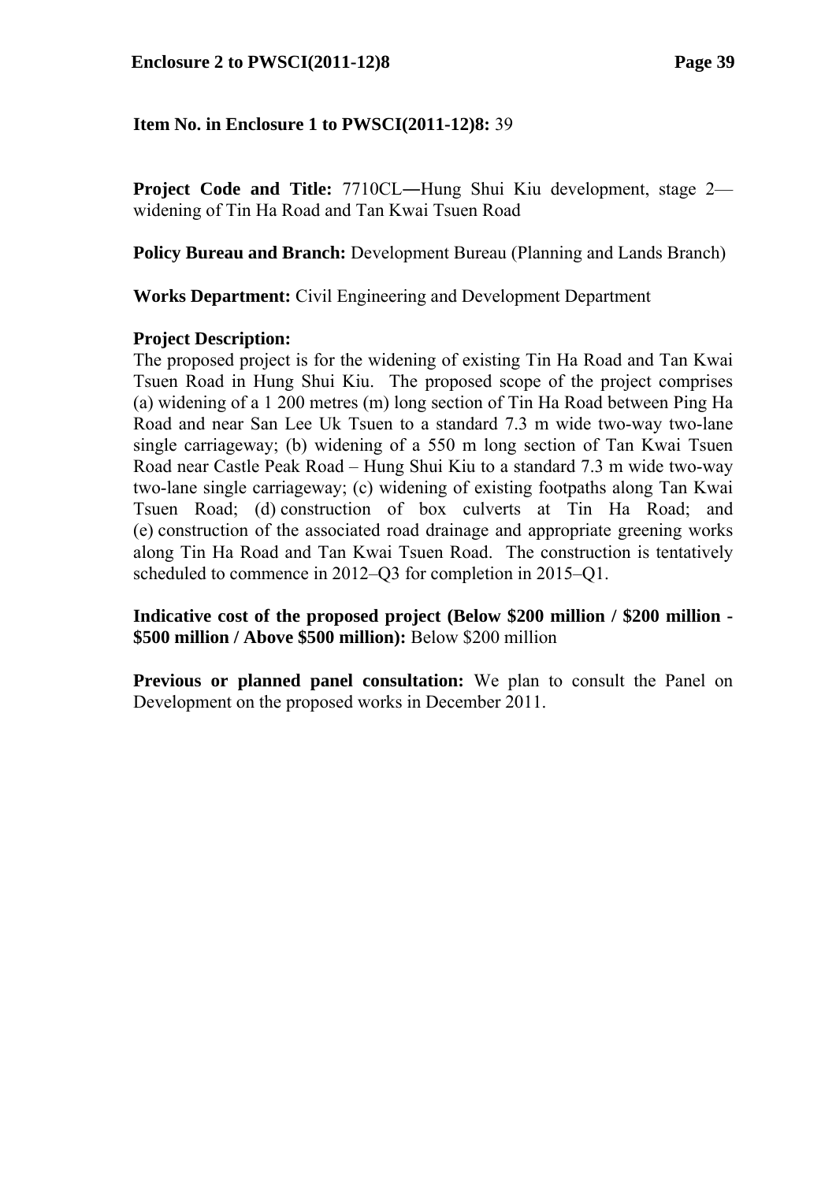**Item No. in Enclosure 1 to PWSCI(2011-12)8:** 39

**Project Code and Title:** 7710CL―Hung Shui Kiu development, stage 2—widening of Tin Ha Road and Tan Kwai Tsuen Road

**Policy Bureau and Branch:** Development Bureau (Planning and Lands Branch)

**Works Department:** Civil Engineering and Development Department

**Project Description:**
The proposed project is for the widening of existing Tin Ha Road and Tan Kwai Tsuen Road in Hung Shui Kiu. The proposed scope of the project comprises (a) widening of a 1 200 metres (m) long section of Tin Ha Road between Ping Ha Road and near San Lee Uk Tsuen to a standard 7.3 m wide two-way two-lane single carriageway; (b) widening of a 550 m long section of Tan Kwai Tsuen Road near Castle Peak Road – Hung Shui Kiu to a standard 7.3 m wide two-way two-lane single carriageway; (c) widening of existing footpaths along Tan Kwai Tsuen Road; (d) construction of box culverts at Tin Ha Road; and (e) construction of the associated road drainage and appropriate greening works along Tin Ha Road and Tan Kwai Tsuen Road. The construction is tentatively scheduled to commence in 2012–Q3 for completion in 2015–Q1.

**Indicative cost of the proposed project (Below $200 million / $200 million - $500 million / Above $500 million):** Below $200 million

**Previous or planned panel consultation:** We plan to consult the Panel on Development on the proposed works in December 2011.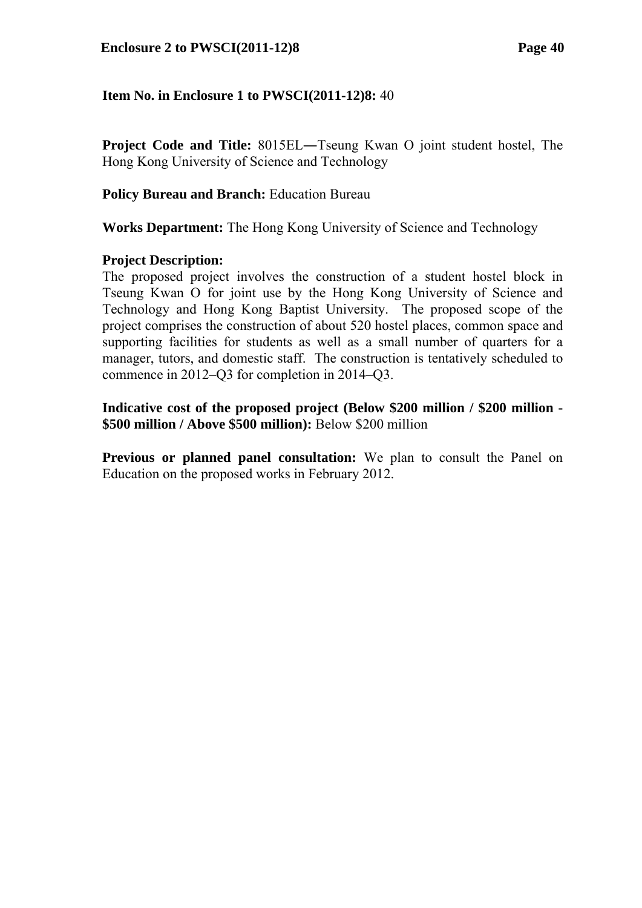**Item No. in Enclosure 1 to PWSCI(2011-12)8:** 40

**Project Code and Title:** 8015EL―Tseung Kwan O joint student hostel, The Hong Kong University of Science and Technology

**Policy Bureau and Branch:** Education Bureau

**Works Department:** The Hong Kong University of Science and Technology

**Project Description:**
The proposed project involves the construction of a student hostel block in Tseung Kwan O for joint use by the Hong Kong University of Science and Technology and Hong Kong Baptist University. The proposed scope of the project comprises the construction of about 520 hostel places, common space and supporting facilities for students as well as a small number of quarters for a manager, tutors, and domestic staff. The construction is tentatively scheduled to commence in 2012–Q3 for completion in 2014–Q3.

**Indicative cost of the proposed project (Below $200 million / $200 million - $500 million / Above $500 million):** Below $200 million

**Previous or planned panel consultation:** We plan to consult the Panel on Education on the proposed works in February 2012.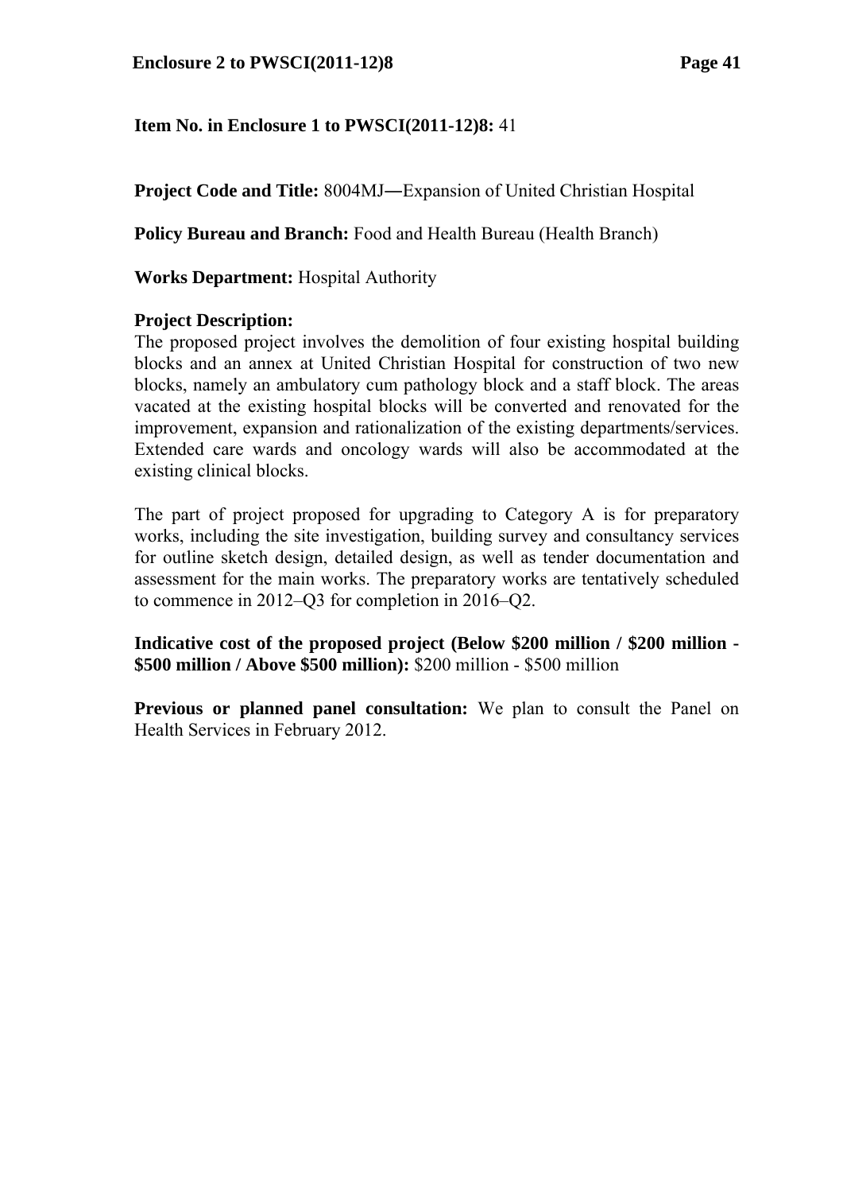**Item No. in Enclosure 1 to PWSCI(2011-12)8:** 41

**Project Code and Title:** 8004MJ―Expansion of United Christian Hospital

**Policy Bureau and Branch:** Food and Health Bureau (Health Branch)

**Works Department:** Hospital Authority

**Project Description:**
The proposed project involves the demolition of four existing hospital building blocks and an annex at United Christian Hospital for construction of two new blocks, namely an ambulatory cum pathology block and a staff block. The areas vacated at the existing hospital blocks will be converted and renovated for the improvement, expansion and rationalization of the existing departments/services. Extended care wards and oncology wards will also be accommodated at the existing clinical blocks.

The part of project proposed for upgrading to Category A is for preparatory works, including the site investigation, building survey and consultancy services for outline sketch design, detailed design, as well as tender documentation and assessment for the main works. The preparatory works are tentatively scheduled to commence in 2012–Q3 for completion in 2016–Q2.

**Indicative cost of the proposed project (Below $200 million / $200 million - $500 million / Above $500 million):** $200 million - $500 million

**Previous or planned panel consultation:** We plan to consult the Panel on Health Services in February 2012.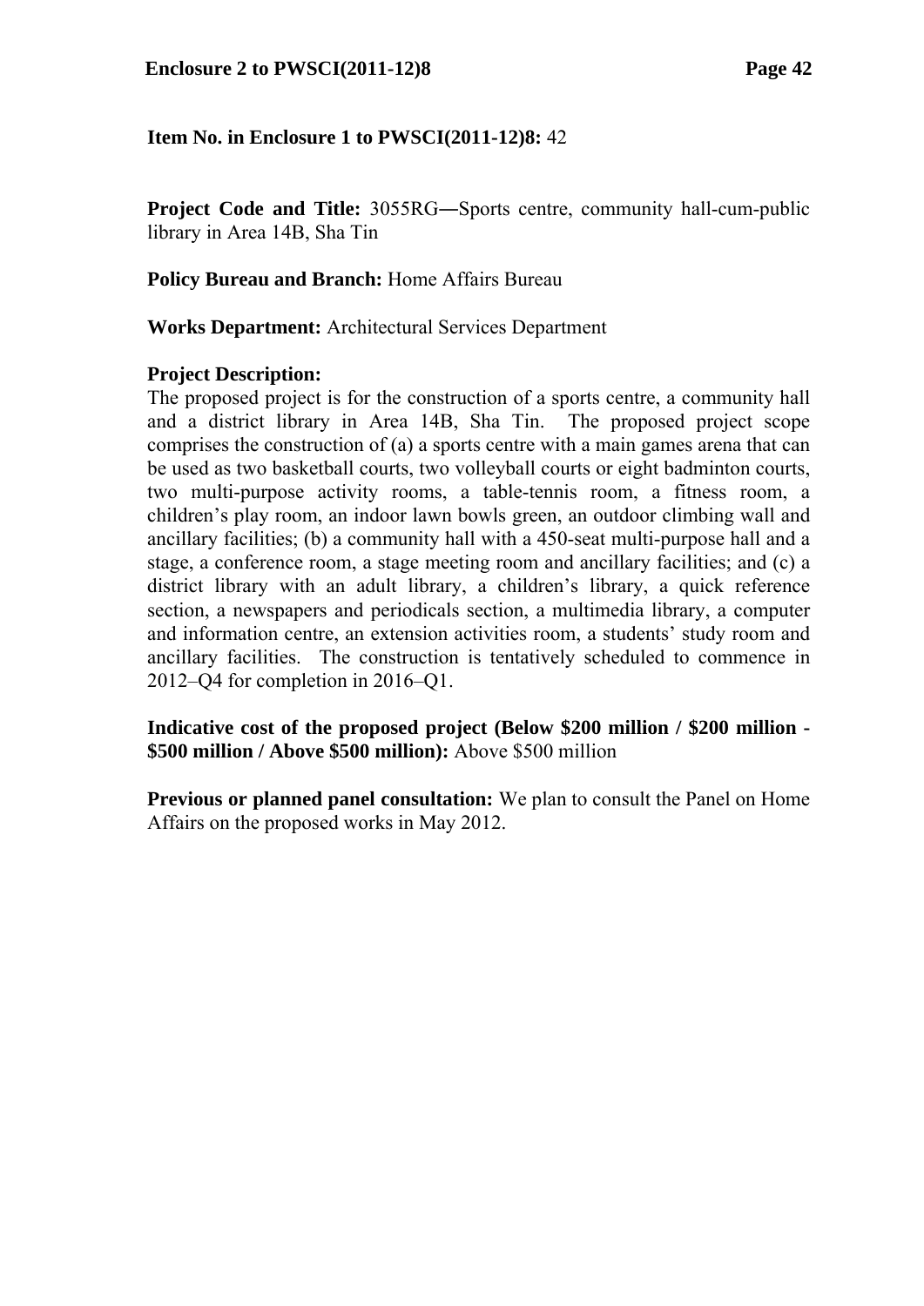**Item No. in Enclosure 1 to PWSCI(2011-12)8:** 42

**Project Code and Title:** 3055RG—Sports centre, community hall-cum-public library in Area 14B, Sha Tin

**Policy Bureau and Branch:** Home Affairs Bureau

**Works Department:** Architectural Services Department

**Project Description:**
The proposed project is for the construction of a sports centre, a community hall and a district library in Area 14B, Sha Tin. The proposed project scope comprises the construction of (a) a sports centre with a main games arena that can be used as two basketball courts, two volleyball courts or eight badminton courts, two multi-purpose activity rooms, a table-tennis room, a fitness room, a children's play room, an indoor lawn bowls green, an outdoor climbing wall and ancillary facilities; (b) a community hall with a 450-seat multi-purpose hall and a stage, a conference room, a stage meeting room and ancillary facilities; and (c) a district library with an adult library, a children's library, a quick reference section, a newspapers and periodicals section, a multimedia library, a computer and information centre, an extension activities room, a students' study room and ancillary facilities. The construction is tentatively scheduled to commence in 2012–Q4 for completion in 2016–Q1.

**Indicative cost of the proposed project (Below $200 million / $200 million - $500 million / Above $500 million):** Above $500 million

**Previous or planned panel consultation:** We plan to consult the Panel on Home Affairs on the proposed works in May 2012.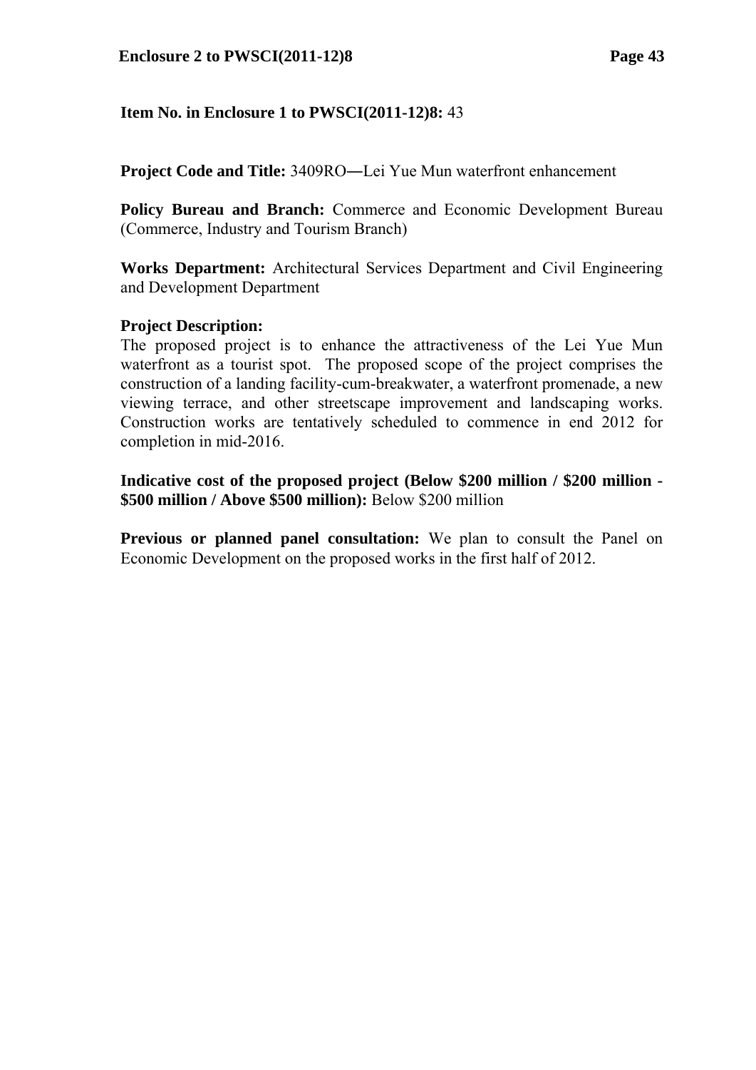**Item No. in Enclosure 1 to PWSCI(2011-12)8:** 43

**Project Code and Title:** 3409RO―Lei Yue Mun waterfront enhancement

**Policy Bureau and Branch:** Commerce and Economic Development Bureau (Commerce, Industry and Tourism Branch)

**Works Department:** Architectural Services Department and Civil Engineering and Development Department

**Project Description:**
The proposed project is to enhance the attractiveness of the Lei Yue Mun waterfront as a tourist spot. The proposed scope of the project comprises the construction of a landing facility-cum-breakwater, a waterfront promenade, a new viewing terrace, and other streetscape improvement and landscaping works. Construction works are tentatively scheduled to commence in end 2012 for completion in mid-2016.

**Indicative cost of the proposed project (Below $200 million / $200 million - $500 million / Above $500 million):** Below $200 million

**Previous or planned panel consultation:** We plan to consult the Panel on Economic Development on the proposed works in the first half of 2012.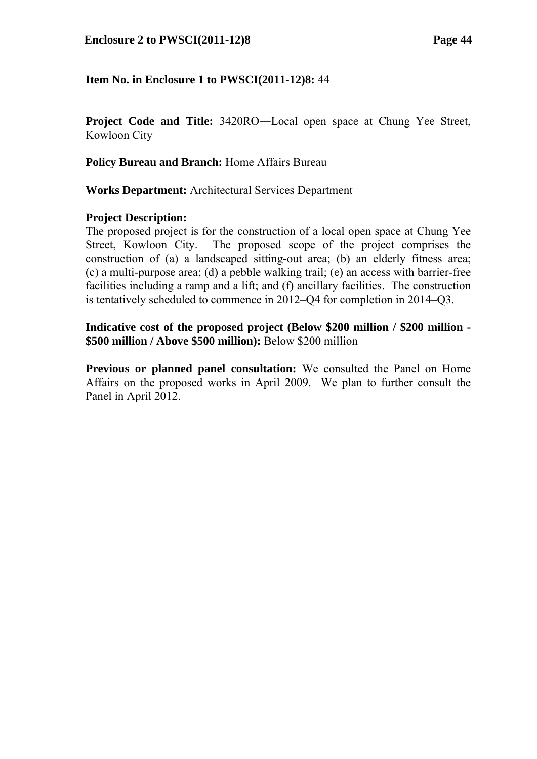**Item No. in Enclosure 1 to PWSCI(2011-12)8:** 44

**Project Code and Title:** 3420RO―Local open space at Chung Yee Street, Kowloon City

**Policy Bureau and Branch:** Home Affairs Bureau

**Works Department:** Architectural Services Department

**Project Description:**
The proposed project is for the construction of a local open space at Chung Yee Street, Kowloon City. The proposed scope of the project comprises the construction of (a) a landscaped sitting-out area; (b) an elderly fitness area; (c) a multi-purpose area; (d) a pebble walking trail; (e) an access with barrier-free facilities including a ramp and a lift; and (f) ancillary facilities. The construction is tentatively scheduled to commence in 2012–Q4 for completion in 2014–Q3.

**Indicative cost of the proposed project (Below $200 million / $200 million - $500 million / Above $500 million):** Below $200 million

**Previous or planned panel consultation:** We consulted the Panel on Home Affairs on the proposed works in April 2009. We plan to further consult the Panel in April 2012.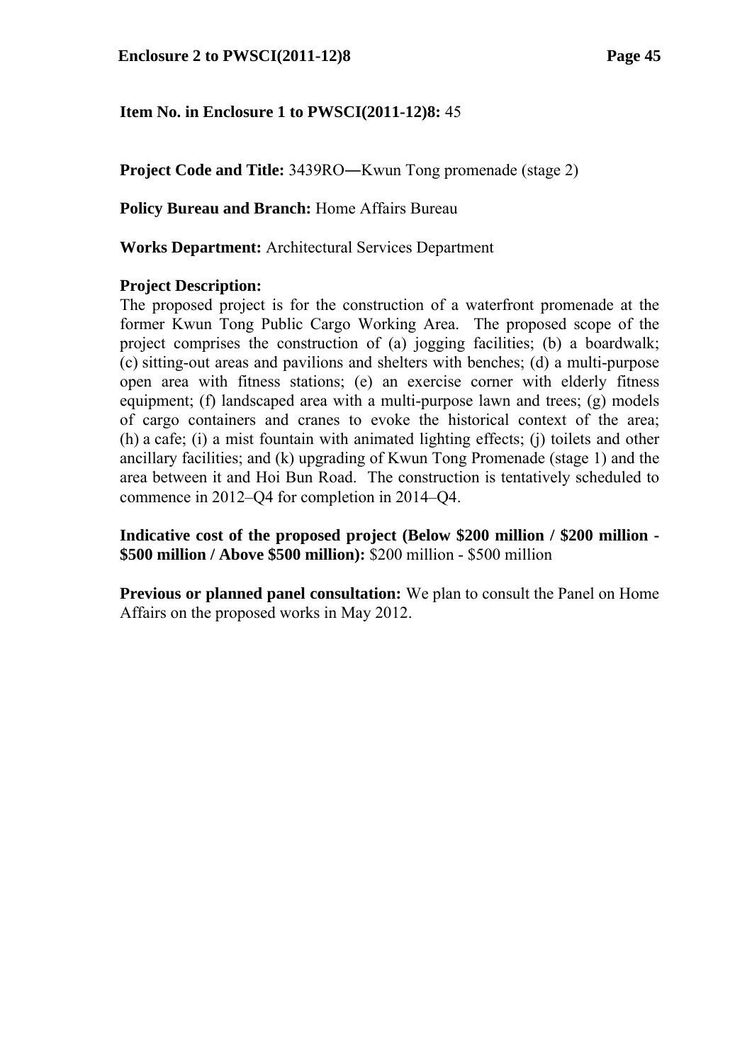**Item No. in Enclosure 1 to PWSCI(2011-12)8:** 45

**Project Code and Title:** 3439RO―Kwun Tong promenade (stage 2)

**Policy Bureau and Branch:** Home Affairs Bureau

**Works Department:** Architectural Services Department

**Project Description:**
The proposed project is for the construction of a waterfront promenade at the former Kwun Tong Public Cargo Working Area. The proposed scope of the project comprises the construction of (a) jogging facilities; (b) a boardwalk; (c) sitting-out areas and pavilions and shelters with benches; (d) a multi-purpose open area with fitness stations; (e) an exercise corner with elderly fitness equipment; (f) landscaped area with a multi-purpose lawn and trees; (g) models of cargo containers and cranes to evoke the historical context of the area; (h) a cafe; (i) a mist fountain with animated lighting effects; (j) toilets and other ancillary facilities; and (k) upgrading of Kwun Tong Promenade (stage 1) and the area between it and Hoi Bun Road. The construction is tentatively scheduled to commence in 2012–Q4 for completion in 2014–Q4.

**Indicative cost of the proposed project (Below \$200 million / \$200 million - \$500 million / Above \$500 million):** \$200 million - \$500 million

**Previous or planned panel consultation:** We plan to consult the Panel on Home Affairs on the proposed works in May 2012.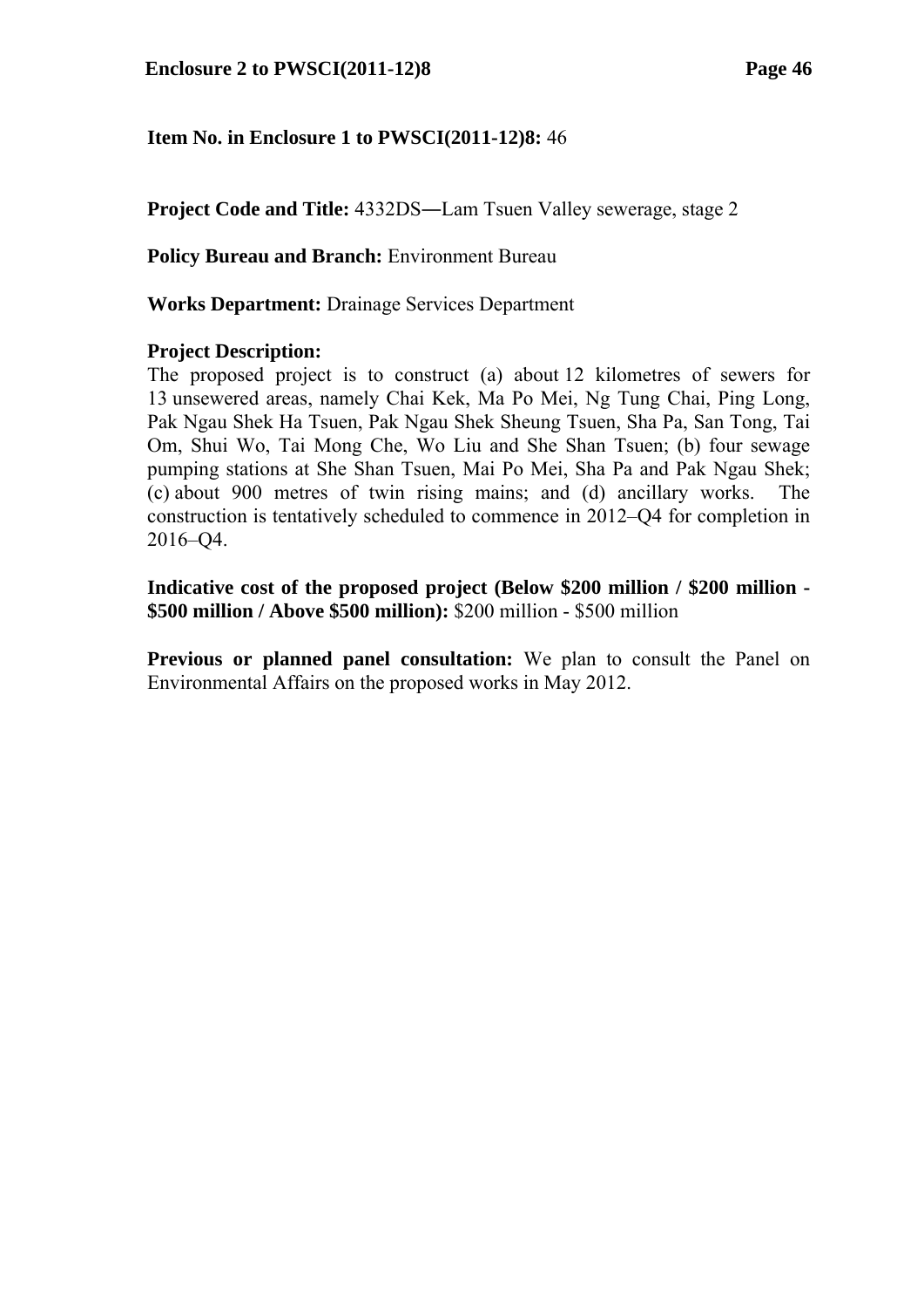**Item No. in Enclosure 1 to PWSCI(2011-12)8:** 46

**Project Code and Title:** 4332DS―Lam Tsuen Valley sewerage, stage 2

**Policy Bureau and Branch:** Environment Bureau

**Works Department:** Drainage Services Department

**Project Description:**
The proposed project is to construct (a) about 12 kilometres of sewers for 13 unsewered areas, namely Chai Kek, Ma Po Mei, Ng Tung Chai, Ping Long, Pak Ngau Shek Ha Tsuen, Pak Ngau Shek Sheung Tsuen, Sha Pa, San Tong, Tai Om, Shui Wo, Tai Mong Che, Wo Liu and She Shan Tsuen; (b) four sewage pumping stations at She Shan Tsuen, Mai Po Mei, Sha Pa and Pak Ngau Shek; (c) about 900 metres of twin rising mains; and (d) ancillary works. The construction is tentatively scheduled to commence in 2012–Q4 for completion in 2016–Q4.

**Indicative cost of the proposed project (Below $200 million / $200 million - $500 million / Above $500 million):** $200 million - $500 million

**Previous or planned panel consultation:** We plan to consult the Panel on Environmental Affairs on the proposed works in May 2012.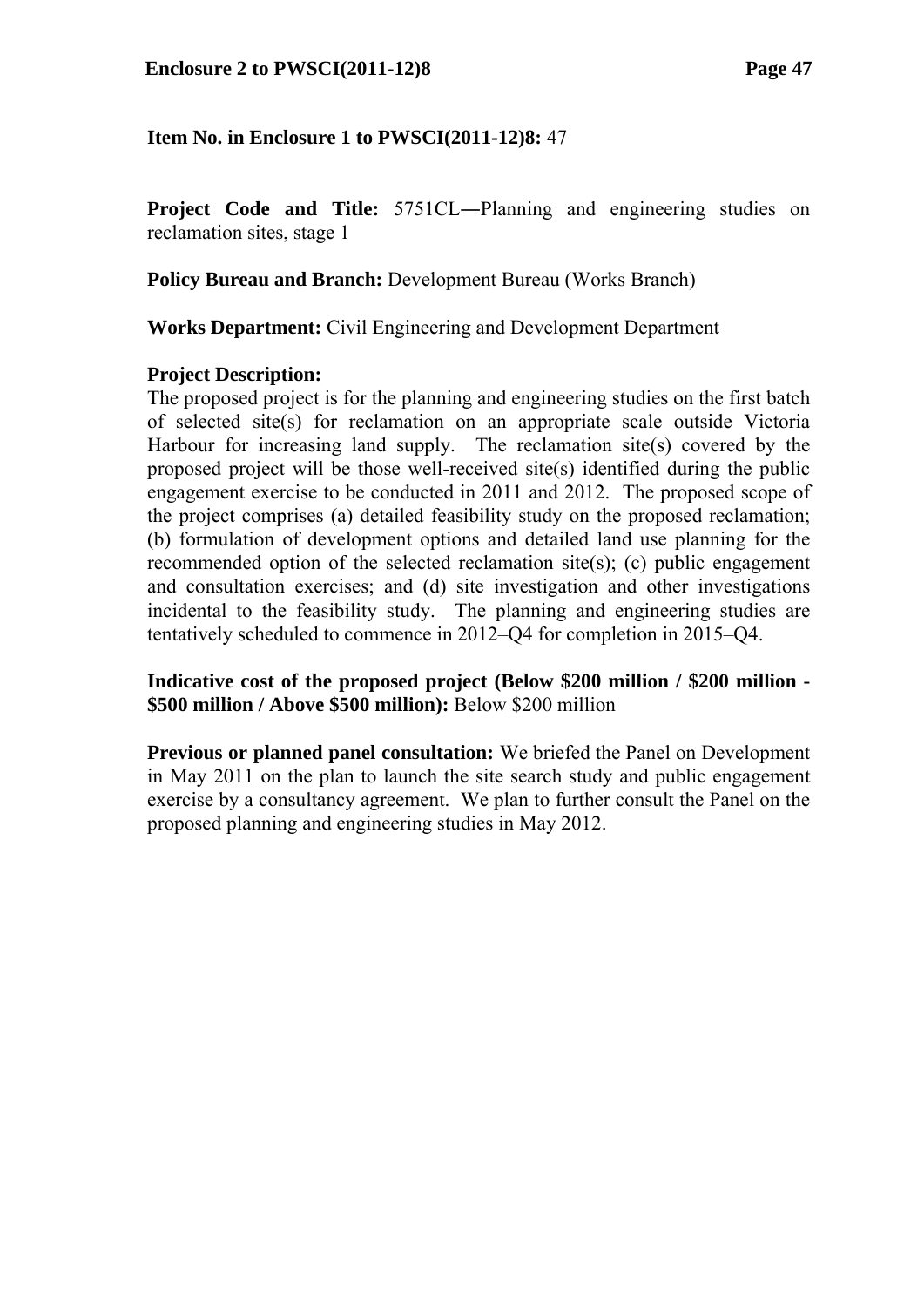**Item No. in Enclosure 1 to PWSCI(2011-12)8:** 47

**Project Code and Title:** 5751CL―Planning and engineering studies on reclamation sites, stage 1

**Policy Bureau and Branch:** Development Bureau (Works Branch)

**Works Department:** Civil Engineering and Development Department

**Project Description:**
The proposed project is for the planning and engineering studies on the first batch of selected site(s) for reclamation on an appropriate scale outside Victoria Harbour for increasing land supply. The reclamation site(s) covered by the proposed project will be those well-received site(s) identified during the public engagement exercise to be conducted in 2011 and 2012. The proposed scope of the project comprises (a) detailed feasibility study on the proposed reclamation; (b) formulation of development options and detailed land use planning for the recommended option of the selected reclamation site(s); (c) public engagement and consultation exercises; and (d) site investigation and other investigations incidental to the feasibility study. The planning and engineering studies are tentatively scheduled to commence in 2012–Q4 for completion in 2015–Q4.

**Indicative cost of the proposed project (Below \$200 million / \$200 million - \$500 million / Above \$500 million):** Below \$200 million

**Previous or planned panel consultation:** We briefed the Panel on Development in May 2011 on the plan to launch the site search study and public engagement exercise by a consultancy agreement. We plan to further consult the Panel on the proposed planning and engineering studies in May 2012.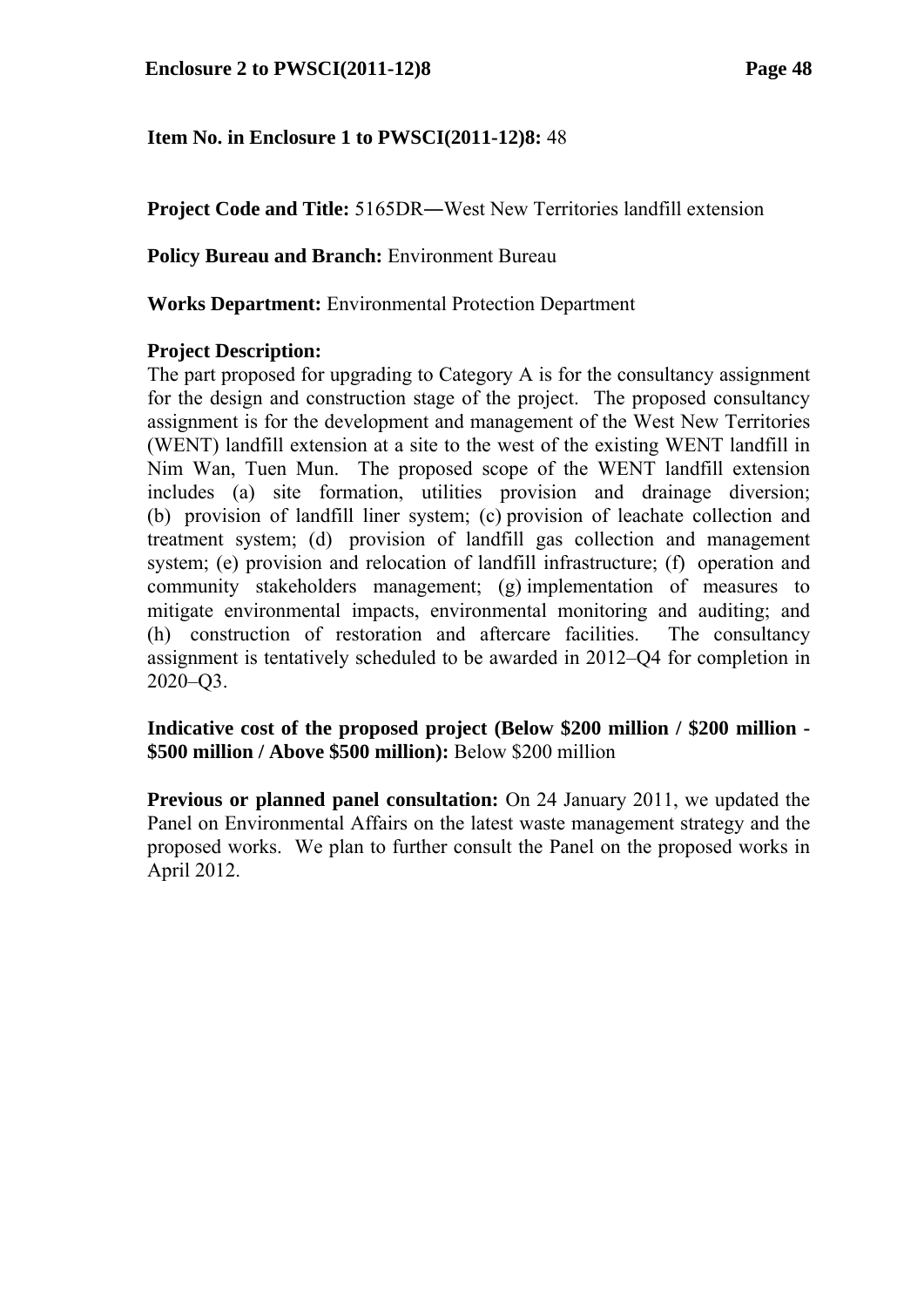**Item No. in Enclosure 1 to PWSCI(2011-12)8:** 48

**Project Code and Title:** 5165DR―West New Territories landfill extension

**Policy Bureau and Branch:** Environment Bureau

**Works Department:** Environmental Protection Department

**Project Description:**
The part proposed for upgrading to Category A is for the consultancy assignment for the design and construction stage of the project. The proposed consultancy assignment is for the development and management of the West New Territories (WENT) landfill extension at a site to the west of the existing WENT landfill in Nim Wan, Tuen Mun. The proposed scope of the WENT landfill extension includes (a) site formation, utilities provision and drainage diversion; (b) provision of landfill liner system; (c) provision of leachate collection and treatment system; (d) provision of landfill gas collection and management system; (e) provision and relocation of landfill infrastructure; (f) operation and community stakeholders management; (g) implementation of measures to mitigate environmental impacts, environmental monitoring and auditing; and (h) construction of restoration and aftercare facilities. The consultancy assignment is tentatively scheduled to be awarded in 2012–Q4 for completion in 2020–Q3.

**Indicative cost of the proposed project (Below \$200 million / \$200 million - \$500 million / Above \$500 million):** Below \$200 million

**Previous or planned panel consultation:** On 24 January 2011, we updated the Panel on Environmental Affairs on the latest waste management strategy and the proposed works. We plan to further consult the Panel on the proposed works in April 2012.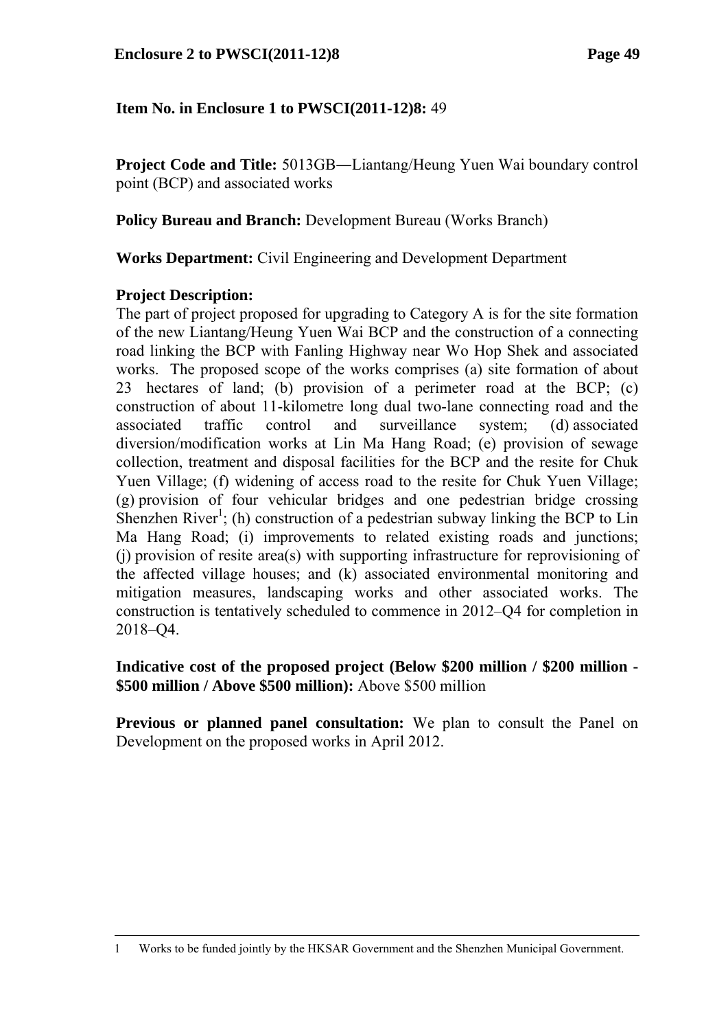**Item No. in Enclosure 1 to PWSCI(2011-12)8:** 49

**Project Code and Title:** 5013GB―Liantang/Heung Yuen Wai boundary control point (BCP) and associated works

**Policy Bureau and Branch:** Development Bureau (Works Branch)

**Works Department:** Civil Engineering and Development Department

**Project Description:**

The part of project proposed for upgrading to Category A is for the site formation of the new Liantang/Heung Yuen Wai BCP and the construction of a connecting road linking the BCP with Fanling Highway near Wo Hop Shek and associated works. The proposed scope of the works comprises (a) site formation of about 23 hectares of land; (b) provision of a perimeter road at the BCP; (c) construction of about 11-kilometre long dual two-lane connecting road and the associated traffic control and surveillance system; (d) associated diversion/modification works at Lin Ma Hang Road; (e) provision of sewage collection, treatment and disposal facilities for the BCP and the resite for Chuk Yuen Village; (f) widening of access road to the resite for Chuk Yuen Village; (g) provision of four vehicular bridges and one pedestrian bridge crossing Shenzhen River[1]; (h) construction of a pedestrian subway linking the BCP to Lin Ma Hang Road; (i) improvements to related existing roads and junctions; (j) provision of resite area(s) with supporting infrastructure for reprovisioning of the affected village houses; and (k) associated environmental monitoring and mitigation measures, landscaping works and other associated works. The construction is tentatively scheduled to commence in 2012–Q4 for completion in 2018–Q4.

**Indicative cost of the proposed project (Below \$200 million / \$200 million - \$500 million / Above \$500 million):** Above \$500 million

**Previous or planned panel consultation:** We plan to consult the Panel on Development on the proposed works in April 2012.

---

1 Works to be funded jointly by the HKSAR Government and the Shenzhen Municipal Government.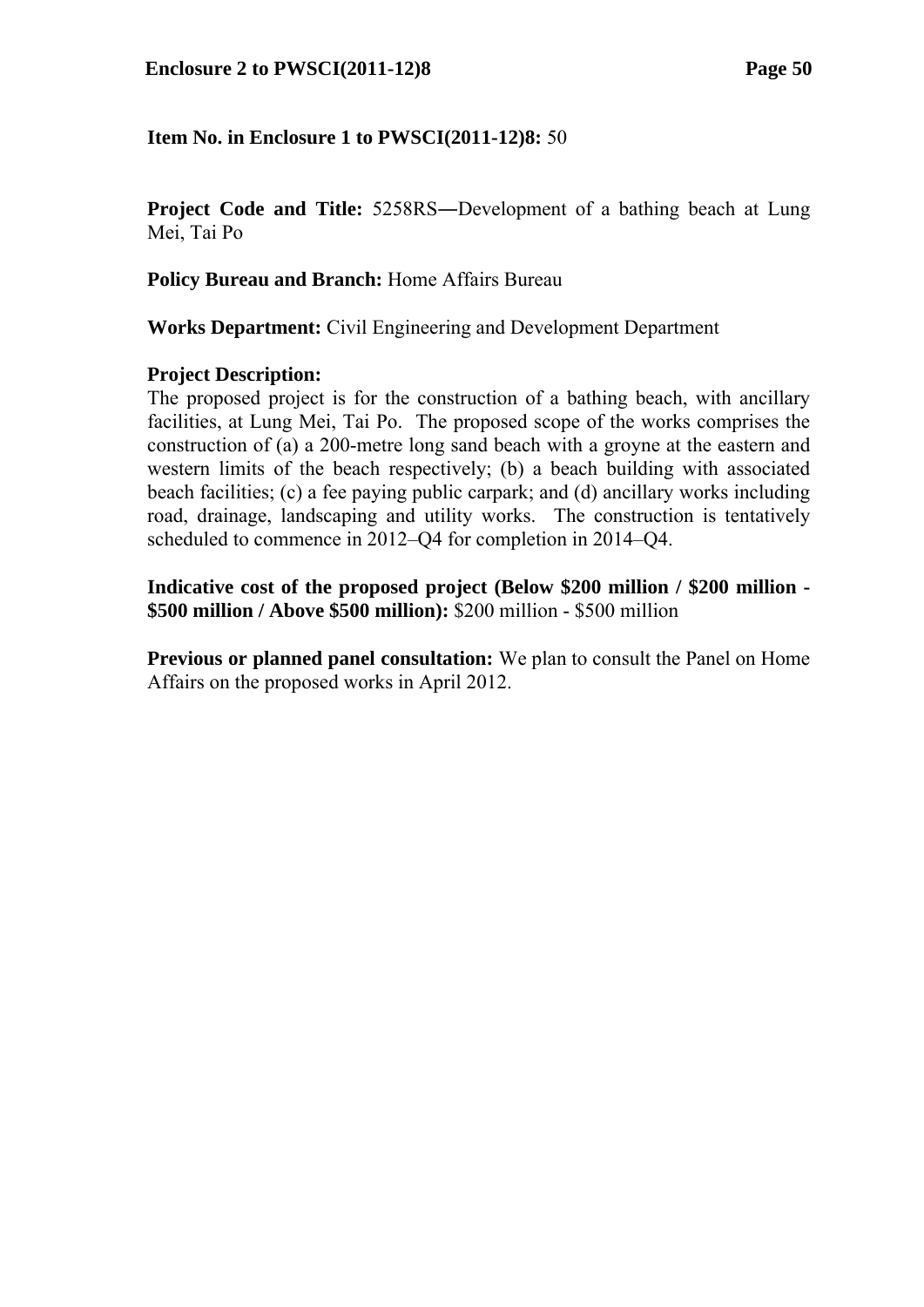**Item No. in Enclosure 1 to PWSCI(2011-12)8:** 50

**Project Code and Title:** 5258RS―Development of a bathing beach at Lung Mei, Tai Po

**Policy Bureau and Branch:** Home Affairs Bureau

**Works Department:** Civil Engineering and Development Department

**Project Description:**
The proposed project is for the construction of a bathing beach, with ancillary facilities, at Lung Mei, Tai Po. The proposed scope of the works comprises the construction of (a) a 200-metre long sand beach with a groyne at the eastern and western limits of the beach respectively; (b) a beach building with associated beach facilities; (c) a fee paying public carpark; and (d) ancillary works including road, drainage, landscaping and utility works. The construction is tentatively scheduled to commence in 2012–Q4 for completion in 2014–Q4.

**Indicative cost of the proposed project (Below \$200 million / \$200 million - \$500 million / Above \$500 million):** \$200 million - \$500 million

**Previous or planned panel consultation:** We plan to consult the Panel on Home Affairs on the proposed works in April 2012.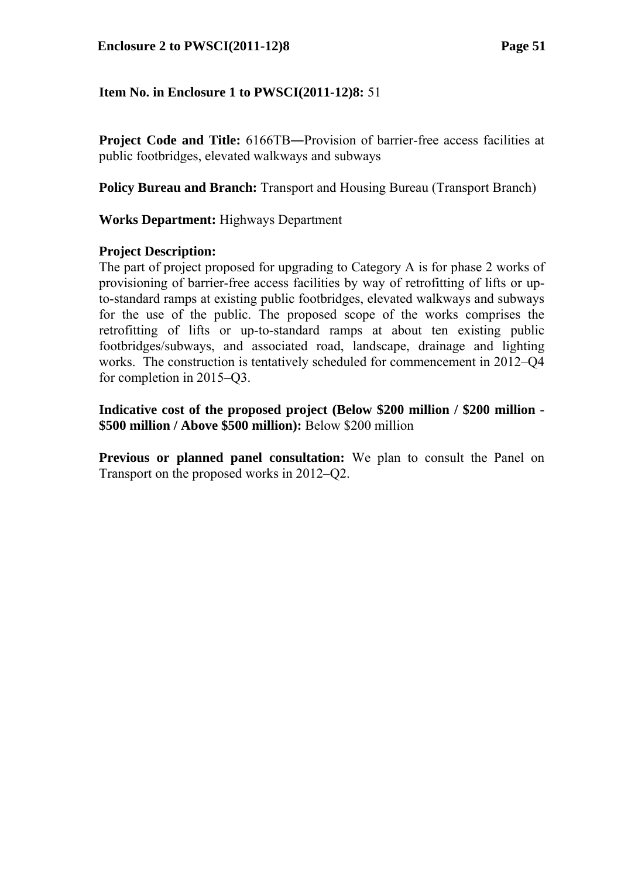**Item No. in Enclosure 1 to PWSCI(2011-12)8:** 51

**Project Code and Title:** 6166TB―Provision of barrier-free access facilities at public footbridges, elevated walkways and subways

**Policy Bureau and Branch:** Transport and Housing Bureau (Transport Branch)

**Works Department:** Highways Department

**Project Description:**
The part of project proposed for upgrading to Category A is for phase 2 works of provisioning of barrier-free access facilities by way of retrofitting of lifts or up-to-standard ramps at existing public footbridges, elevated walkways and subways for the use of the public. The proposed scope of the works comprises the retrofitting of lifts or up-to-standard ramps at about ten existing public footbridges/subways, and associated road, landscape, drainage and lighting works. The construction is tentatively scheduled for commencement in 2012–Q4 for completion in 2015–Q3.

**Indicative cost of the proposed project (Below $200 million / $200 million - $500 million / Above $500 million):** Below $200 million

**Previous or planned panel consultation:** We plan to consult the Panel on Transport on the proposed works in 2012–Q2.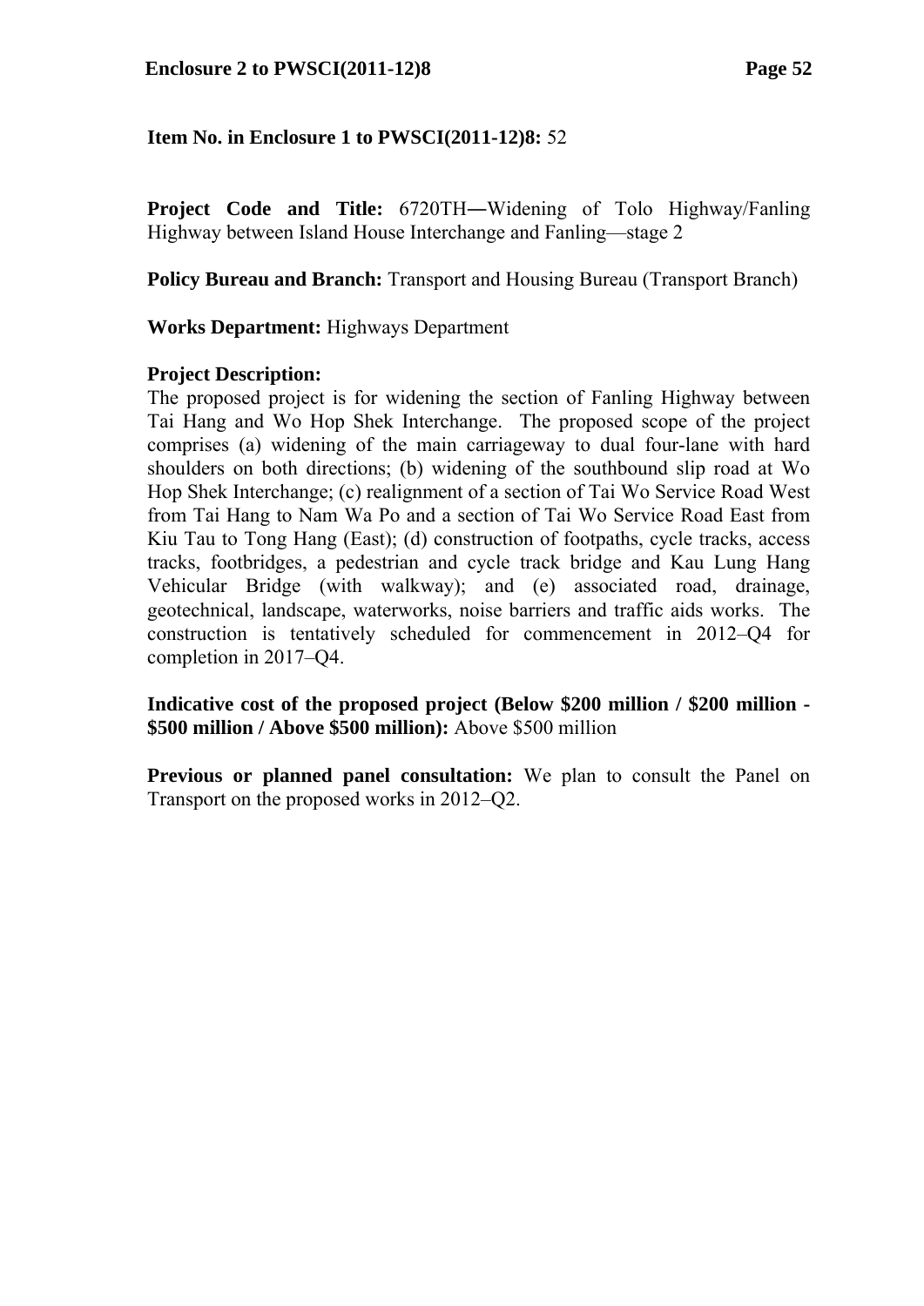**Item No. in Enclosure 1 to PWSCI(2011-12)8:** 52

**Project Code and Title:** 6720TH―Widening of Tolo Highway/Fanling Highway between Island House Interchange and Fanling—stage 2

**Policy Bureau and Branch:** Transport and Housing Bureau (Transport Branch)

**Works Department:** Highways Department

**Project Description:**
The proposed project is for widening the section of Fanling Highway between Tai Hang and Wo Hop Shek Interchange. The proposed scope of the project comprises (a) widening of the main carriageway to dual four-lane with hard shoulders on both directions; (b) widening of the southbound slip road at Wo Hop Shek Interchange; (c) realignment of a section of Tai Wo Service Road West from Tai Hang to Nam Wa Po and a section of Tai Wo Service Road East from Kiu Tau to Tong Hang (East); (d) construction of footpaths, cycle tracks, access tracks, footbridges, a pedestrian and cycle track bridge and Kau Lung Hang Vehicular Bridge (with walkway); and (e) associated road, drainage, geotechnical, landscape, waterworks, noise barriers and traffic aids works. The construction is tentatively scheduled for commencement in 2012–Q4 for completion in 2017–Q4.

**Indicative cost of the proposed project (Below $200 million / $200 million - $500 million / Above $500 million):** Above $500 million

**Previous or planned panel consultation:** We plan to consult the Panel on Transport on the proposed works in 2012–Q2.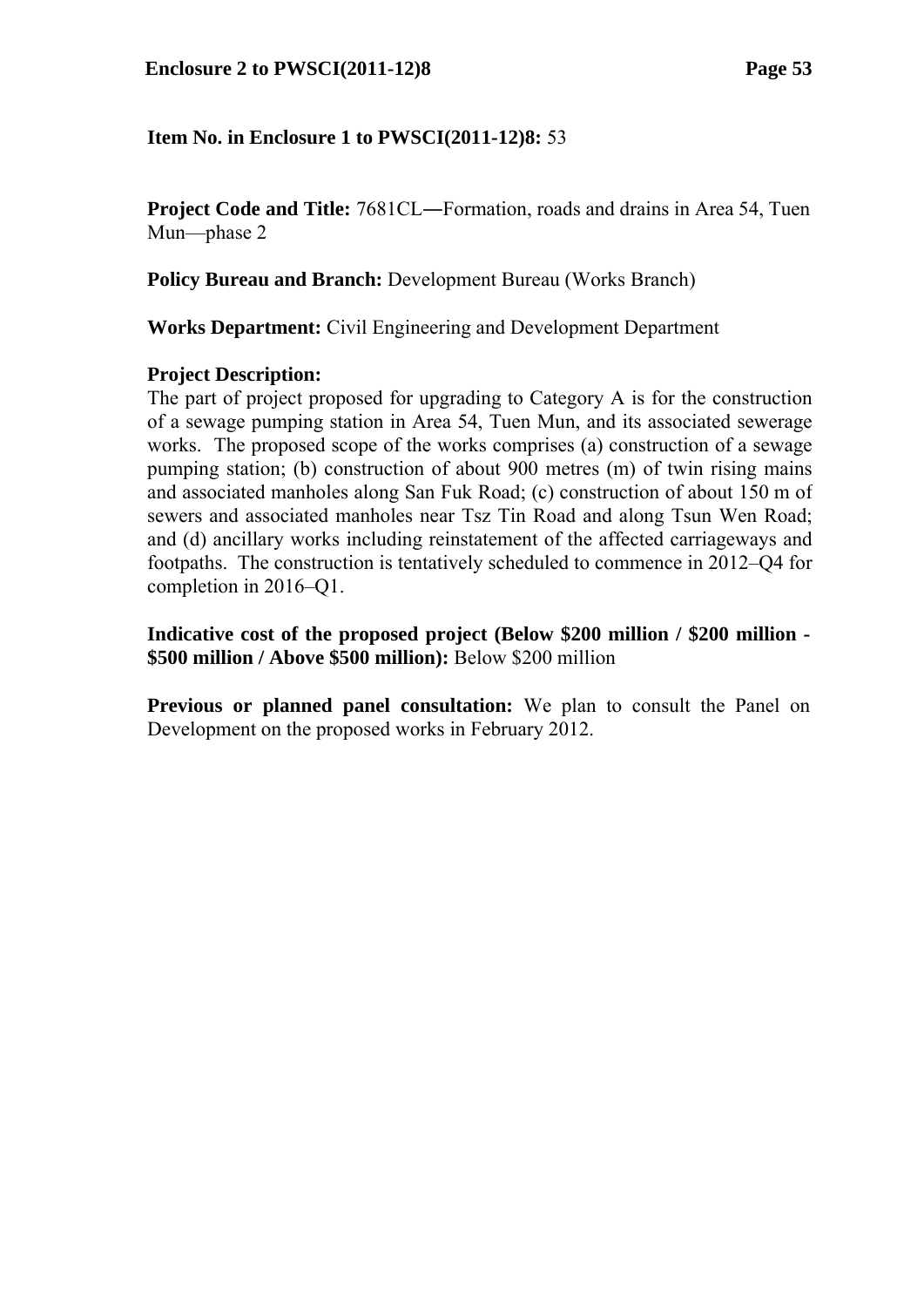**Item No. in Enclosure 1 to PWSCI(2011-12)8:** 53

**Project Code and Title:** 7681CL―Formation, roads and drains in Area 54, Tuen Mun—phase 2

**Policy Bureau and Branch:** Development Bureau (Works Branch)

**Works Department:** Civil Engineering and Development Department

**Project Description:**
The part of project proposed for upgrading to Category A is for the construction of a sewage pumping station in Area 54, Tuen Mun, and its associated sewerage works. The proposed scope of the works comprises (a) construction of a sewage pumping station; (b) construction of about 900 metres (m) of twin rising mains and associated manholes along San Fuk Road; (c) construction of about 150 m of sewers and associated manholes near Tsz Tin Road and along Tsun Wen Road; and (d) ancillary works including reinstatement of the affected carriageways and footpaths. The construction is tentatively scheduled to commence in 2012–Q4 for completion in 2016–Q1.

**Indicative cost of the proposed project (Below $200 million / $200 million - $500 million / Above $500 million):** Below $200 million

**Previous or planned panel consultation:** We plan to consult the Panel on Development on the proposed works in February 2012.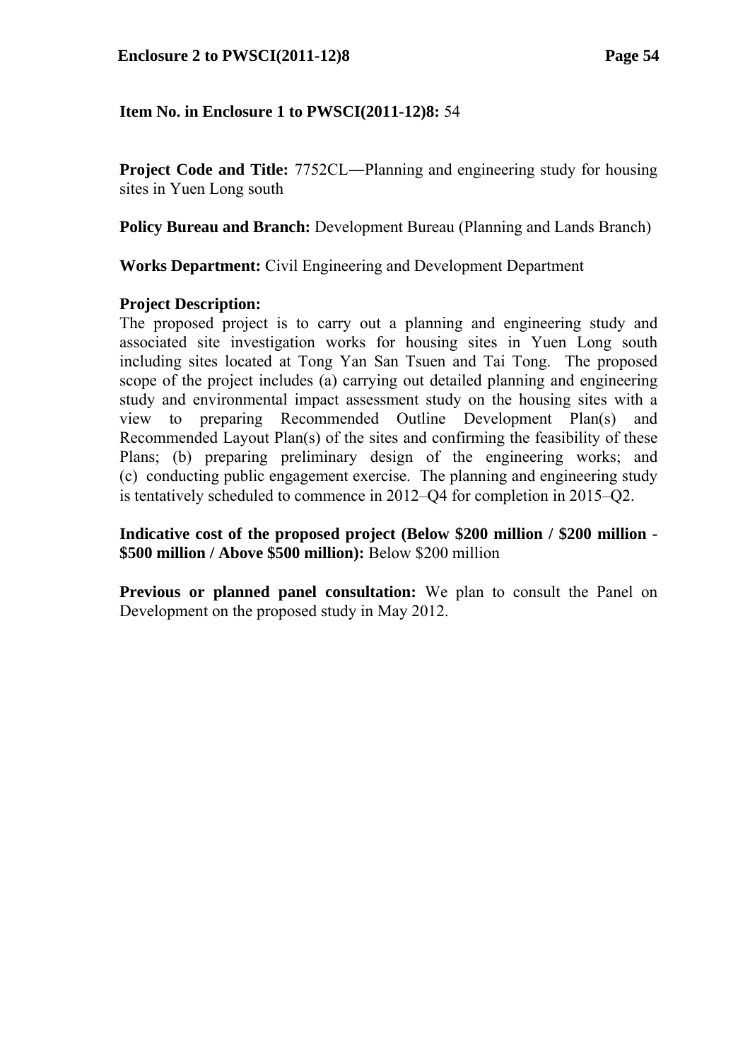**Item No. in Enclosure 1 to PWSCI(2011-12)8:** 54

**Project Code and Title:** 7752CL―Planning and engineering study for housing sites in Yuen Long south

**Policy Bureau and Branch:** Development Bureau (Planning and Lands Branch)

**Works Department:** Civil Engineering and Development Department

**Project Description:**
The proposed project is to carry out a planning and engineering study and associated site investigation works for housing sites in Yuen Long south including sites located at Tong Yan San Tsuen and Tai Tong. The proposed scope of the project includes (a) carrying out detailed planning and engineering study and environmental impact assessment study on the housing sites with a view to preparing Recommended Outline Development Plan(s) and Recommended Layout Plan(s) of the sites and confirming the feasibility of these Plans; (b) preparing preliminary design of the engineering works; and (c) conducting public engagement exercise. The planning and engineering study is tentatively scheduled to commence in 2012–Q4 for completion in 2015–Q2.

**Indicative cost of the proposed project (Below $200 million / $200 million - $500 million / Above $500 million):** Below $200 million

**Previous or planned panel consultation:** We plan to consult the Panel on Development on the proposed study in May 2012.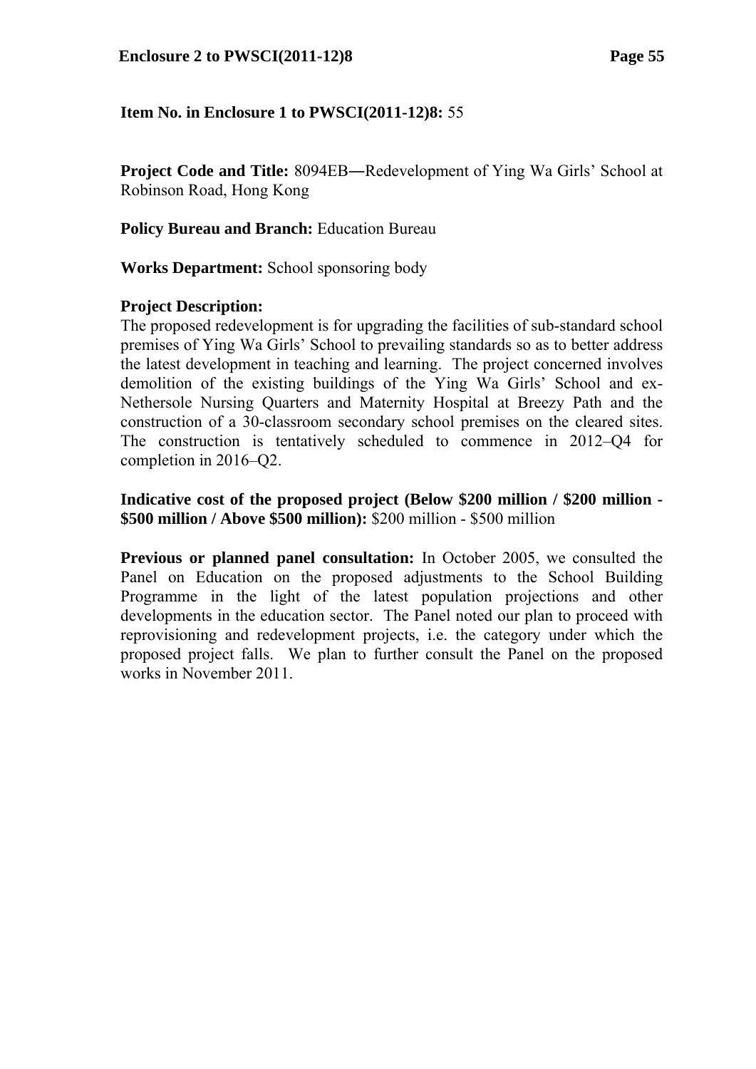**Item No. in Enclosure 1 to PWSCI(2011-12)8:** 55

**Project Code and Title:** 8094EB―Redevelopment of Ying Wa Girls' School at Robinson Road, Hong Kong

**Policy Bureau and Branch:** Education Bureau

**Works Department:** School sponsoring body

**Project Description:**
The proposed redevelopment is for upgrading the facilities of sub-standard school premises of Ying Wa Girls' School to prevailing standards so as to better address the latest development in teaching and learning. The project concerned involves demolition of the existing buildings of the Ying Wa Girls' School and ex-Nethersole Nursing Quarters and Maternity Hospital at Breezy Path and the construction of a 30-classroom secondary school premises on the cleared sites. The construction is tentatively scheduled to commence in 2012–Q4 for completion in 2016–Q2.

**Indicative cost of the proposed project (Below $200 million / $200 million - $500 million / Above $500 million):** $200 million - $500 million

**Previous or planned panel consultation:** In October 2005, we consulted the Panel on Education on the proposed adjustments to the School Building Programme in the light of the latest population projections and other developments in the education sector. The Panel noted our plan to proceed with reprovisioning and redevelopment projects, i.e. the category under which the proposed project falls. We plan to further consult the Panel on the proposed works in November 2011.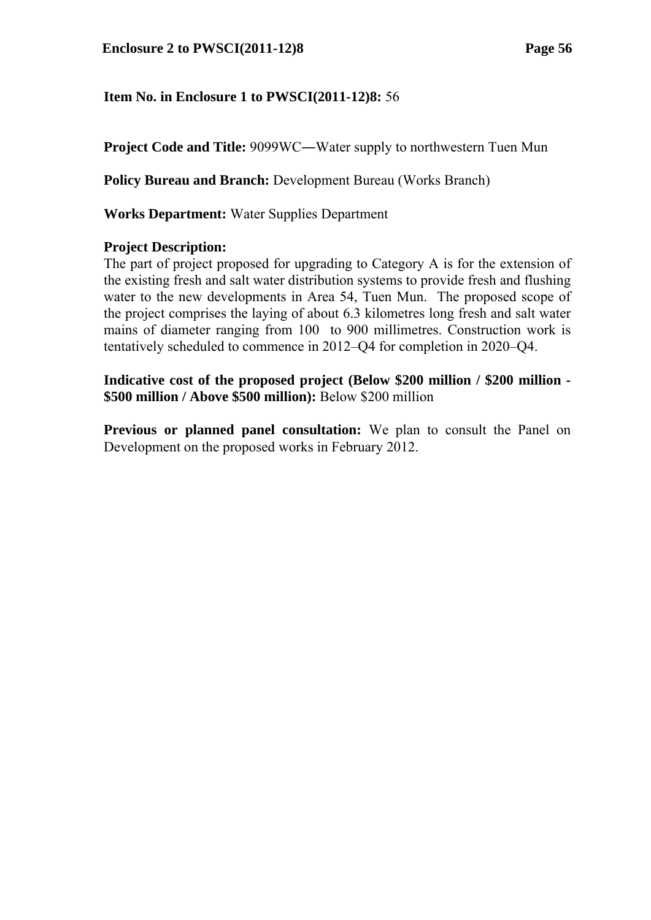**Item No. in Enclosure 1 to PWSCI(2011-12)8:** 56

**Project Code and Title:** 9099WC―Water supply to northwestern Tuen Mun

**Policy Bureau and Branch:** Development Bureau (Works Branch)

**Works Department:** Water Supplies Department

**Project Description:**
The part of project proposed for upgrading to Category A is for the extension of the existing fresh and salt water distribution systems to provide fresh and flushing water to the new developments in Area 54, Tuen Mun. The proposed scope of the project comprises the laying of about 6.3 kilometres long fresh and salt water mains of diameter ranging from 100 to 900 millimetres. Construction work is tentatively scheduled to commence in 2012–Q4 for completion in 2020–Q4.

**Indicative cost of the proposed project (Below $200 million / $200 million - $500 million / Above $500 million):** Below $200 million

**Previous or planned panel consultation:** We plan to consult the Panel on Development on the proposed works in February 2012.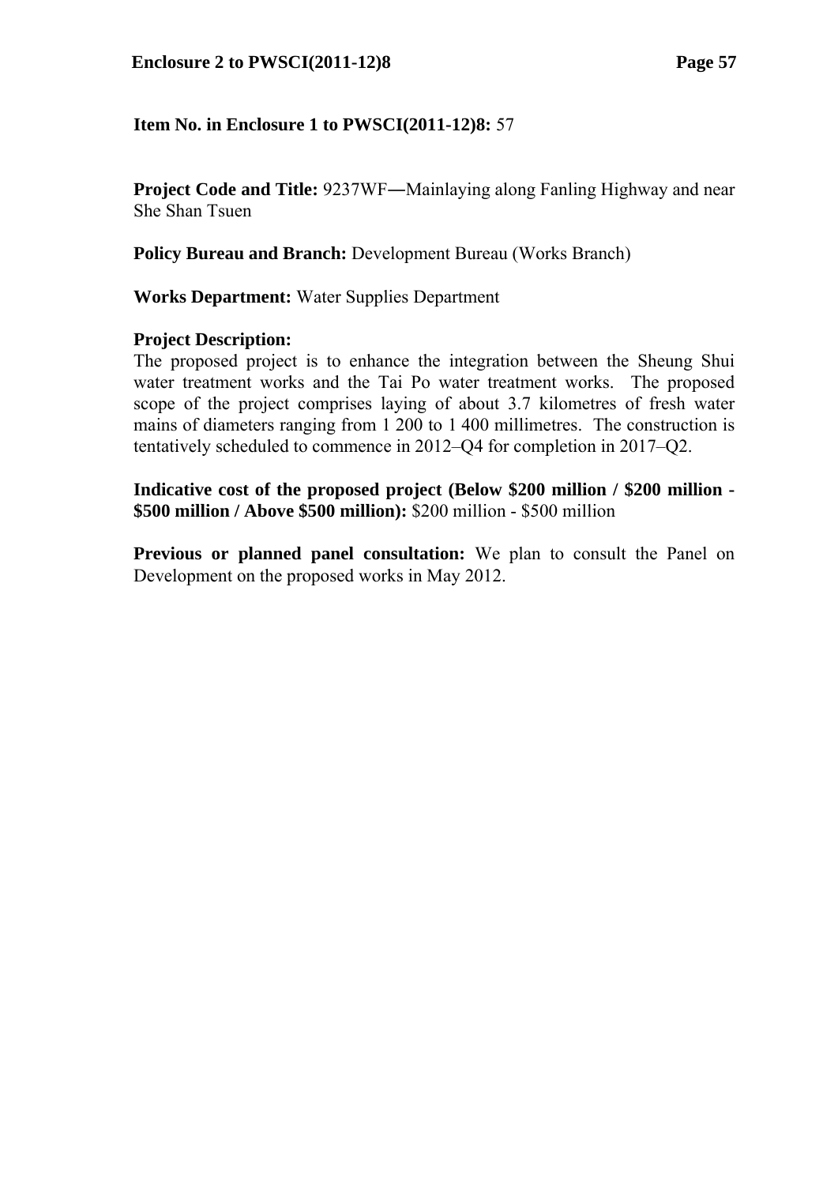**Item No. in Enclosure 1 to PWSCI(2011-12)8:** 57

**Project Code and Title:** 9237WF―Mainlaying along Fanling Highway and near She Shan Tsuen

**Policy Bureau and Branch:** Development Bureau (Works Branch)

**Works Department:** Water Supplies Department

**Project Description:**
The proposed project is to enhance the integration between the Sheung Shui water treatment works and the Tai Po water treatment works. The proposed scope of the project comprises laying of about 3.7 kilometres of fresh water mains of diameters ranging from 1 200 to 1 400 millimetres. The construction is tentatively scheduled to commence in 2012–Q4 for completion in 2017–Q2.

**Indicative cost of the proposed project (Below \$200 million / \$200 million - \$500 million / Above \$500 million):** \$200 million - \$500 million

**Previous or planned panel consultation:** We plan to consult the Panel on Development on the proposed works in May 2012.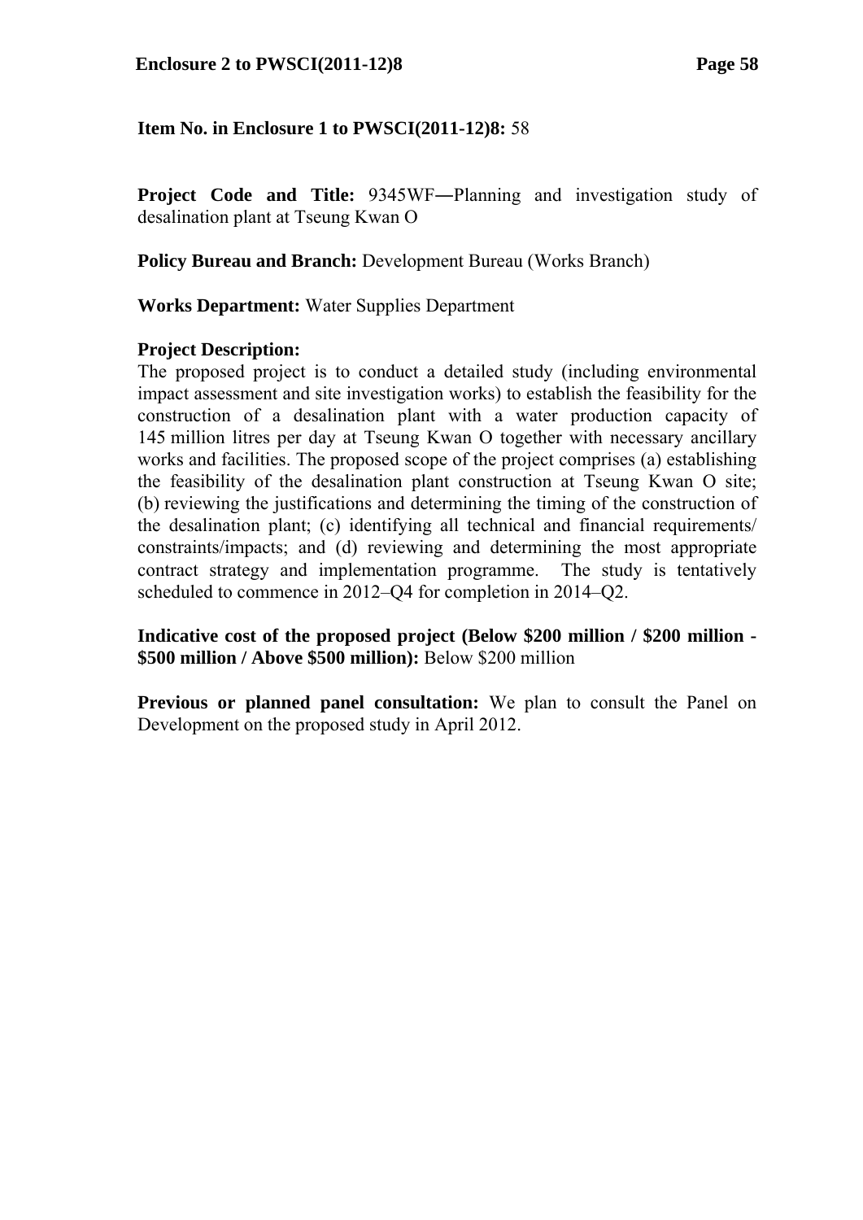**Item No. in Enclosure 1 to PWSCI(2011-12)8:** 58

**Project Code and Title:** 9345WF―Planning and investigation study of desalination plant at Tseung Kwan O

**Policy Bureau and Branch:** Development Bureau (Works Branch)

**Works Department:** Water Supplies Department

**Project Description:**
The proposed project is to conduct a detailed study (including environmental impact assessment and site investigation works) to establish the feasibility for the construction of a desalination plant with a water production capacity of 145 million litres per day at Tseung Kwan O together with necessary ancillary works and facilities. The proposed scope of the project comprises (a) establishing the feasibility of the desalination plant construction at Tseung Kwan O site; (b) reviewing the justifications and determining the timing of the construction of the desalination plant; (c) identifying all technical and financial requirements/ constraints/impacts; and (d) reviewing and determining the most appropriate contract strategy and implementation programme. The study is tentatively scheduled to commence in 2012–Q4 for completion in 2014–Q2.

**Indicative cost of the proposed project (Below $200 million / $200 million - $500 million / Above $500 million):** Below $200 million

**Previous or planned panel consultation:** We plan to consult the Panel on Development on the proposed study in April 2012.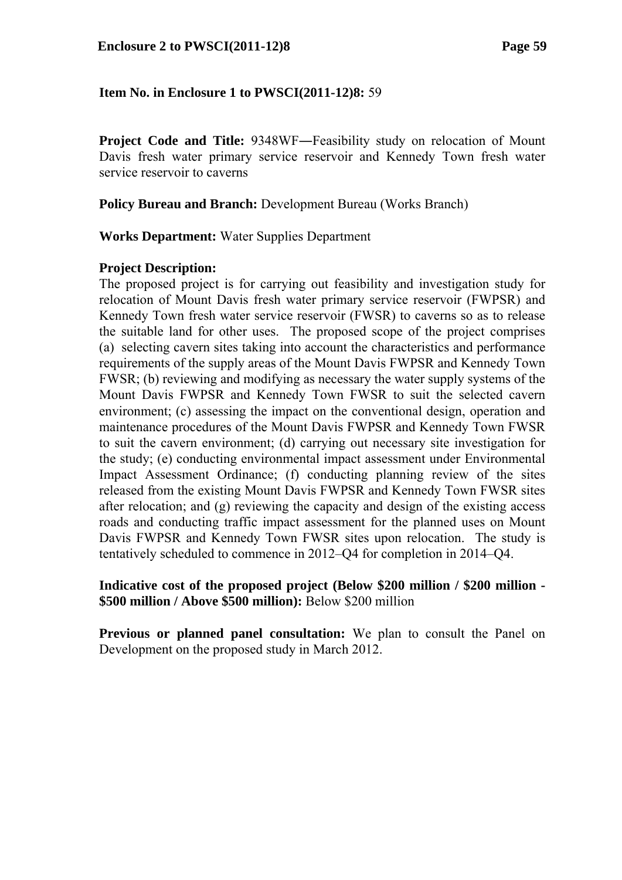**Item No. in Enclosure 1 to PWSCI(2011-12)8:** 59

**Project Code and Title:** 9348WF―Feasibility study on relocation of Mount Davis fresh water primary service reservoir and Kennedy Town fresh water service reservoir to caverns

**Policy Bureau and Branch:** Development Bureau (Works Branch)

**Works Department:** Water Supplies Department

**Project Description:**
The proposed project is for carrying out feasibility and investigation study for relocation of Mount Davis fresh water primary service reservoir (FWPSR) and Kennedy Town fresh water service reservoir (FWSR) to caverns so as to release the suitable land for other uses. The proposed scope of the project comprises (a) selecting cavern sites taking into account the characteristics and performance requirements of the supply areas of the Mount Davis FWPSR and Kennedy Town FWSR; (b) reviewing and modifying as necessary the water supply systems of the Mount Davis FWPSR and Kennedy Town FWSR to suit the selected cavern environment; (c) assessing the impact on the conventional design, operation and maintenance procedures of the Mount Davis FWPSR and Kennedy Town FWSR to suit the cavern environment; (d) carrying out necessary site investigation for the study; (e) conducting environmental impact assessment under Environmental Impact Assessment Ordinance; (f) conducting planning review of the sites released from the existing Mount Davis FWPSR and Kennedy Town FWSR sites after relocation; and (g) reviewing the capacity and design of the existing access roads and conducting traffic impact assessment for the planned uses on Mount Davis FWPSR and Kennedy Town FWSR sites upon relocation. The study is tentatively scheduled to commence in 2012–Q4 for completion in 2014–Q4.

**Indicative cost of the proposed project (Below $200 million / $200 million - $500 million / Above $500 million):** Below $200 million

**Previous or planned panel consultation:** We plan to consult the Panel on Development on the proposed study in March 2012.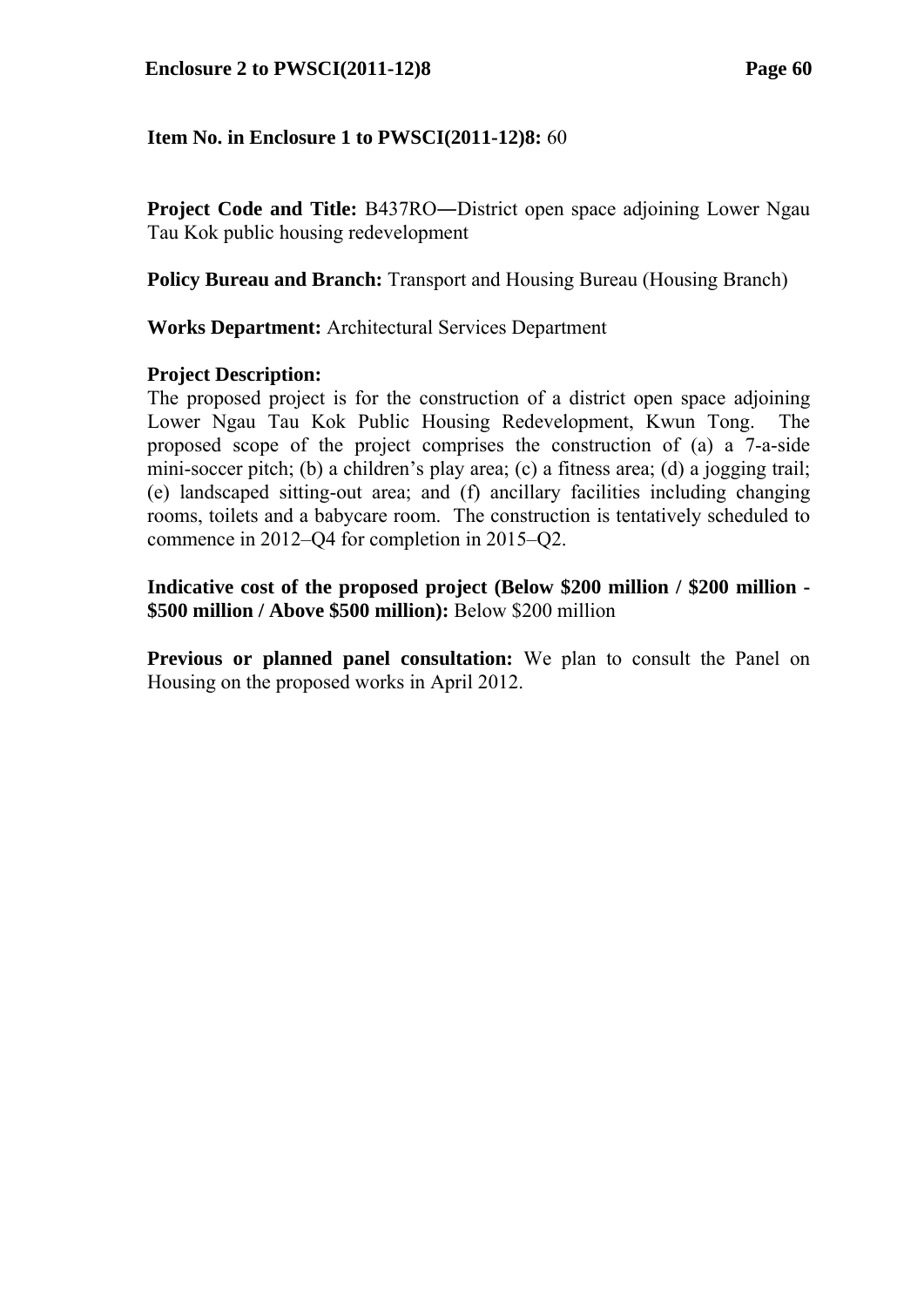**Item No. in Enclosure 1 to PWSCI(2011-12)8:** 60

**Project Code and Title:** B437RO―District open space adjoining Lower Ngau Tau Kok public housing redevelopment

**Policy Bureau and Branch:** Transport and Housing Bureau (Housing Branch)

**Works Department:** Architectural Services Department

**Project Description:**
The proposed project is for the construction of a district open space adjoining Lower Ngau Tau Kok Public Housing Redevelopment, Kwun Tong. The proposed scope of the project comprises the construction of (a) a 7-a-side mini-soccer pitch; (b) a children's play area; (c) a fitness area; (d) a jogging trail; (e) landscaped sitting-out area; and (f) ancillary facilities including changing rooms, toilets and a babycare room. The construction is tentatively scheduled to commence in 2012–Q4 for completion in 2015–Q2.

**Indicative cost of the proposed project (Below $200 million / $200 million - $500 million / Above $500 million):** Below $200 million

**Previous or planned panel consultation:** We plan to consult the Panel on Housing on the proposed works in April 2012.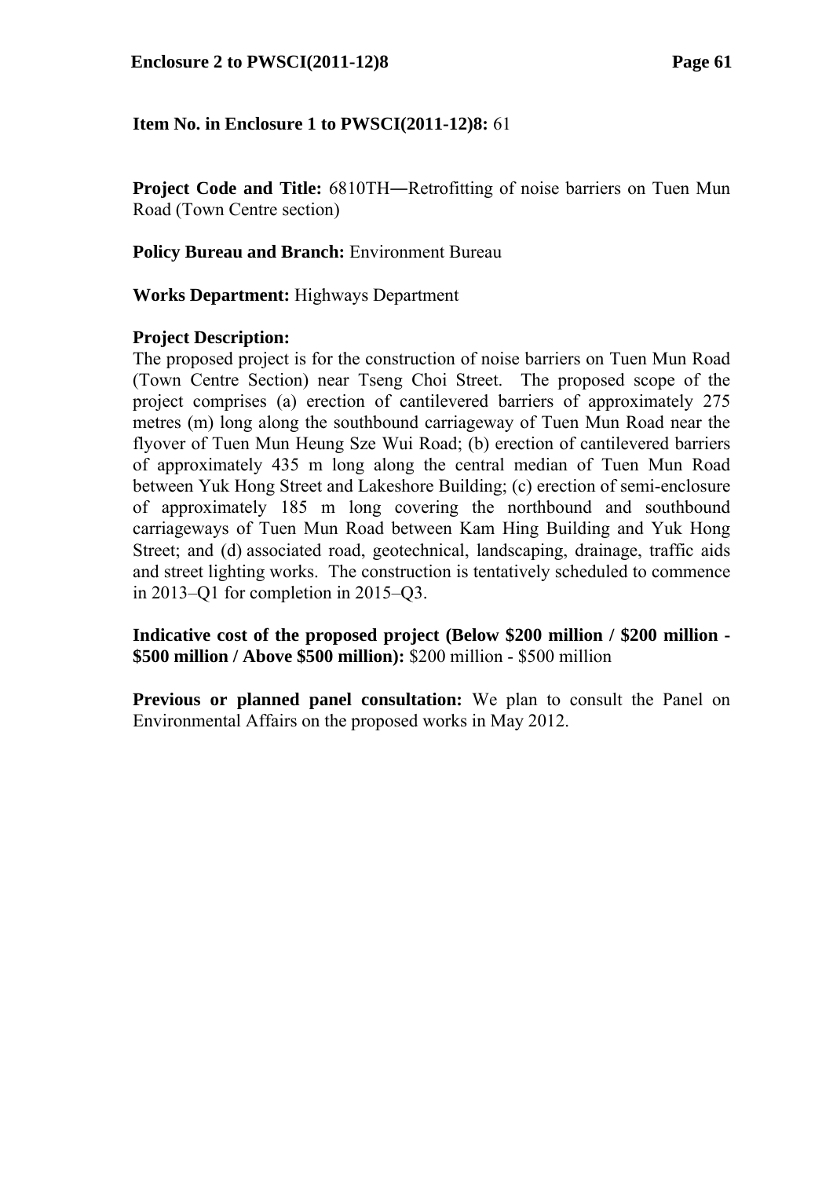**Item No. in Enclosure 1 to PWSCI(2011-12)8:** 61

**Project Code and Title:** 6810TH―Retrofitting of noise barriers on Tuen Mun Road (Town Centre section)

**Policy Bureau and Branch:** Environment Bureau

**Works Department:** Highways Department

**Project Description:**
The proposed project is for the construction of noise barriers on Tuen Mun Road (Town Centre Section) near Tseng Choi Street. The proposed scope of the project comprises (a) erection of cantilevered barriers of approximately 275 metres (m) long along the southbound carriageway of Tuen Mun Road near the flyover of Tuen Mun Heung Sze Wui Road; (b) erection of cantilevered barriers of approximately 435 m long along the central median of Tuen Mun Road between Yuk Hong Street and Lakeshore Building; (c) erection of semi-enclosure of approximately 185 m long covering the northbound and southbound carriageways of Tuen Mun Road between Kam Hing Building and Yuk Hong Street; and (d) associated road, geotechnical, landscaping, drainage, traffic aids and street lighting works. The construction is tentatively scheduled to commence in 2013–Q1 for completion in 2015–Q3.

**Indicative cost of the proposed project (Below \$200 million / \$200 million - \$500 million / Above \$500 million):** \$200 million - \$500 million

**Previous or planned panel consultation:** We plan to consult the Panel on Environmental Affairs on the proposed works in May 2012.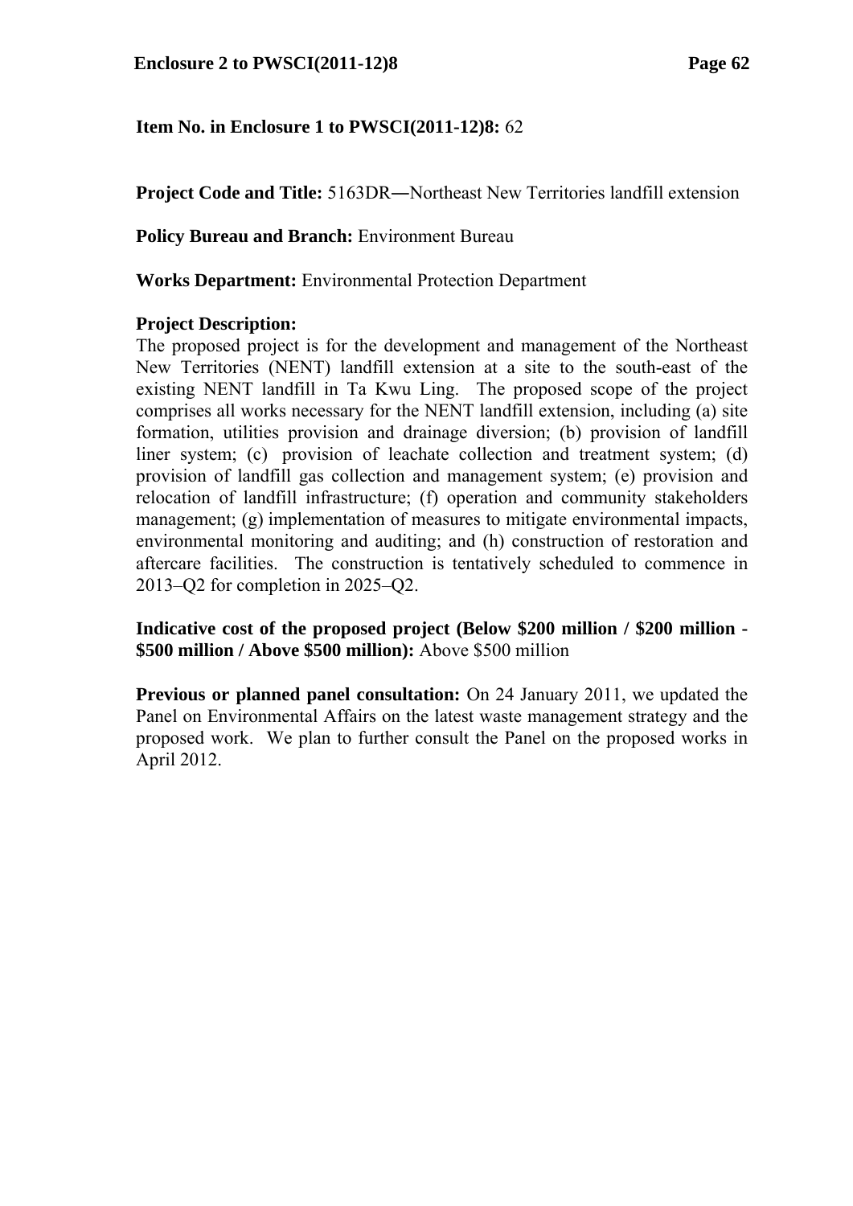**Item No. in Enclosure 1 to PWSCI(2011-12)8:** 62

**Project Code and Title:** 5163DR―Northeast New Territories landfill extension

**Policy Bureau and Branch:** Environment Bureau

**Works Department:** Environmental Protection Department

**Project Description:**
The proposed project is for the development and management of the Northeast New Territories (NENT) landfill extension at a site to the south-east of the existing NENT landfill in Ta Kwu Ling. The proposed scope of the project comprises all works necessary for the NENT landfill extension, including (a) site formation, utilities provision and drainage diversion; (b) provision of landfill liner system; (c) provision of leachate collection and treatment system; (d) provision of landfill gas collection and management system; (e) provision and relocation of landfill infrastructure; (f) operation and community stakeholders management; (g) implementation of measures to mitigate environmental impacts, environmental monitoring and auditing; and (h) construction of restoration and aftercare facilities. The construction is tentatively scheduled to commence in 2013–Q2 for completion in 2025–Q2.

**Indicative cost of the proposed project (Below $200 million / $200 million - $500 million / Above $500 million):** Above $500 million

**Previous or planned panel consultation:** On 24 January 2011, we updated the Panel on Environmental Affairs on the latest waste management strategy and the proposed work. We plan to further consult the Panel on the proposed works in April 2012.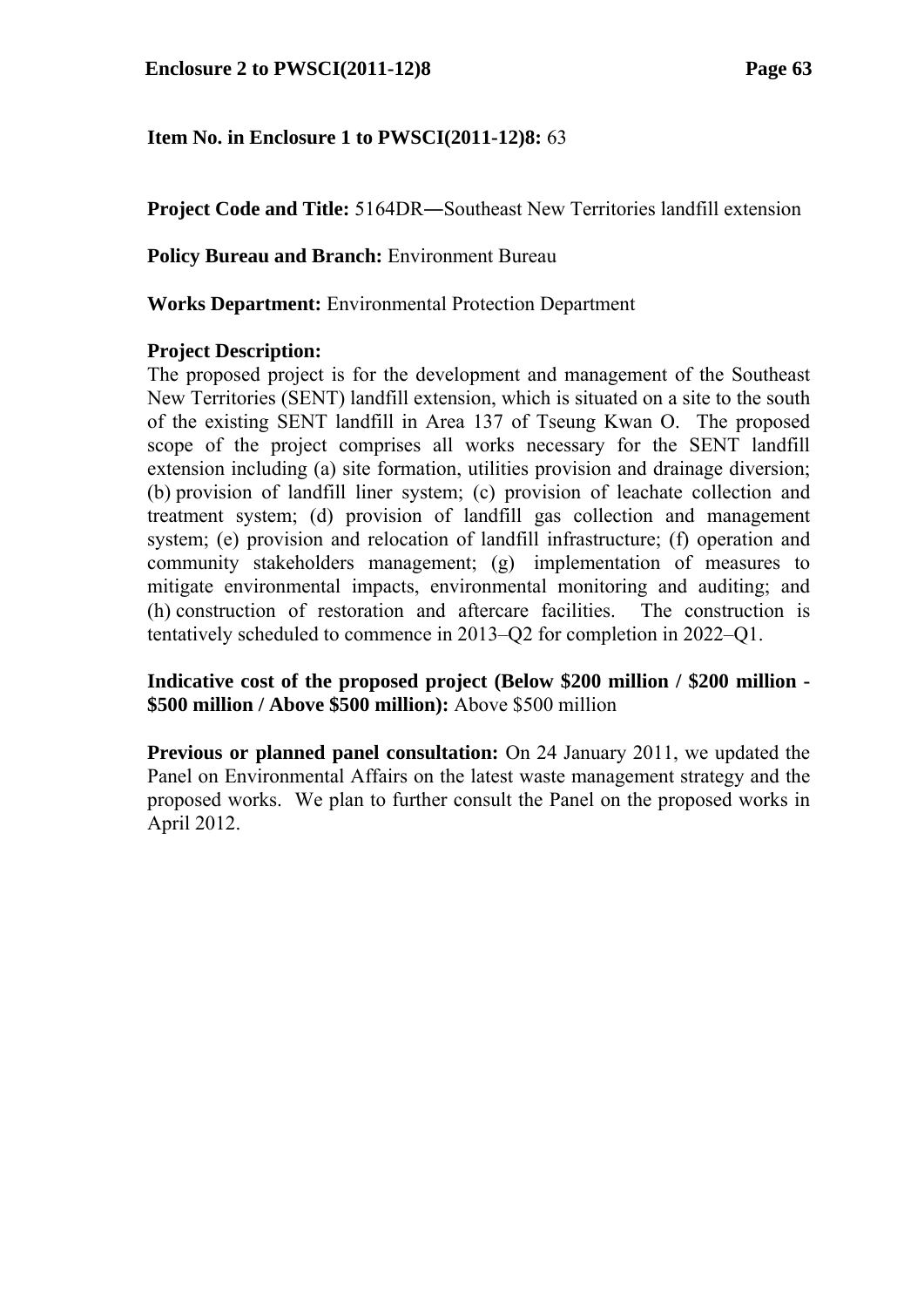**Item No. in Enclosure 1 to PWSCI(2011-12)8:** 63

**Project Code and Title:** 5164DR―Southeast New Territories landfill extension

**Policy Bureau and Branch:** Environment Bureau

**Works Department:** Environmental Protection Department

**Project Description:**
The proposed project is for the development and management of the Southeast New Territories (SENT) landfill extension, which is situated on a site to the south of the existing SENT landfill in Area 137 of Tseung Kwan O. The proposed scope of the project comprises all works necessary for the SENT landfill extension including (a) site formation, utilities provision and drainage diversion; (b) provision of landfill liner system; (c) provision of leachate collection and treatment system; (d) provision of landfill gas collection and management system; (e) provision and relocation of landfill infrastructure; (f) operation and community stakeholders management; (g) implementation of measures to mitigate environmental impacts, environmental monitoring and auditing; and (h) construction of restoration and aftercare facilities. The construction is tentatively scheduled to commence in 2013–Q2 for completion in 2022–Q1.

**Indicative cost of the proposed project (Below $200 million / $200 million - $500 million / Above $500 million):** Above $500 million

**Previous or planned panel consultation:** On 24 January 2011, we updated the Panel on Environmental Affairs on the latest waste management strategy and the proposed works. We plan to further consult the Panel on the proposed works in April 2012.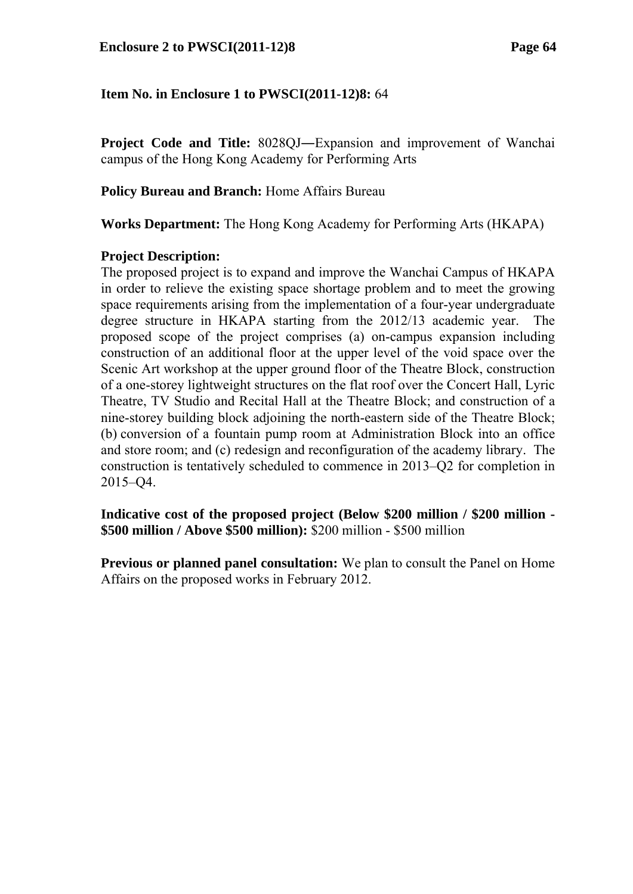**Item No. in Enclosure 1 to PWSCI(2011-12)8:** 64

**Project Code and Title:** 8028QJ―Expansion and improvement of Wanchai campus of the Hong Kong Academy for Performing Arts

**Policy Bureau and Branch:** Home Affairs Bureau

**Works Department:** The Hong Kong Academy for Performing Arts (HKAPA)

**Project Description:**

The proposed project is to expand and improve the Wanchai Campus of HKAPA in order to relieve the existing space shortage problem and to meet the growing space requirements arising from the implementation of a four-year undergraduate degree structure in HKAPA starting from the 2012/13 academic year. The proposed scope of the project comprises (a) on-campus expansion including construction of an additional floor at the upper level of the void space over the Scenic Art workshop at the upper ground floor of the Theatre Block, construction of a one-storey lightweight structures on the flat roof over the Concert Hall, Lyric Theatre, TV Studio and Recital Hall at the Theatre Block; and construction of a nine-storey building block adjoining the north-eastern side of the Theatre Block; (b) conversion of a fountain pump room at Administration Block into an office and store room; and (c) redesign and reconfiguration of the academy library. The construction is tentatively scheduled to commence in 2013–Q2 for completion in 2015–Q4.

**Indicative cost of the proposed project (Below $200 million / $200 million - $500 million / Above $500 million):** $200 million - $500 million

**Previous or planned panel consultation:** We plan to consult the Panel on Home Affairs on the proposed works in February 2012.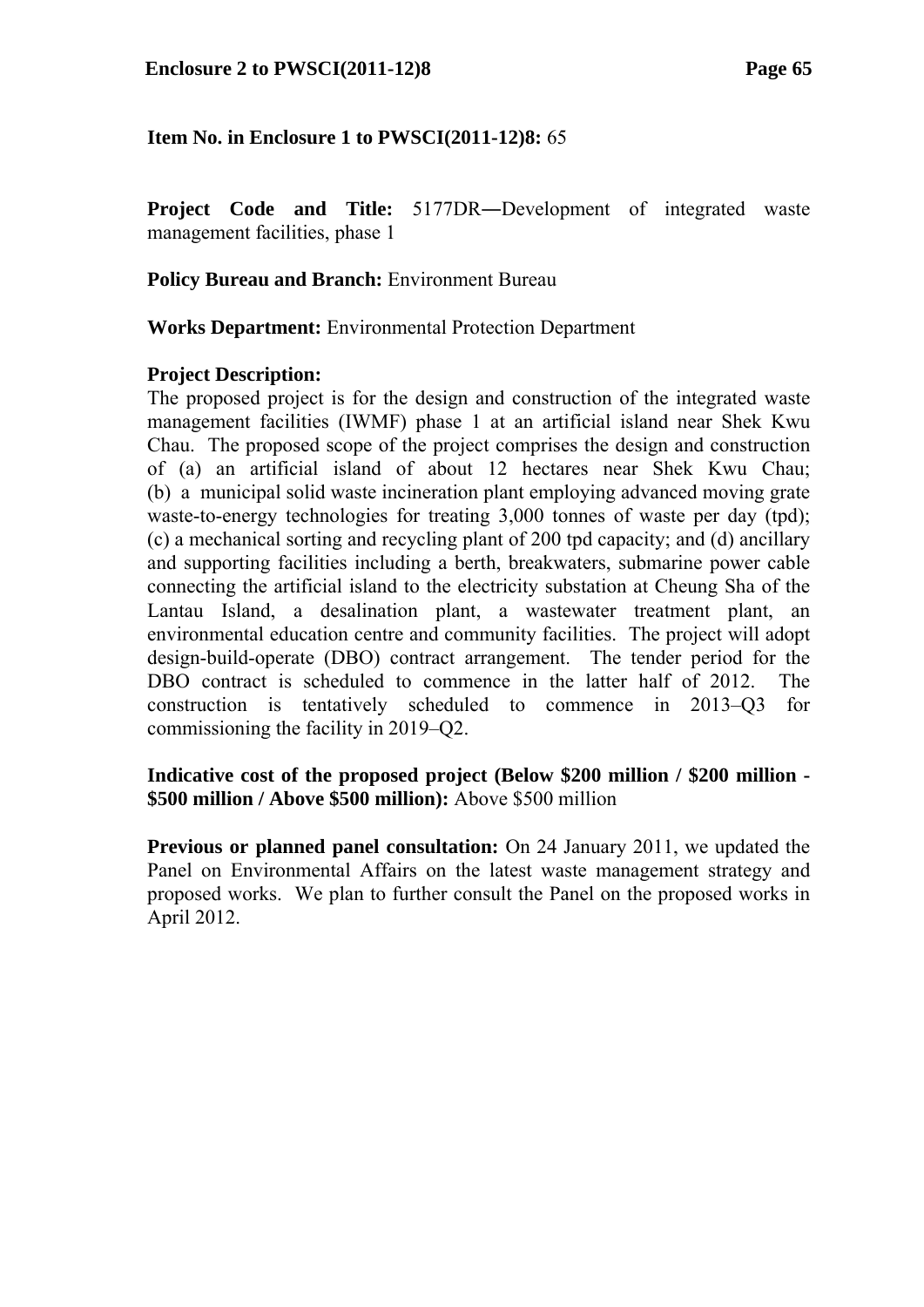**Item No. in Enclosure 1 to PWSCI(2011-12)8:** 65

**Project Code and Title:** 5177DR―Development of integrated waste management facilities, phase 1

**Policy Bureau and Branch:** Environment Bureau

**Works Department:** Environmental Protection Department

**Project Description:**
The proposed project is for the design and construction of the integrated waste management facilities (IWMF) phase 1 at an artificial island near Shek Kwu Chau. The proposed scope of the project comprises the design and construction of (a) an artificial island of about 12 hectares near Shek Kwu Chau; (b) a municipal solid waste incineration plant employing advanced moving grate waste-to-energy technologies for treating 3,000 tonnes of waste per day (tpd); (c) a mechanical sorting and recycling plant of 200 tpd capacity; and (d) ancillary and supporting facilities including a berth, breakwaters, submarine power cable connecting the artificial island to the electricity substation at Cheung Sha of the Lantau Island, a desalination plant, a wastewater treatment plant, an environmental education centre and community facilities. The project will adopt design-build-operate (DBO) contract arrangement. The tender period for the DBO contract is scheduled to commence in the latter half of 2012. The construction is tentatively scheduled to commence in 2013–Q3 for commissioning the facility in 2019–Q2.

**Indicative cost of the proposed project (Below $200 million / $200 million - $500 million / Above $500 million):** Above $500 million

**Previous or planned panel consultation:** On 24 January 2011, we updated the Panel on Environmental Affairs on the latest waste management strategy and proposed works. We plan to further consult the Panel on the proposed works in April 2012.